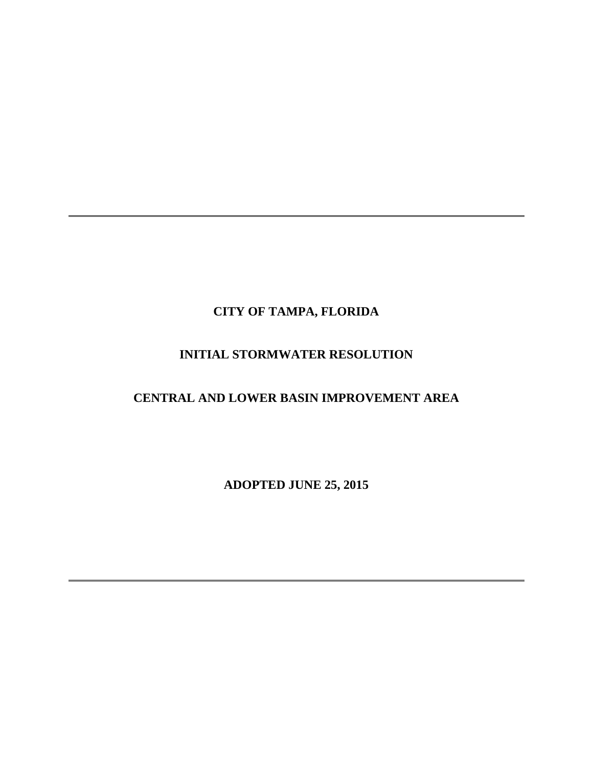---

# CITY OF TAMPA, FLORIDA

## INITIAL STORMWATER RESOLUTION

## CENTRAL AND LOWER BASIN IMPROVEMENT AREA

**ADOPTED JUNE 25, 2015**

---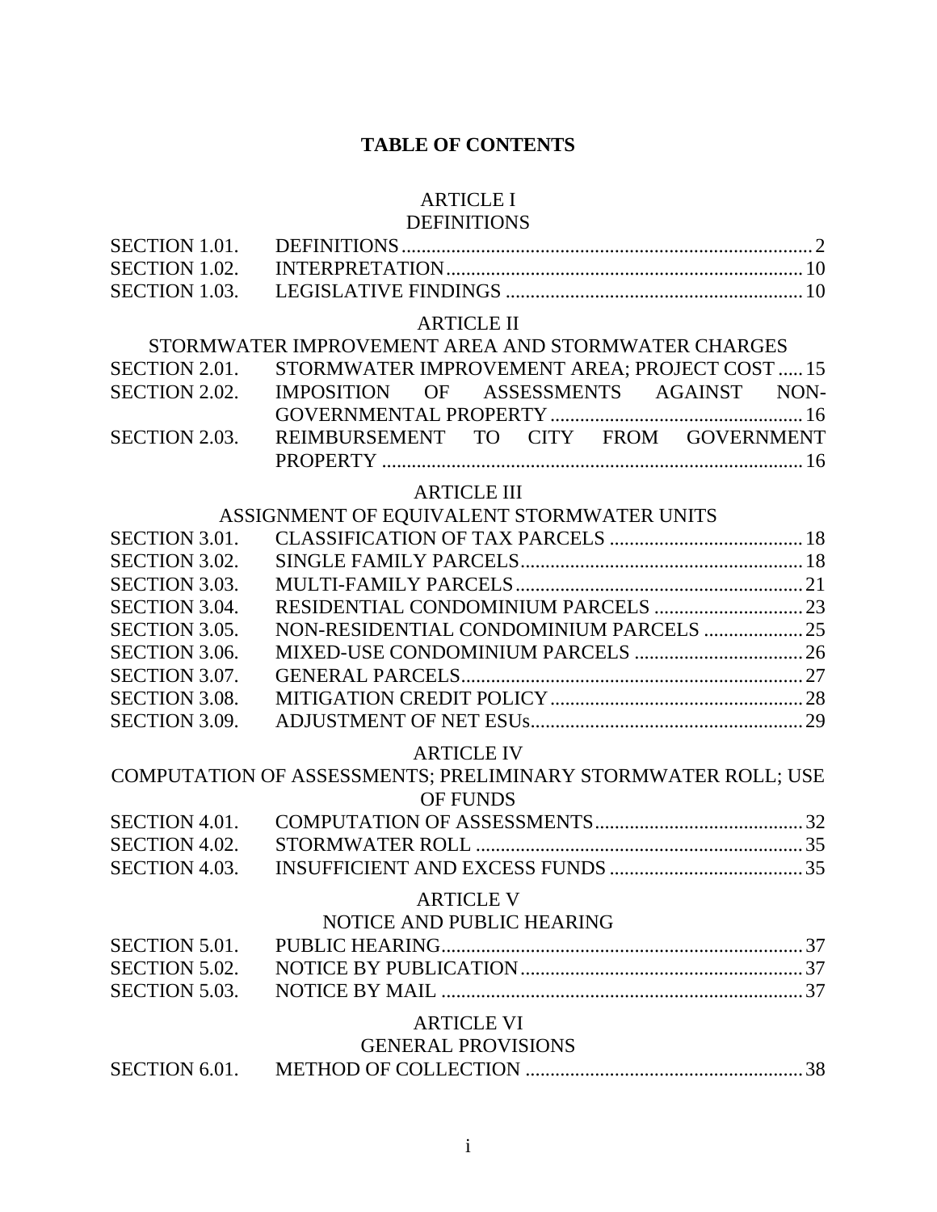# TABLE OF CONTENTS

## ARTICLE I
## DEFINITIONS

| | | |
|---|---|---|
| SECTION 1.01. | DEFINITIONS | 2 |
| SECTION 1.02. | INTERPRETATION | 10 |
| SECTION 1.03. | LEGISLATIVE FINDINGS | 10 |

## ARTICLE II
## STORMWATER IMPROVEMENT AREA AND STORMWATER CHARGES

| | | |
|---|---|---|
| SECTION 2.01. | STORMWATER IMPROVEMENT AREA; PROJECT COST | 15 |
| SECTION 2.02. | IMPOSITION OF ASSESSMENTS AGAINST NON-GOVERNMENTAL PROPERTY | 16 |
| SECTION 2.03. | REIMBURSEMENT TO CITY FROM GOVERNMENT PROPERTY | 16 |

## ARTICLE III
## ASSIGNMENT OF EQUIVALENT STORMWATER UNITS

| | | |
|---|---|---|
| SECTION 3.01. | CLASSIFICATION OF TAX PARCELS | 18 |
| SECTION 3.02. | SINGLE FAMILY PARCELS | 18 |
| SECTION 3.03. | MULTI-FAMILY PARCELS | 21 |
| SECTION 3.04. | RESIDENTIAL CONDOMINIUM PARCELS | 23 |
| SECTION 3.05. | NON-RESIDENTIAL CONDOMINIUM PARCELS | 25 |
| SECTION 3.06. | MIXED-USE CONDOMINIUM PARCELS | 26 |
| SECTION 3.07. | GENERAL PARCELS | 27 |
| SECTION 3.08. | MITIGATION CREDIT POLICY | 28 |
| SECTION 3.09. | ADJUSTMENT OF NET ESUs | 29 |

## ARTICLE IV
## COMPUTATION OF ASSESSMENTS; PRELIMINARY STORMWATER ROLL; USE OF FUNDS

| | | |
|---|---|---|
| SECTION 4.01. | COMPUTATION OF ASSESSMENTS | 32 |
| SECTION 4.02. | STORMWATER ROLL | 35 |
| SECTION 4.03. | INSUFFICIENT AND EXCESS FUNDS | 35 |

## ARTICLE V
## NOTICE AND PUBLIC HEARING

| | | |
|---|---|---|
| SECTION 5.01. | PUBLIC HEARING | 37 |
| SECTION 5.02. | NOTICE BY PUBLICATION | 37 |
| SECTION 5.03. | NOTICE BY MAIL | 37 |

## ARTICLE VI
## GENERAL PROVISIONS

| | | |
|---|---|---|
| SECTION 6.01. | METHOD OF COLLECTION | 38 |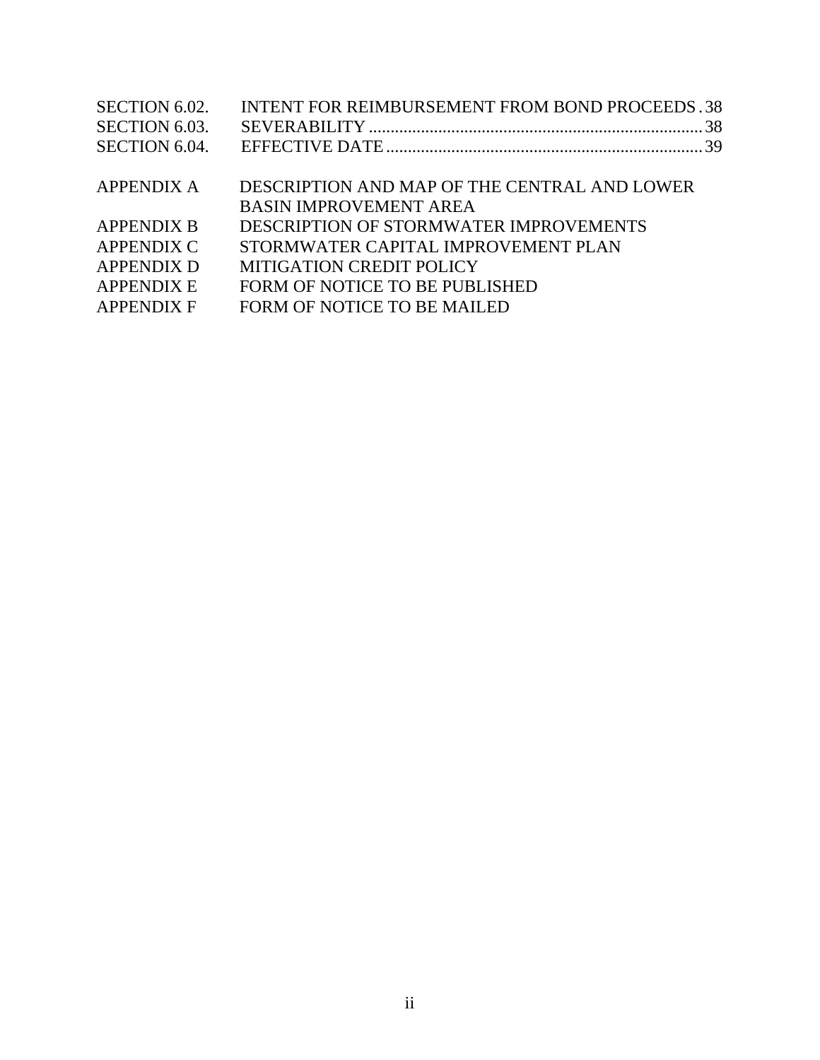| | | |
|---|---|---|
| SECTION 6.02. | INTENT FOR REIMBURSEMENT FROM BOND PROCEEDS | 38 |
| SECTION 6.03. | SEVERABILITY | 38 |
| SECTION 6.04. | EFFECTIVE DATE | 39 |

| | |
|---|---|
| APPENDIX A | DESCRIPTION AND MAP OF THE CENTRAL AND LOWER BASIN IMPROVEMENT AREA |
| APPENDIX B | DESCRIPTION OF STORMWATER IMPROVEMENTS |
| APPENDIX C | STORMWATER CAPITAL IMPROVEMENT PLAN |
| APPENDIX D | MITIGATION CREDIT POLICY |
| APPENDIX E | FORM OF NOTICE TO BE PUBLISHED |
| APPENDIX F | FORM OF NOTICE TO BE MAILED |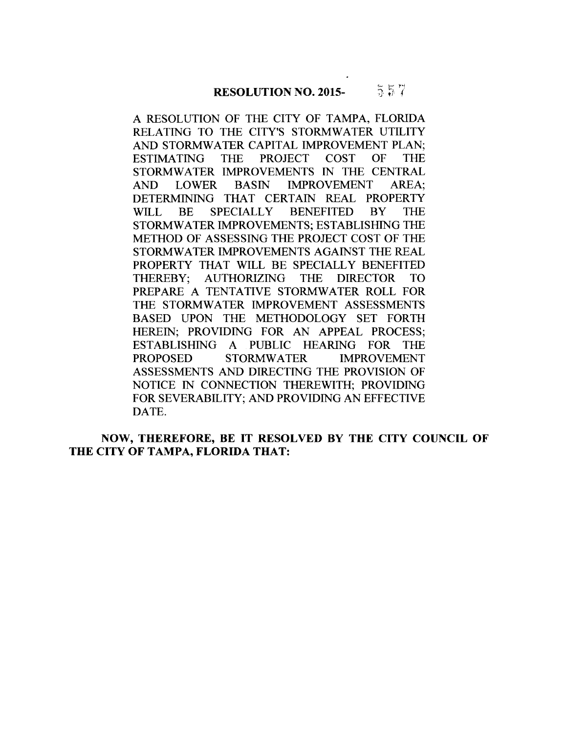# RESOLUTION NO. 2015- 557

A RESOLUTION OF THE CITY OF TAMPA, FLORIDA RELATING TO THE CITY'S STORMWATER UTILITY AND STORMWATER CAPITAL IMPROVEMENT PLAN; ESTIMATING THE PROJECT COST OF THE STORMWATER IMPROVEMENTS IN THE CENTRAL AND LOWER BASIN IMPROVEMENT AREA; DETERMINING THAT CERTAIN REAL PROPERTY WILL BE SPECIALLY BENEFITED BY THE STORMWATER IMPROVEMENTS; ESTABLISHING THE METHOD OF ASSESSING THE PROJECT COST OF THE STORMWATER IMPROVEMENTS AGAINST THE REAL PROPERTY THAT WILL BE SPECIALLY BENEFITED THEREBY; AUTHORIZING THE DIRECTOR TO PREPARE A TENTATIVE STORMWATER ROLL FOR THE STORMWATER IMPROVEMENT ASSESSMENTS BASED UPON THE METHODOLOGY SET FORTH HEREIN; PROVIDING FOR AN APPEAL PROCESS; ESTABLISHING A PUBLIC HEARING FOR THE PROPOSED STORMWATER IMPROVEMENT ASSESSMENTS AND DIRECTING THE PROVISION OF NOTICE IN CONNECTION THEREWITH; PROVIDING FOR SEVERABILITY; AND PROVIDING AN EFFECTIVE DATE.

**NOW, THEREFORE, BE IT RESOLVED BY THE CITY COUNCIL OF THE CITY OF TAMPA, FLORIDA THAT:**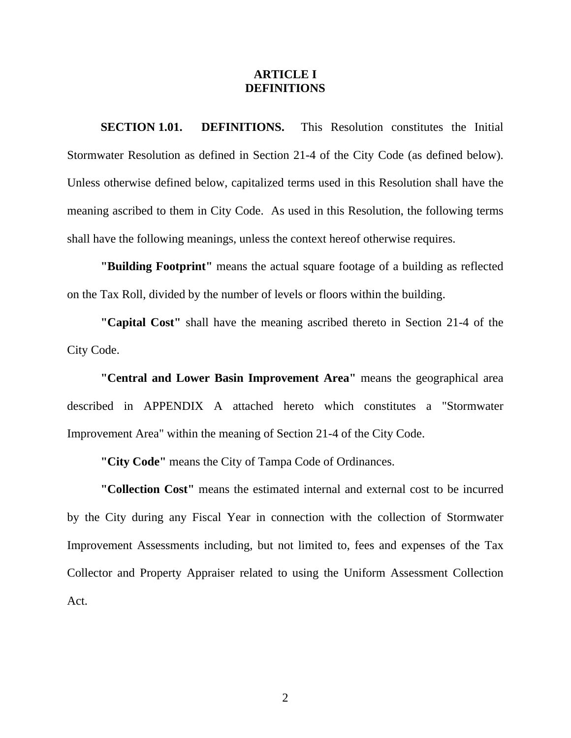# ARTICLE I
# DEFINITIONS

**SECTION 1.01. DEFINITIONS.** This Resolution constitutes the Initial Stormwater Resolution as defined in Section 21-4 of the City Code (as defined below). Unless otherwise defined below, capitalized terms used in this Resolution shall have the meaning ascribed to them in City Code. As used in this Resolution, the following terms shall have the following meanings, unless the context hereof otherwise requires.

**"Building Footprint"** means the actual square footage of a building as reflected on the Tax Roll, divided by the number of levels or floors within the building.

**"Capital Cost"** shall have the meaning ascribed thereto in Section 21-4 of the City Code.

**"Central and Lower Basin Improvement Area"** means the geographical area described in APPENDIX A attached hereto which constitutes a "Stormwater Improvement Area" within the meaning of Section 21-4 of the City Code.

**"City Code"** means the City of Tampa Code of Ordinances.

**"Collection Cost"** means the estimated internal and external cost to be incurred by the City during any Fiscal Year in connection with the collection of Stormwater Improvement Assessments including, but not limited to, fees and expenses of the Tax Collector and Property Appraiser related to using the Uniform Assessment Collection Act.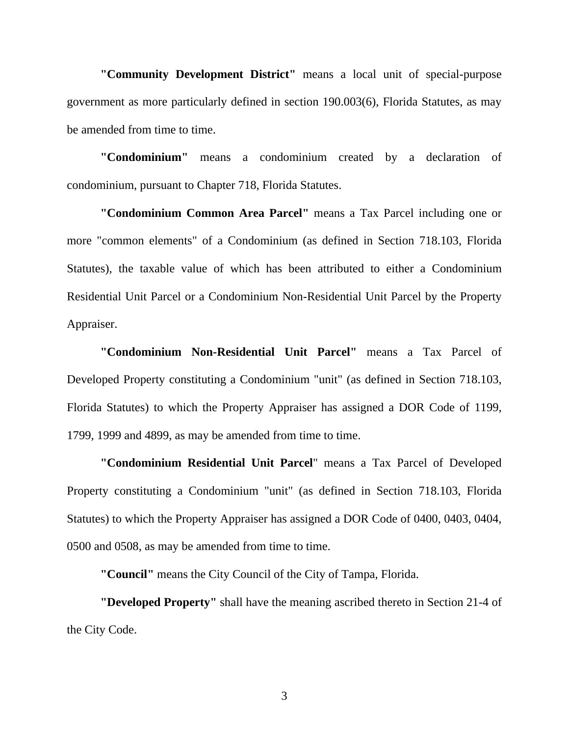**"Community Development District"** means a local unit of special-purpose government as more particularly defined in section 190.003(6), Florida Statutes, as may be amended from time to time.

**"Condominium"** means a condominium created by a declaration of condominium, pursuant to Chapter 718, Florida Statutes.

**"Condominium Common Area Parcel"** means a Tax Parcel including one or more "common elements" of a Condominium (as defined in Section 718.103, Florida Statutes), the taxable value of which has been attributed to either a Condominium Residential Unit Parcel or a Condominium Non-Residential Unit Parcel by the Property Appraiser.

**"Condominium Non-Residential Unit Parcel"** means a Tax Parcel of Developed Property constituting a Condominium "unit" (as defined in Section 718.103, Florida Statutes) to which the Property Appraiser has assigned a DOR Code of 1199, 1799, 1999 and 4899, as may be amended from time to time.

**"Condominium Residential Unit Parcel**" means a Tax Parcel of Developed Property constituting a Condominium "unit" (as defined in Section 718.103, Florida Statutes) to which the Property Appraiser has assigned a DOR Code of 0400, 0403, 0404, 0500 and 0508, as may be amended from time to time.

**"Council"** means the City Council of the City of Tampa, Florida.

**"Developed Property"** shall have the meaning ascribed thereto in Section 21-4 of the City Code.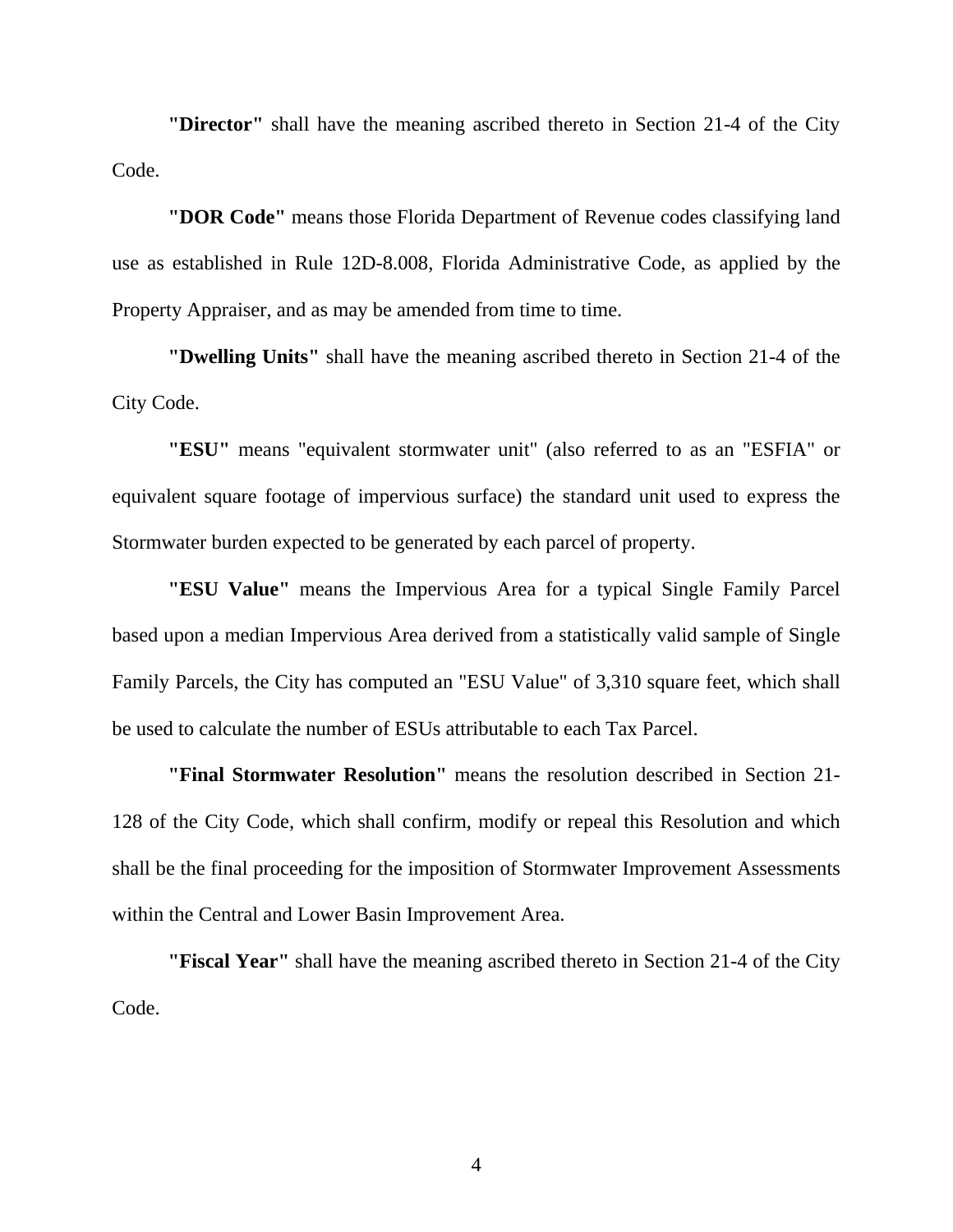**"Director"** shall have the meaning ascribed thereto in Section 21-4 of the City Code.

**"DOR Code"** means those Florida Department of Revenue codes classifying land use as established in Rule 12D-8.008, Florida Administrative Code, as applied by the Property Appraiser, and as may be amended from time to time.

**"Dwelling Units"** shall have the meaning ascribed thereto in Section 21-4 of the City Code.

**"ESU"** means "equivalent stormwater unit" (also referred to as an "ESFIA" or equivalent square footage of impervious surface) the standard unit used to express the Stormwater burden expected to be generated by each parcel of property.

**"ESU Value"** means the Impervious Area for a typical Single Family Parcel based upon a median Impervious Area derived from a statistically valid sample of Single Family Parcels, the City has computed an "ESU Value" of 3,310 square feet, which shall be used to calculate the number of ESUs attributable to each Tax Parcel.

**"Final Stormwater Resolution"** means the resolution described in Section 21-128 of the City Code, which shall confirm, modify or repeal this Resolution and which shall be the final proceeding for the imposition of Stormwater Improvement Assessments within the Central and Lower Basin Improvement Area.

**"Fiscal Year"** shall have the meaning ascribed thereto in Section 21-4 of the City Code.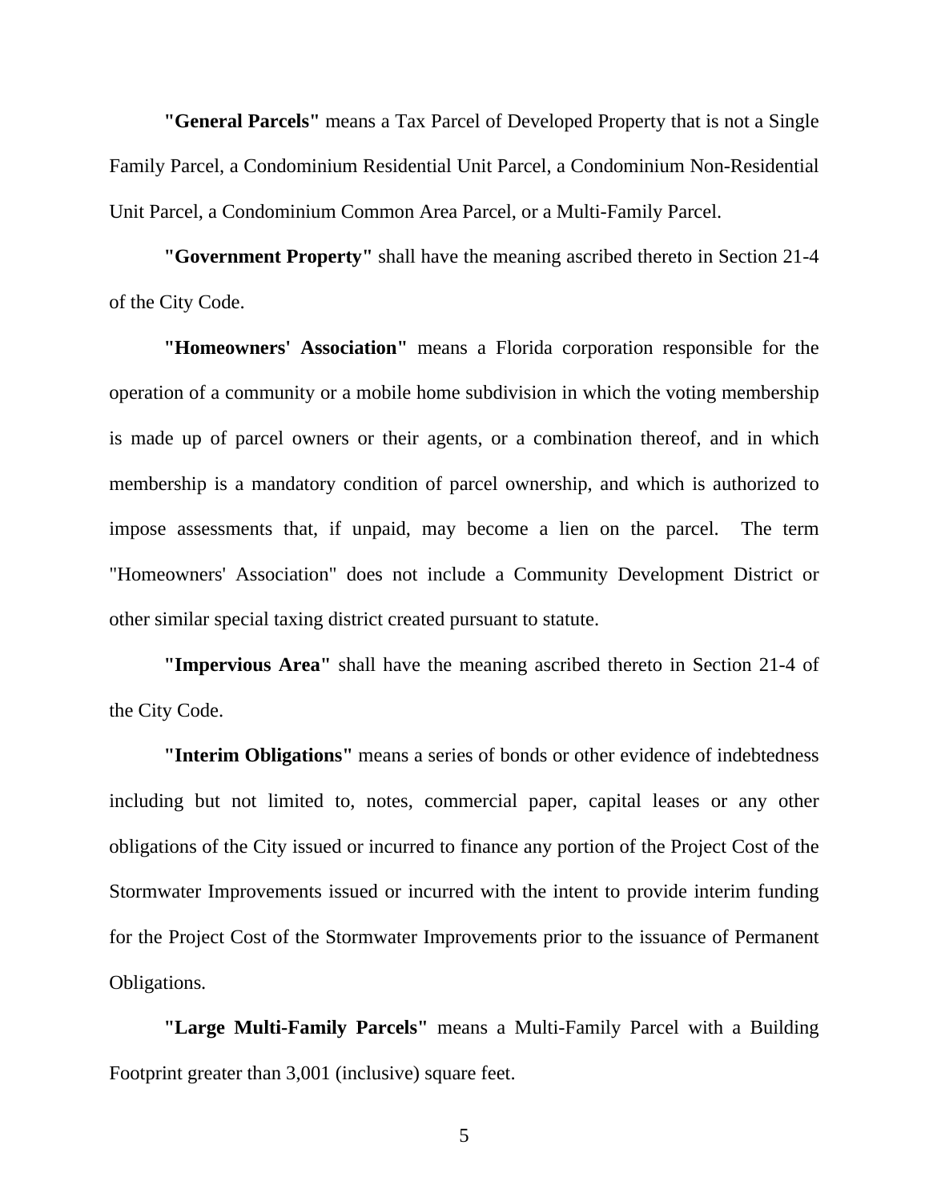**"General Parcels"** means a Tax Parcel of Developed Property that is not a Single Family Parcel, a Condominium Residential Unit Parcel, a Condominium Non-Residential Unit Parcel, a Condominium Common Area Parcel, or a Multi-Family Parcel.

**"Government Property"** shall have the meaning ascribed thereto in Section 21-4 of the City Code.

**"Homeowners' Association"** means a Florida corporation responsible for the operation of a community or a mobile home subdivision in which the voting membership is made up of parcel owners or their agents, or a combination thereof, and in which membership is a mandatory condition of parcel ownership, and which is authorized to impose assessments that, if unpaid, may become a lien on the parcel. The term "Homeowners' Association" does not include a Community Development District or other similar special taxing district created pursuant to statute.

**"Impervious Area"** shall have the meaning ascribed thereto in Section 21-4 of the City Code.

**"Interim Obligations"** means a series of bonds or other evidence of indebtedness including but not limited to, notes, commercial paper, capital leases or any other obligations of the City issued or incurred to finance any portion of the Project Cost of the Stormwater Improvements issued or incurred with the intent to provide interim funding for the Project Cost of the Stormwater Improvements prior to the issuance of Permanent Obligations.

**"Large Multi-Family Parcels"** means a Multi-Family Parcel with a Building Footprint greater than 3,001 (inclusive) square feet.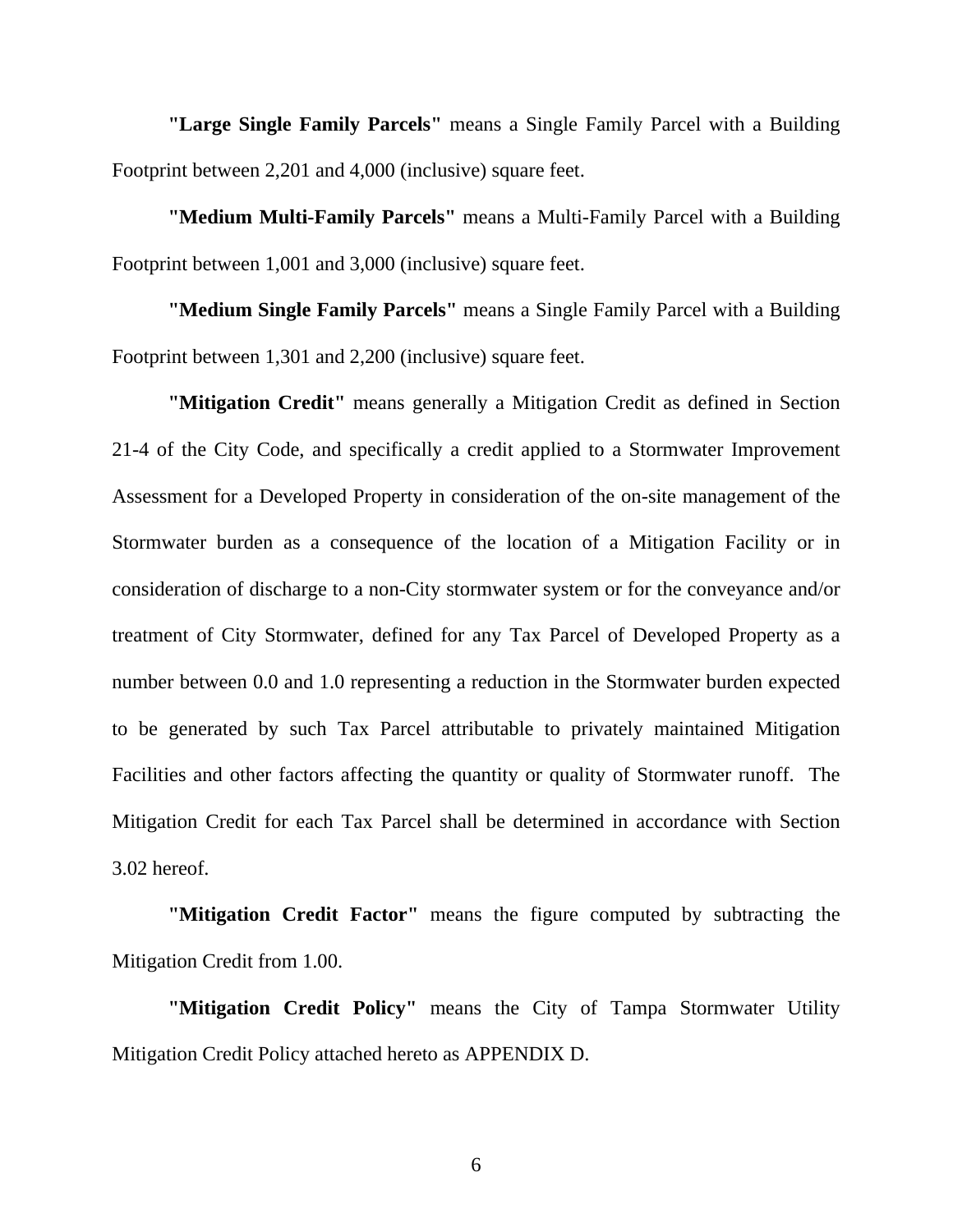**"Large Single Family Parcels"** means a Single Family Parcel with a Building Footprint between 2,201 and 4,000 (inclusive) square feet.

**"Medium Multi-Family Parcels"** means a Multi-Family Parcel with a Building Footprint between 1,001 and 3,000 (inclusive) square feet.

**"Medium Single Family Parcels"** means a Single Family Parcel with a Building Footprint between 1,301 and 2,200 (inclusive) square feet.

**"Mitigation Credit"** means generally a Mitigation Credit as defined in Section 21-4 of the City Code, and specifically a credit applied to a Stormwater Improvement Assessment for a Developed Property in consideration of the on-site management of the Stormwater burden as a consequence of the location of a Mitigation Facility or in consideration of discharge to a non-City stormwater system or for the conveyance and/or treatment of City Stormwater, defined for any Tax Parcel of Developed Property as a number between 0.0 and 1.0 representing a reduction in the Stormwater burden expected to be generated by such Tax Parcel attributable to privately maintained Mitigation Facilities and other factors affecting the quantity or quality of Stormwater runoff. The Mitigation Credit for each Tax Parcel shall be determined in accordance with Section 3.02 hereof.

**"Mitigation Credit Factor"** means the figure computed by subtracting the Mitigation Credit from 1.00.

**"Mitigation Credit Policy"** means the City of Tampa Stormwater Utility Mitigation Credit Policy attached hereto as APPENDIX D.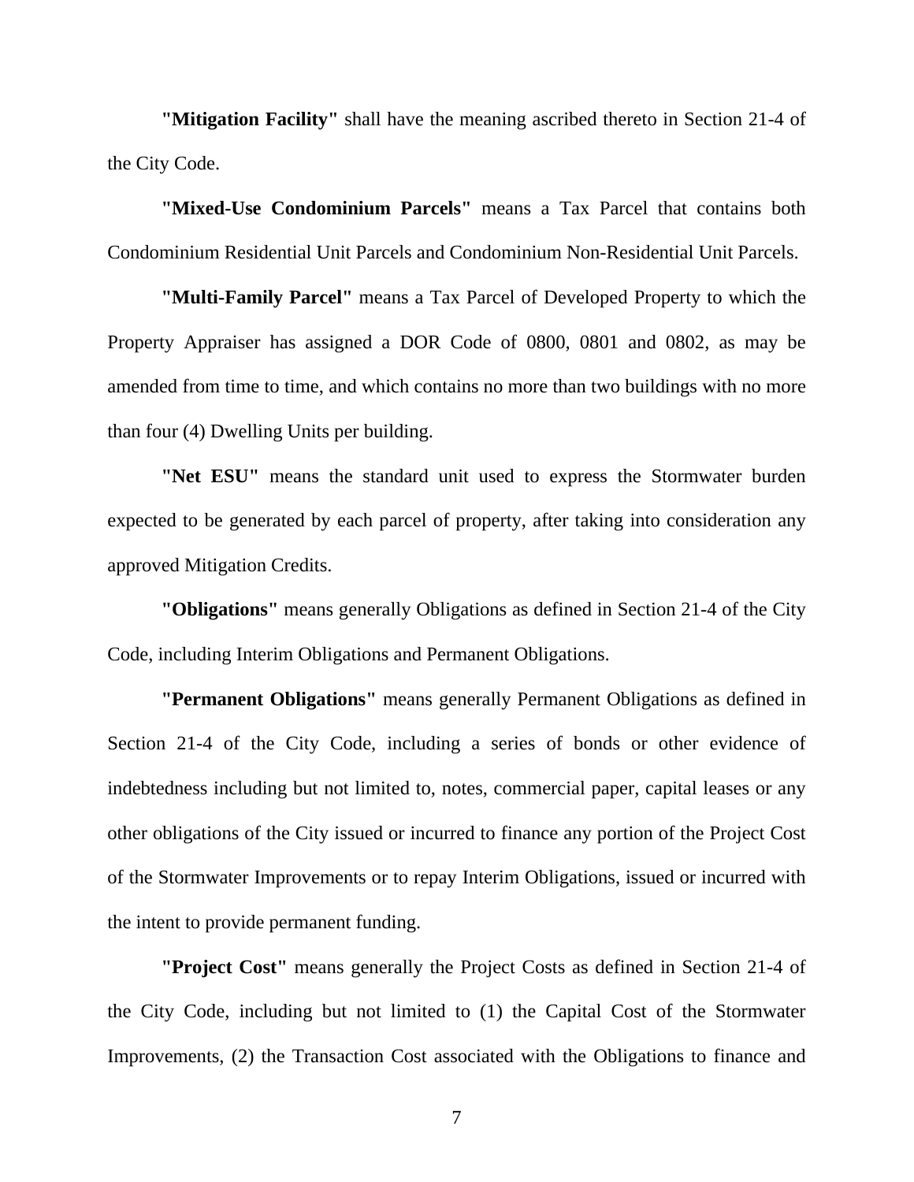**"Mitigation Facility"** shall have the meaning ascribed thereto in Section 21-4 of the City Code.

**"Mixed-Use Condominium Parcels"** means a Tax Parcel that contains both Condominium Residential Unit Parcels and Condominium Non-Residential Unit Parcels.

**"Multi-Family Parcel"** means a Tax Parcel of Developed Property to which the Property Appraiser has assigned a DOR Code of 0800, 0801 and 0802, as may be amended from time to time, and which contains no more than two buildings with no more than four (4) Dwelling Units per building.

**"Net ESU"** means the standard unit used to express the Stormwater burden expected to be generated by each parcel of property, after taking into consideration any approved Mitigation Credits.

**"Obligations"** means generally Obligations as defined in Section 21-4 of the City Code, including Interim Obligations and Permanent Obligations.

**"Permanent Obligations"** means generally Permanent Obligations as defined in Section 21-4 of the City Code, including a series of bonds or other evidence of indebtedness including but not limited to, notes, commercial paper, capital leases or any other obligations of the City issued or incurred to finance any portion of the Project Cost of the Stormwater Improvements or to repay Interim Obligations, issued or incurred with the intent to provide permanent funding.

**"Project Cost"** means generally the Project Costs as defined in Section 21-4 of the City Code, including but not limited to (1) the Capital Cost of the Stormwater Improvements, (2) the Transaction Cost associated with the Obligations to finance and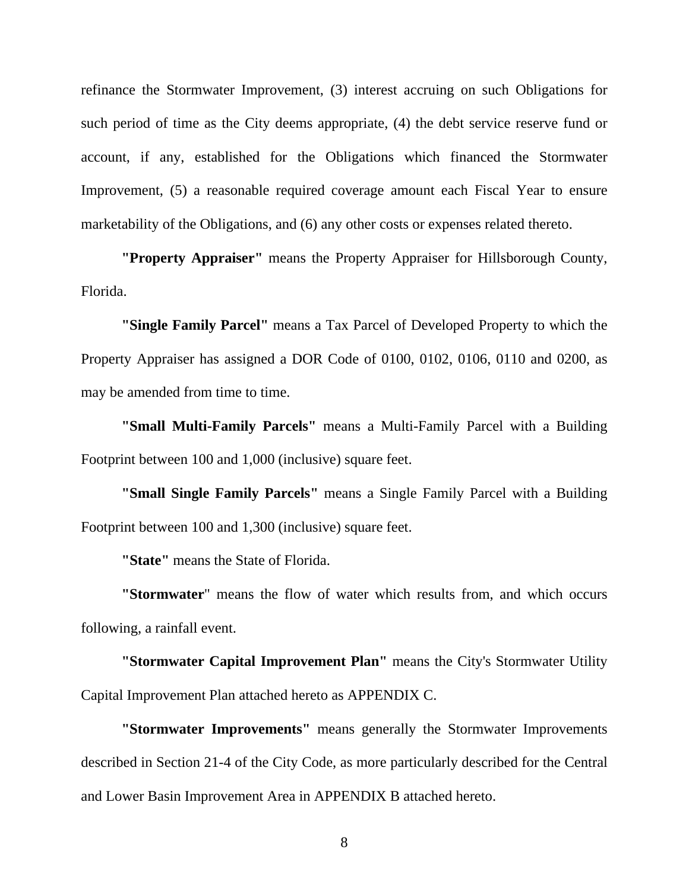refinance the Stormwater Improvement, (3) interest accruing on such Obligations for such period of time as the City deems appropriate, (4) the debt service reserve fund or account, if any, established for the Obligations which financed the Stormwater Improvement, (5) a reasonable required coverage amount each Fiscal Year to ensure marketability of the Obligations, and (6) any other costs or expenses related thereto.

**"Property Appraiser"** means the Property Appraiser for Hillsborough County, Florida.

**"Single Family Parcel"** means a Tax Parcel of Developed Property to which the Property Appraiser has assigned a DOR Code of 0100, 0102, 0106, 0110 and 0200, as may be amended from time to time.

**"Small Multi-Family Parcels"** means a Multi-Family Parcel with a Building Footprint between 100 and 1,000 (inclusive) square feet.

**"Small Single Family Parcels"** means a Single Family Parcel with a Building Footprint between 100 and 1,300 (inclusive) square feet.

**"State"** means the State of Florida.

**"Stormwater**" means the flow of water which results from, and which occurs following, a rainfall event.

**"Stormwater Capital Improvement Plan"** means the City's Stormwater Utility Capital Improvement Plan attached hereto as APPENDIX C.

**"Stormwater Improvements"** means generally the Stormwater Improvements described in Section 21-4 of the City Code, as more particularly described for the Central and Lower Basin Improvement Area in APPENDIX B attached hereto.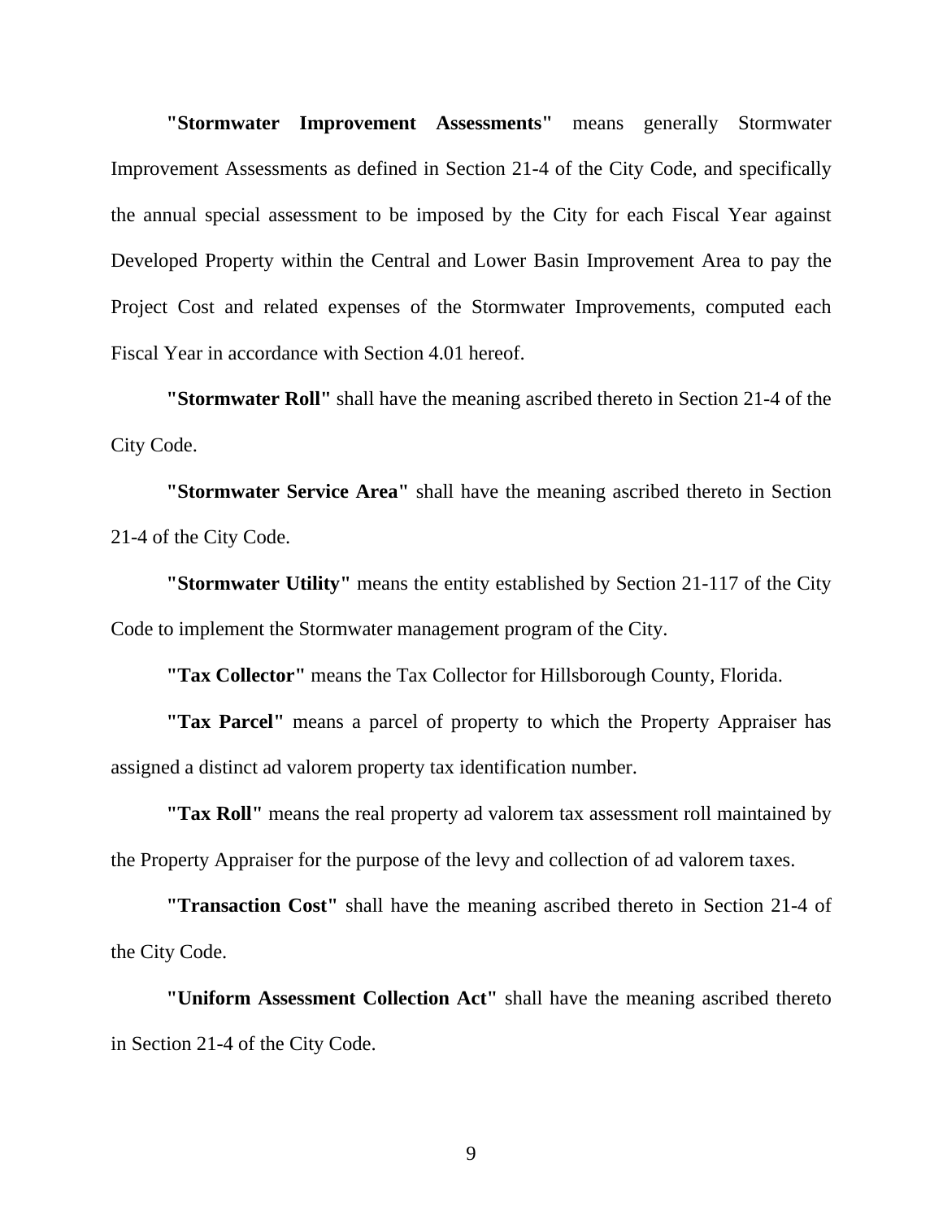**"Stormwater Improvement Assessments"** means generally Stormwater Improvement Assessments as defined in Section 21-4 of the City Code, and specifically the annual special assessment to be imposed by the City for each Fiscal Year against Developed Property within the Central and Lower Basin Improvement Area to pay the Project Cost and related expenses of the Stormwater Improvements, computed each Fiscal Year in accordance with Section 4.01 hereof.

**"Stormwater Roll"** shall have the meaning ascribed thereto in Section 21-4 of the City Code.

**"Stormwater Service Area"** shall have the meaning ascribed thereto in Section 21-4 of the City Code.

**"Stormwater Utility"** means the entity established by Section 21-117 of the City Code to implement the Stormwater management program of the City.

**"Tax Collector"** means the Tax Collector for Hillsborough County, Florida.

**"Tax Parcel"** means a parcel of property to which the Property Appraiser has assigned a distinct ad valorem property tax identification number.

**"Tax Roll"** means the real property ad valorem tax assessment roll maintained by the Property Appraiser for the purpose of the levy and collection of ad valorem taxes.

**"Transaction Cost"** shall have the meaning ascribed thereto in Section 21-4 of the City Code.

**"Uniform Assessment Collection Act"** shall have the meaning ascribed thereto in Section 21-4 of the City Code.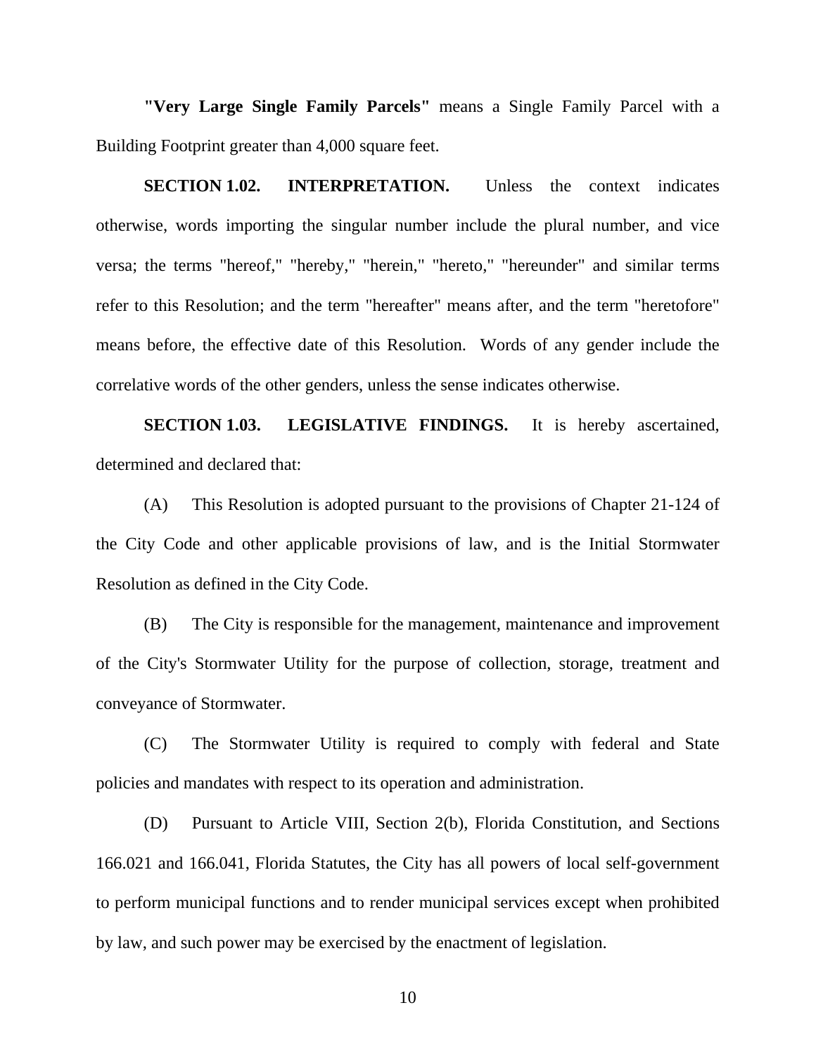**"Very Large Single Family Parcels"** means a Single Family Parcel with a Building Footprint greater than 4,000 square feet.

**SECTION 1.02. INTERPRETATION.** Unless the context indicates otherwise, words importing the singular number include the plural number, and vice versa; the terms "hereof," "hereby," "herein," "hereto," "hereunder" and similar terms refer to this Resolution; and the term "hereafter" means after, and the term "heretofore" means before, the effective date of this Resolution. Words of any gender include the correlative words of the other genders, unless the sense indicates otherwise.

**SECTION 1.03. LEGISLATIVE FINDINGS.** It is hereby ascertained, determined and declared that:

(A) This Resolution is adopted pursuant to the provisions of Chapter 21-124 of the City Code and other applicable provisions of law, and is the Initial Stormwater Resolution as defined in the City Code.

(B) The City is responsible for the management, maintenance and improvement of the City's Stormwater Utility for the purpose of collection, storage, treatment and conveyance of Stormwater.

(C) The Stormwater Utility is required to comply with federal and State policies and mandates with respect to its operation and administration.

(D) Pursuant to Article VIII, Section 2(b), Florida Constitution, and Sections 166.021 and 166.041, Florida Statutes, the City has all powers of local self-government to perform municipal functions and to render municipal services except when prohibited by law, and such power may be exercised by the enactment of legislation.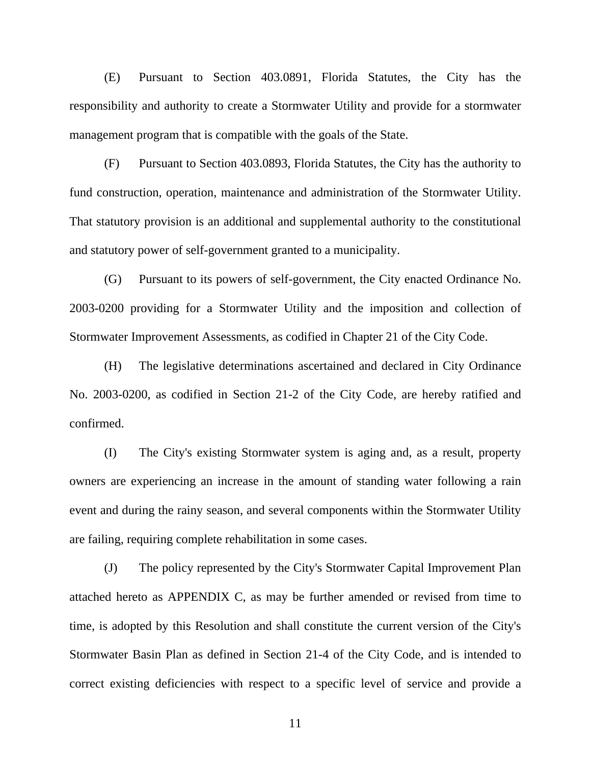(E) Pursuant to Section 403.0891, Florida Statutes, the City has the responsibility and authority to create a Stormwater Utility and provide for a stormwater management program that is compatible with the goals of the State.

(F) Pursuant to Section 403.0893, Florida Statutes, the City has the authority to fund construction, operation, maintenance and administration of the Stormwater Utility. That statutory provision is an additional and supplemental authority to the constitutional and statutory power of self-government granted to a municipality.

(G) Pursuant to its powers of self-government, the City enacted Ordinance No. 2003-0200 providing for a Stormwater Utility and the imposition and collection of Stormwater Improvement Assessments, as codified in Chapter 21 of the City Code.

(H) The legislative determinations ascertained and declared in City Ordinance No. 2003-0200, as codified in Section 21-2 of the City Code, are hereby ratified and confirmed.

(I) The City's existing Stormwater system is aging and, as a result, property owners are experiencing an increase in the amount of standing water following a rain event and during the rainy season, and several components within the Stormwater Utility are failing, requiring complete rehabilitation in some cases.

(J) The policy represented by the City's Stormwater Capital Improvement Plan attached hereto as APPENDIX C, as may be further amended or revised from time to time, is adopted by this Resolution and shall constitute the current version of the City's Stormwater Basin Plan as defined in Section 21-4 of the City Code, and is intended to correct existing deficiencies with respect to a specific level of service and provide a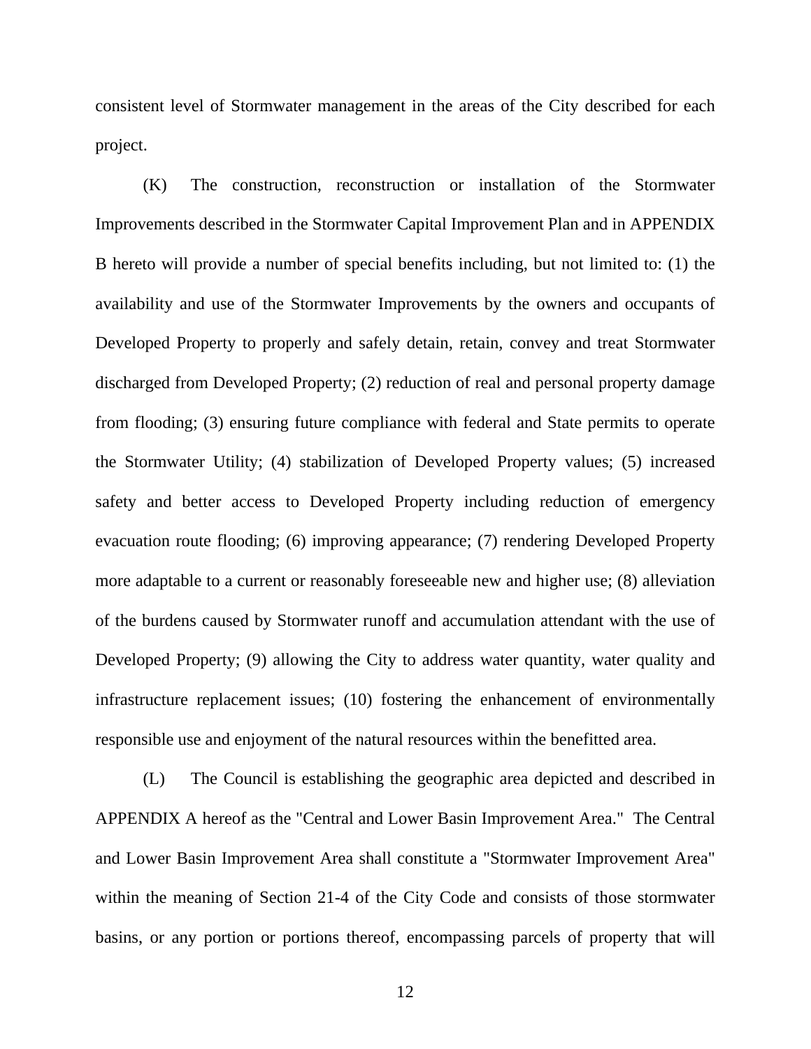consistent level of Stormwater management in the areas of the City described for each project.

(K) The construction, reconstruction or installation of the Stormwater Improvements described in the Stormwater Capital Improvement Plan and in APPENDIX B hereto will provide a number of special benefits including, but not limited to: (1) the availability and use of the Stormwater Improvements by the owners and occupants of Developed Property to properly and safely detain, retain, convey and treat Stormwater discharged from Developed Property; (2) reduction of real and personal property damage from flooding; (3) ensuring future compliance with federal and State permits to operate the Stormwater Utility; (4) stabilization of Developed Property values; (5) increased safety and better access to Developed Property including reduction of emergency evacuation route flooding; (6) improving appearance; (7) rendering Developed Property more adaptable to a current or reasonably foreseeable new and higher use; (8) alleviation of the burdens caused by Stormwater runoff and accumulation attendant with the use of Developed Property; (9) allowing the City to address water quantity, water quality and infrastructure replacement issues; (10) fostering the enhancement of environmentally responsible use and enjoyment of the natural resources within the benefitted area.

(L) The Council is establishing the geographic area depicted and described in APPENDIX A hereof as the "Central and Lower Basin Improvement Area." The Central and Lower Basin Improvement Area shall constitute a "Stormwater Improvement Area" within the meaning of Section 21-4 of the City Code and consists of those stormwater basins, or any portion or portions thereof, encompassing parcels of property that will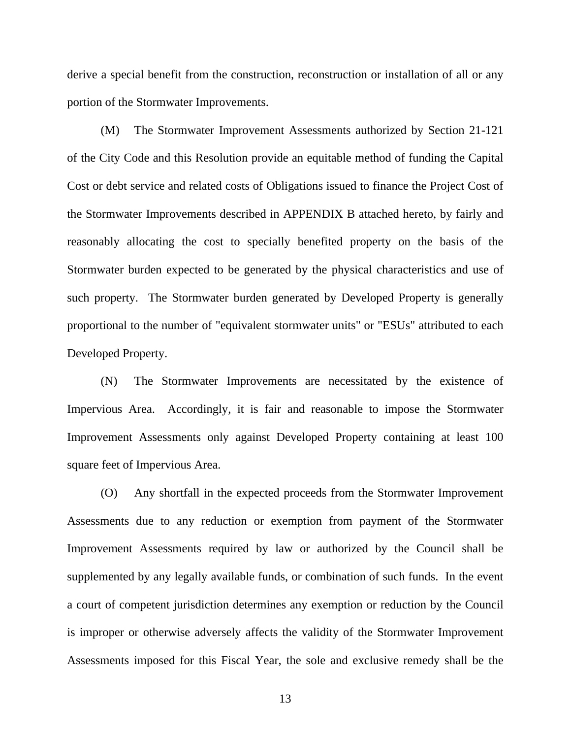derive a special benefit from the construction, reconstruction or installation of all or any portion of the Stormwater Improvements.

(M) The Stormwater Improvement Assessments authorized by Section 21-121 of the City Code and this Resolution provide an equitable method of funding the Capital Cost or debt service and related costs of Obligations issued to finance the Project Cost of the Stormwater Improvements described in APPENDIX B attached hereto, by fairly and reasonably allocating the cost to specially benefited property on the basis of the Stormwater burden expected to be generated by the physical characteristics and use of such property. The Stormwater burden generated by Developed Property is generally proportional to the number of "equivalent stormwater units" or "ESUs" attributed to each Developed Property.

(N) The Stormwater Improvements are necessitated by the existence of Impervious Area. Accordingly, it is fair and reasonable to impose the Stormwater Improvement Assessments only against Developed Property containing at least 100 square feet of Impervious Area.

(O) Any shortfall in the expected proceeds from the Stormwater Improvement Assessments due to any reduction or exemption from payment of the Stormwater Improvement Assessments required by law or authorized by the Council shall be supplemented by any legally available funds, or combination of such funds. In the event a court of competent jurisdiction determines any exemption or reduction by the Council is improper or otherwise adversely affects the validity of the Stormwater Improvement Assessments imposed for this Fiscal Year, the sole and exclusive remedy shall be the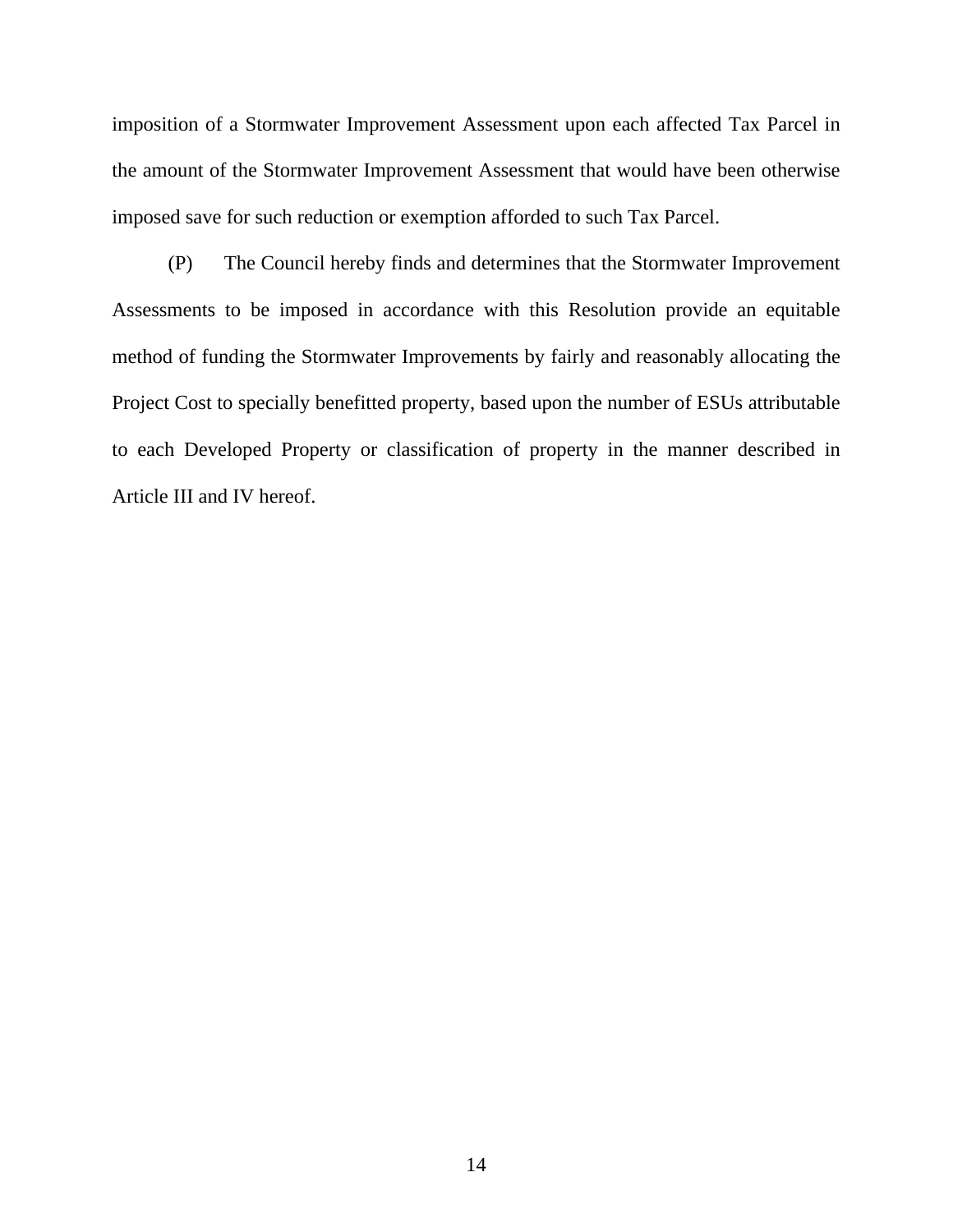imposition of a Stormwater Improvement Assessment upon each affected Tax Parcel in the amount of the Stormwater Improvement Assessment that would have been otherwise imposed save for such reduction or exemption afforded to such Tax Parcel.

(P) The Council hereby finds and determines that the Stormwater Improvement Assessments to be imposed in accordance with this Resolution provide an equitable method of funding the Stormwater Improvements by fairly and reasonably allocating the Project Cost to specially benefitted property, based upon the number of ESUs attributable to each Developed Property or classification of property in the manner described in Article III and IV hereof.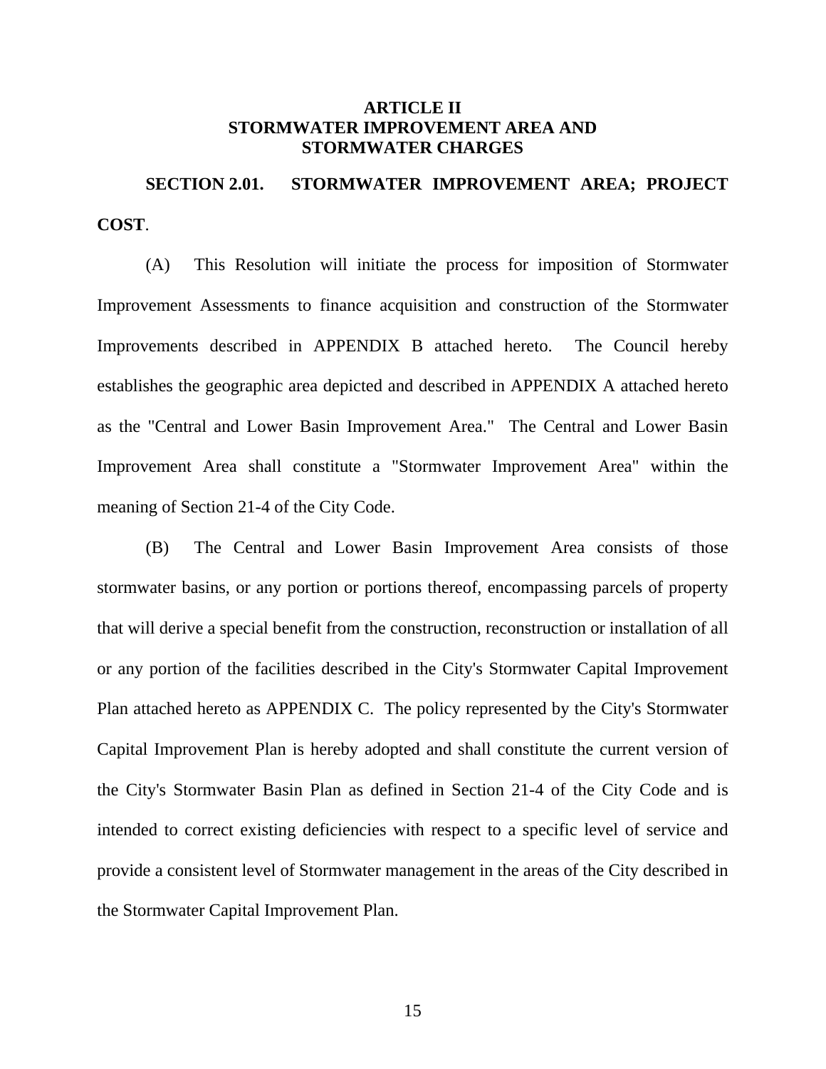## ARTICLE II
## STORMWATER IMPROVEMENT AREA AND STORMWATER CHARGES

**SECTION 2.01. STORMWATER IMPROVEMENT AREA; PROJECT COST**.

(A) This Resolution will initiate the process for imposition of Stormwater Improvement Assessments to finance acquisition and construction of the Stormwater Improvements described in APPENDIX B attached hereto. The Council hereby establishes the geographic area depicted and described in APPENDIX A attached hereto as the "Central and Lower Basin Improvement Area." The Central and Lower Basin Improvement Area shall constitute a "Stormwater Improvement Area" within the meaning of Section 21-4 of the City Code.

(B) The Central and Lower Basin Improvement Area consists of those stormwater basins, or any portion or portions thereof, encompassing parcels of property that will derive a special benefit from the construction, reconstruction or installation of all or any portion of the facilities described in the City's Stormwater Capital Improvement Plan attached hereto as APPENDIX C. The policy represented by the City's Stormwater Capital Improvement Plan is hereby adopted and shall constitute the current version of the City's Stormwater Basin Plan as defined in Section 21-4 of the City Code and is intended to correct existing deficiencies with respect to a specific level of service and provide a consistent level of Stormwater management in the areas of the City described in the Stormwater Capital Improvement Plan.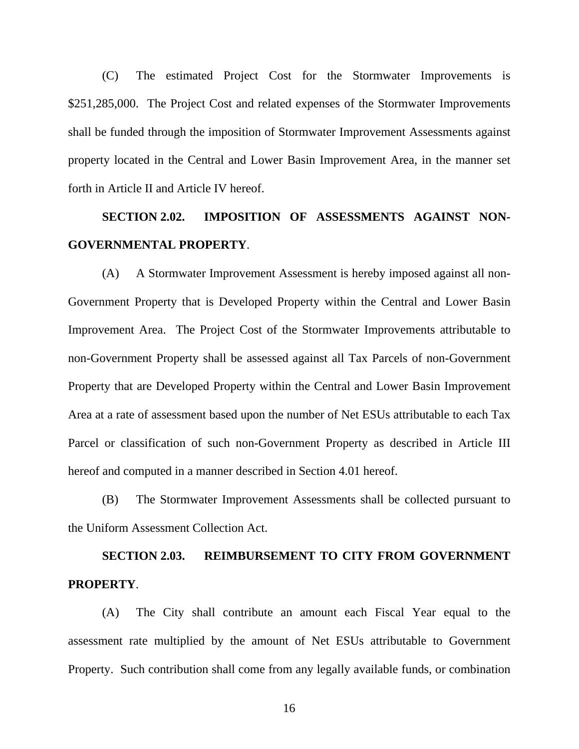(C) The estimated Project Cost for the Stormwater Improvements is $251,285,000. The Project Cost and related expenses of the Stormwater Improvements shall be funded through the imposition of Stormwater Improvement Assessments against property located in the Central and Lower Basin Improvement Area, in the manner set forth in Article II and Article IV hereof.

**SECTION 2.02. IMPOSITION OF ASSESSMENTS AGAINST NON-GOVERNMENTAL PROPERTY**.

(A) A Stormwater Improvement Assessment is hereby imposed against all non-Government Property that is Developed Property within the Central and Lower Basin Improvement Area. The Project Cost of the Stormwater Improvements attributable to non-Government Property shall be assessed against all Tax Parcels of non-Government Property that are Developed Property within the Central and Lower Basin Improvement Area at a rate of assessment based upon the number of Net ESUs attributable to each Tax Parcel or classification of such non-Government Property as described in Article III hereof and computed in a manner described in Section 4.01 hereof.

(B) The Stormwater Improvement Assessments shall be collected pursuant to the Uniform Assessment Collection Act.

**SECTION 2.03. REIMBURSEMENT TO CITY FROM GOVERNMENT PROPERTY**.

(A) The City shall contribute an amount each Fiscal Year equal to the assessment rate multiplied by the amount of Net ESUs attributable to Government Property. Such contribution shall come from any legally available funds, or combination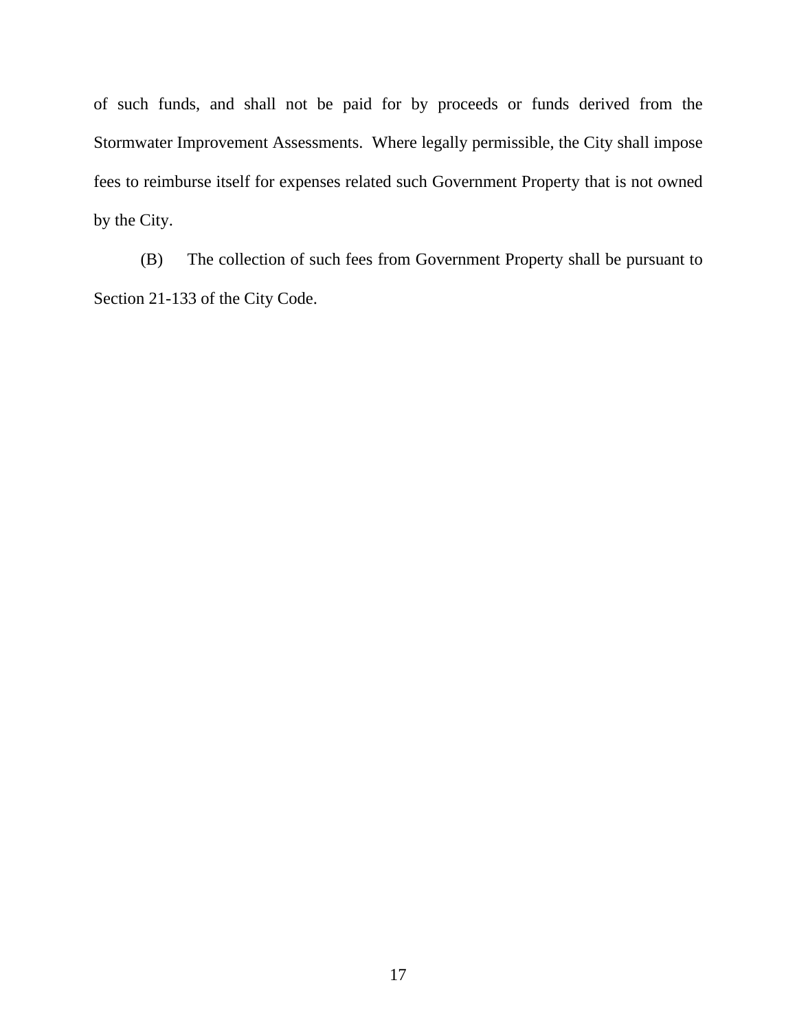of such funds, and shall not be paid for by proceeds or funds derived from the Stormwater Improvement Assessments. Where legally permissible, the City shall impose fees to reimburse itself for expenses related such Government Property that is not owned by the City.

(B) The collection of such fees from Government Property shall be pursuant to Section 21-133 of the City Code.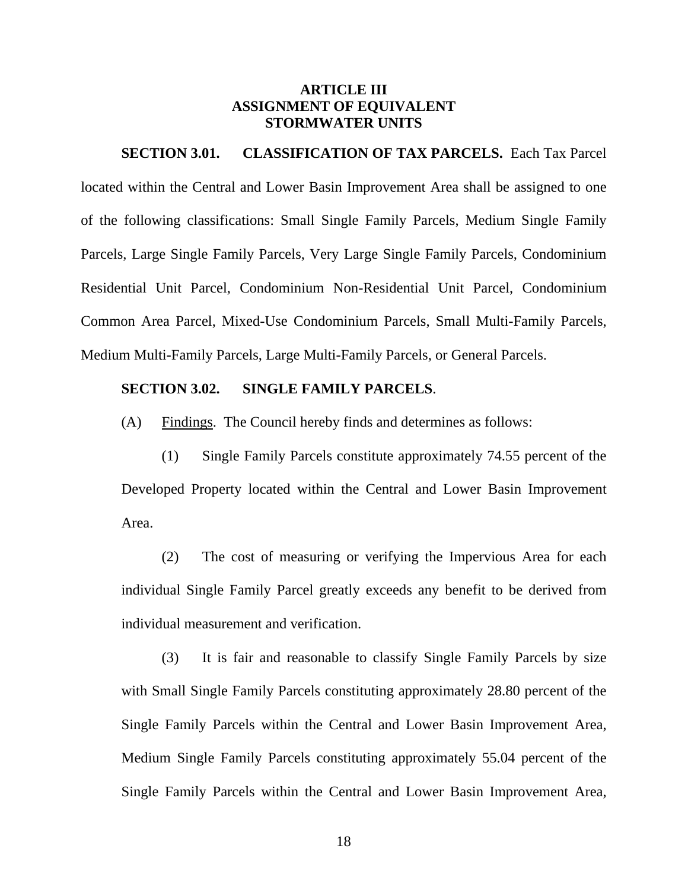# ARTICLE III
# ASSIGNMENT OF EQUIVALENT STORMWATER UNITS

**SECTION 3.01. CLASSIFICATION OF TAX PARCELS.** Each Tax Parcel located within the Central and Lower Basin Improvement Area shall be assigned to one of the following classifications: Small Single Family Parcels, Medium Single Family Parcels, Large Single Family Parcels, Very Large Single Family Parcels, Condominium Residential Unit Parcel, Condominium Non-Residential Unit Parcel, Condominium Common Area Parcel, Mixed-Use Condominium Parcels, Small Multi-Family Parcels, Medium Multi-Family Parcels, Large Multi-Family Parcels, or General Parcels.

**SECTION 3.02. SINGLE FAMILY PARCELS**.

(A) Findings. The Council hereby finds and determines as follows:

(1) Single Family Parcels constitute approximately 74.55 percent of the Developed Property located within the Central and Lower Basin Improvement Area.

(2) The cost of measuring or verifying the Impervious Area for each individual Single Family Parcel greatly exceeds any benefit to be derived from individual measurement and verification.

(3) It is fair and reasonable to classify Single Family Parcels by size with Small Single Family Parcels constituting approximately 28.80 percent of the Single Family Parcels within the Central and Lower Basin Improvement Area, Medium Single Family Parcels constituting approximately 55.04 percent of the Single Family Parcels within the Central and Lower Basin Improvement Area,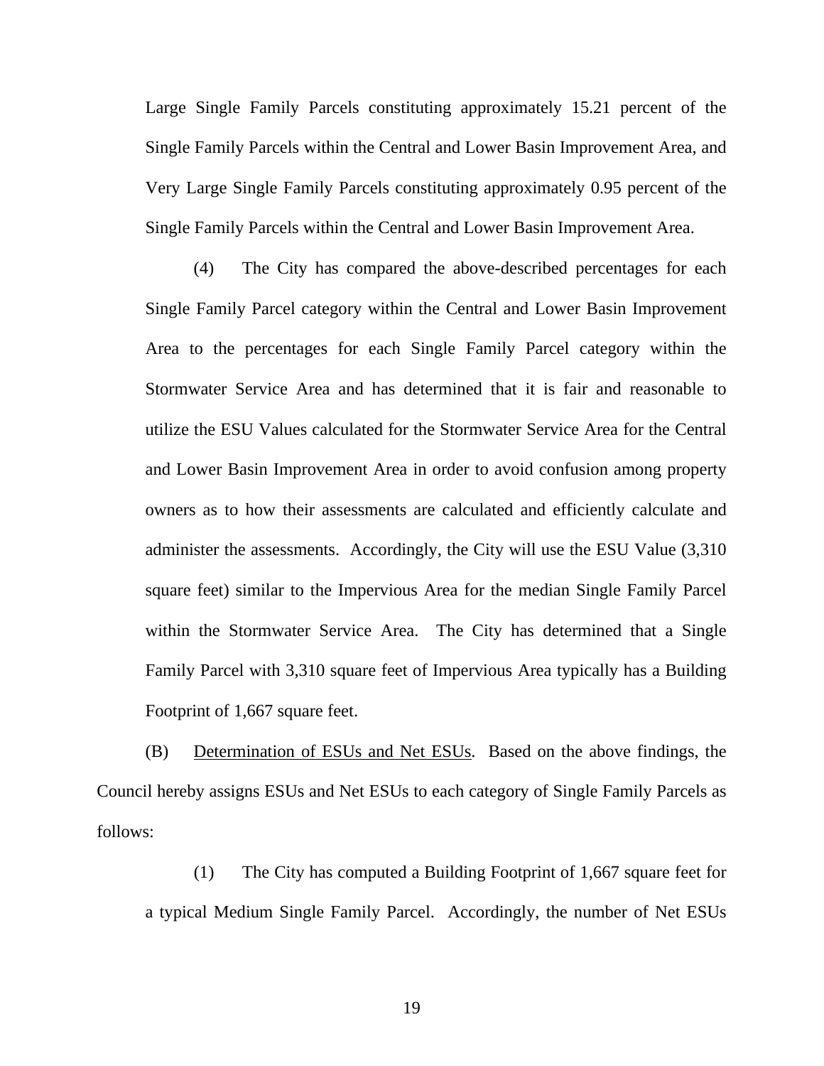Large Single Family Parcels constituting approximately 15.21 percent of the Single Family Parcels within the Central and Lower Basin Improvement Area, and Very Large Single Family Parcels constituting approximately 0.95 percent of the Single Family Parcels within the Central and Lower Basin Improvement Area.

(4) The City has compared the above-described percentages for each Single Family Parcel category within the Central and Lower Basin Improvement Area to the percentages for each Single Family Parcel category within the Stormwater Service Area and has determined that it is fair and reasonable to utilize the ESU Values calculated for the Stormwater Service Area for the Central and Lower Basin Improvement Area in order to avoid confusion among property owners as to how their assessments are calculated and efficiently calculate and administer the assessments. Accordingly, the City will use the ESU Value (3,310 square feet) similar to the Impervious Area for the median Single Family Parcel within the Stormwater Service Area. The City has determined that a Single Family Parcel with 3,310 square feet of Impervious Area typically has a Building Footprint of 1,667 square feet.

(B) <u>Determination of ESUs and Net ESUs</u>. Based on the above findings, the Council hereby assigns ESUs and Net ESUs to each category of Single Family Parcels as follows:

(1) The City has computed a Building Footprint of 1,667 square feet for a typical Medium Single Family Parcel. Accordingly, the number of Net ESUs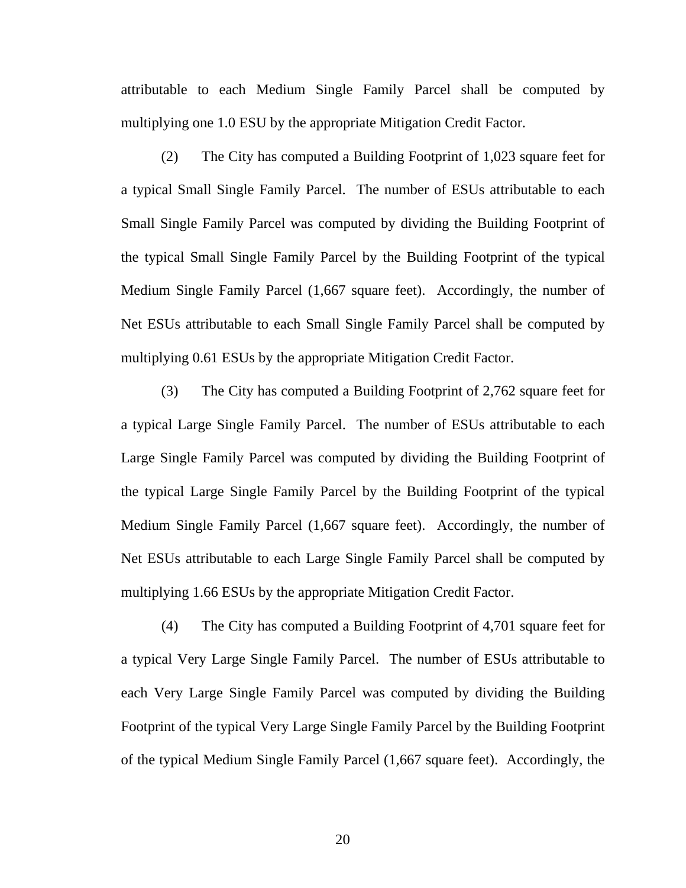attributable to each Medium Single Family Parcel shall be computed by multiplying one 1.0 ESU by the appropriate Mitigation Credit Factor.

(2) The City has computed a Building Footprint of 1,023 square feet for a typical Small Single Family Parcel. The number of ESUs attributable to each Small Single Family Parcel was computed by dividing the Building Footprint of the typical Small Single Family Parcel by the Building Footprint of the typical Medium Single Family Parcel (1,667 square feet). Accordingly, the number of Net ESUs attributable to each Small Single Family Parcel shall be computed by multiplying 0.61 ESUs by the appropriate Mitigation Credit Factor.

(3) The City has computed a Building Footprint of 2,762 square feet for a typical Large Single Family Parcel. The number of ESUs attributable to each Large Single Family Parcel was computed by dividing the Building Footprint of the typical Large Single Family Parcel by the Building Footprint of the typical Medium Single Family Parcel (1,667 square feet). Accordingly, the number of Net ESUs attributable to each Large Single Family Parcel shall be computed by multiplying 1.66 ESUs by the appropriate Mitigation Credit Factor.

(4) The City has computed a Building Footprint of 4,701 square feet for a typical Very Large Single Family Parcel. The number of ESUs attributable to each Very Large Single Family Parcel was computed by dividing the Building Footprint of the typical Very Large Single Family Parcel by the Building Footprint of the typical Medium Single Family Parcel (1,667 square feet). Accordingly, the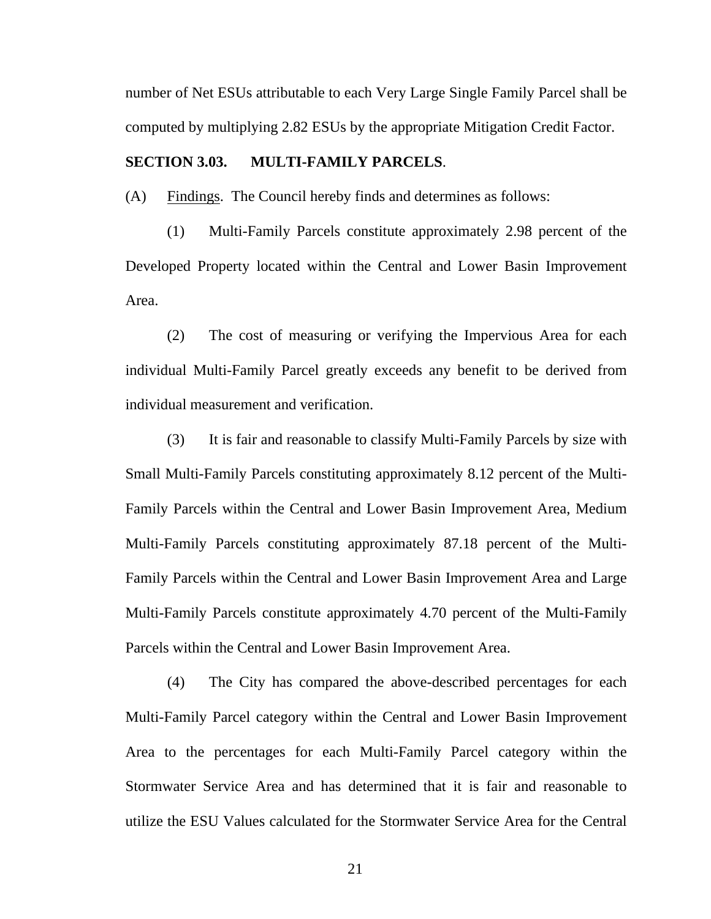number of Net ESUs attributable to each Very Large Single Family Parcel shall be computed by multiplying 2.82 ESUs by the appropriate Mitigation Credit Factor.

**SECTION 3.03. MULTI-FAMILY PARCELS**.

(A) Findings. The Council hereby finds and determines as follows:

(1) Multi-Family Parcels constitute approximately 2.98 percent of the Developed Property located within the Central and Lower Basin Improvement Area.

(2) The cost of measuring or verifying the Impervious Area for each individual Multi-Family Parcel greatly exceeds any benefit to be derived from individual measurement and verification.

(3) It is fair and reasonable to classify Multi-Family Parcels by size with Small Multi-Family Parcels constituting approximately 8.12 percent of the Multi-Family Parcels within the Central and Lower Basin Improvement Area, Medium Multi-Family Parcels constituting approximately 87.18 percent of the Multi-Family Parcels within the Central and Lower Basin Improvement Area and Large Multi-Family Parcels constitute approximately 4.70 percent of the Multi-Family Parcels within the Central and Lower Basin Improvement Area.

(4) The City has compared the above-described percentages for each Multi-Family Parcel category within the Central and Lower Basin Improvement Area to the percentages for each Multi-Family Parcel category within the Stormwater Service Area and has determined that it is fair and reasonable to utilize the ESU Values calculated for the Stormwater Service Area for the Central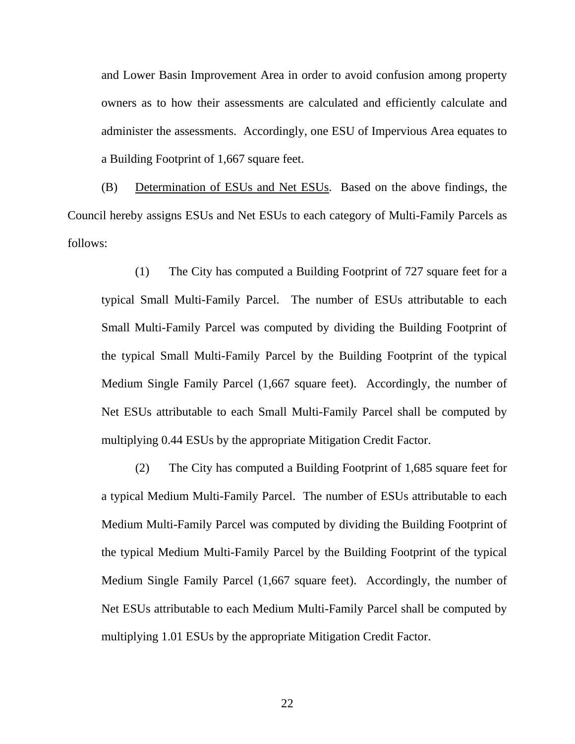and Lower Basin Improvement Area in order to avoid confusion among property owners as to how their assessments are calculated and efficiently calculate and administer the assessments. Accordingly, one ESU of Impervious Area equates to a Building Footprint of 1,667 square feet.

(B) Determination of ESUs and Net ESUs. Based on the above findings, the Council hereby assigns ESUs and Net ESUs to each category of Multi-Family Parcels as follows:

(1) The City has computed a Building Footprint of 727 square feet for a typical Small Multi-Family Parcel. The number of ESUs attributable to each Small Multi-Family Parcel was computed by dividing the Building Footprint of the typical Small Multi-Family Parcel by the Building Footprint of the typical Medium Single Family Parcel (1,667 square feet). Accordingly, the number of Net ESUs attributable to each Small Multi-Family Parcel shall be computed by multiplying 0.44 ESUs by the appropriate Mitigation Credit Factor.

(2) The City has computed a Building Footprint of 1,685 square feet for a typical Medium Multi-Family Parcel. The number of ESUs attributable to each Medium Multi-Family Parcel was computed by dividing the Building Footprint of the typical Medium Multi-Family Parcel by the Building Footprint of the typical Medium Single Family Parcel (1,667 square feet). Accordingly, the number of Net ESUs attributable to each Medium Multi-Family Parcel shall be computed by multiplying 1.01 ESUs by the appropriate Mitigation Credit Factor.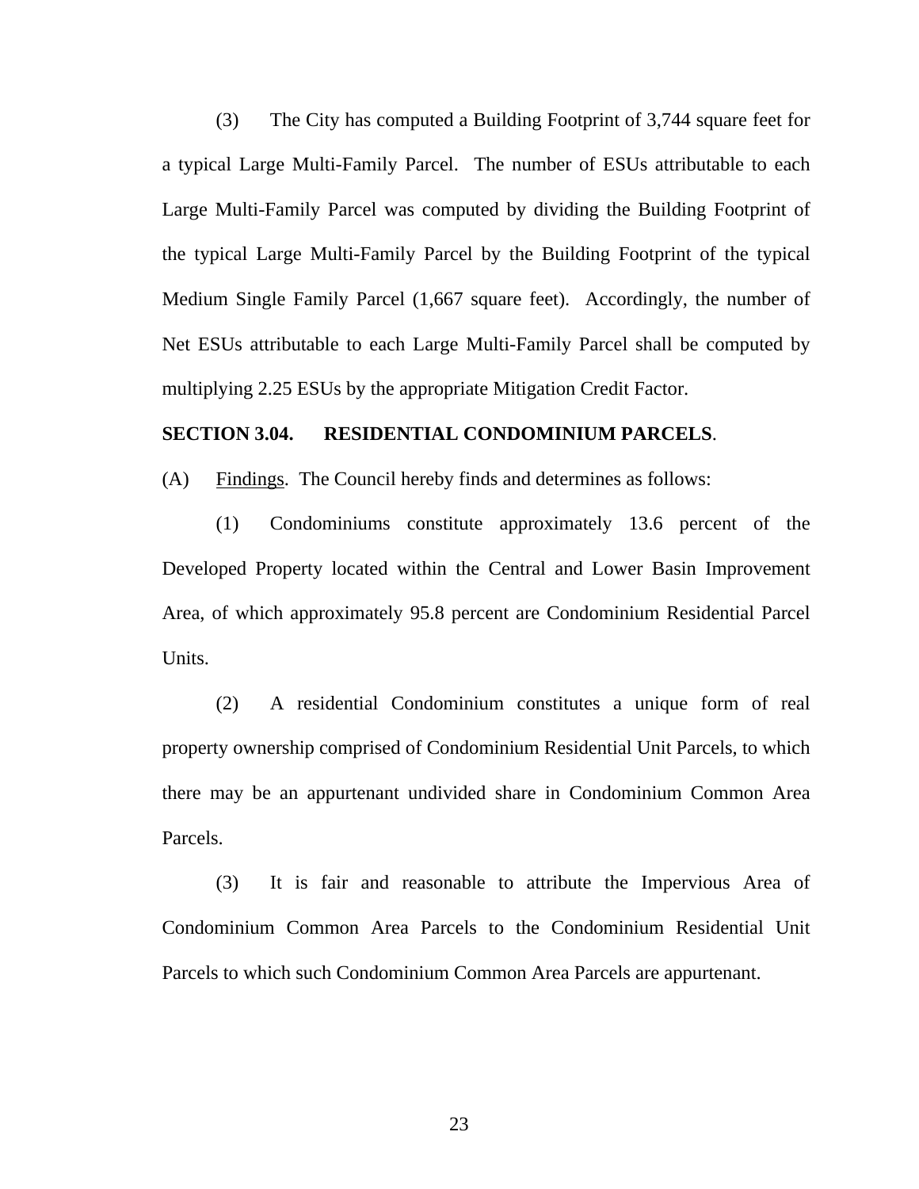(3) The City has computed a Building Footprint of 3,744 square feet for a typical Large Multi-Family Parcel. The number of ESUs attributable to each Large Multi-Family Parcel was computed by dividing the Building Footprint of the typical Large Multi-Family Parcel by the Building Footprint of the typical Medium Single Family Parcel (1,667 square feet). Accordingly, the number of Net ESUs attributable to each Large Multi-Family Parcel shall be computed by multiplying 2.25 ESUs by the appropriate Mitigation Credit Factor.

**SECTION 3.04. RESIDENTIAL CONDOMINIUM PARCELS**.

(A) Findings. The Council hereby finds and determines as follows:

(1) Condominiums constitute approximately 13.6 percent of the Developed Property located within the Central and Lower Basin Improvement Area, of which approximately 95.8 percent are Condominium Residential Parcel Units.

(2) A residential Condominium constitutes a unique form of real property ownership comprised of Condominium Residential Unit Parcels, to which there may be an appurtenant undivided share in Condominium Common Area Parcels.

(3) It is fair and reasonable to attribute the Impervious Area of Condominium Common Area Parcels to the Condominium Residential Unit Parcels to which such Condominium Common Area Parcels are appurtenant.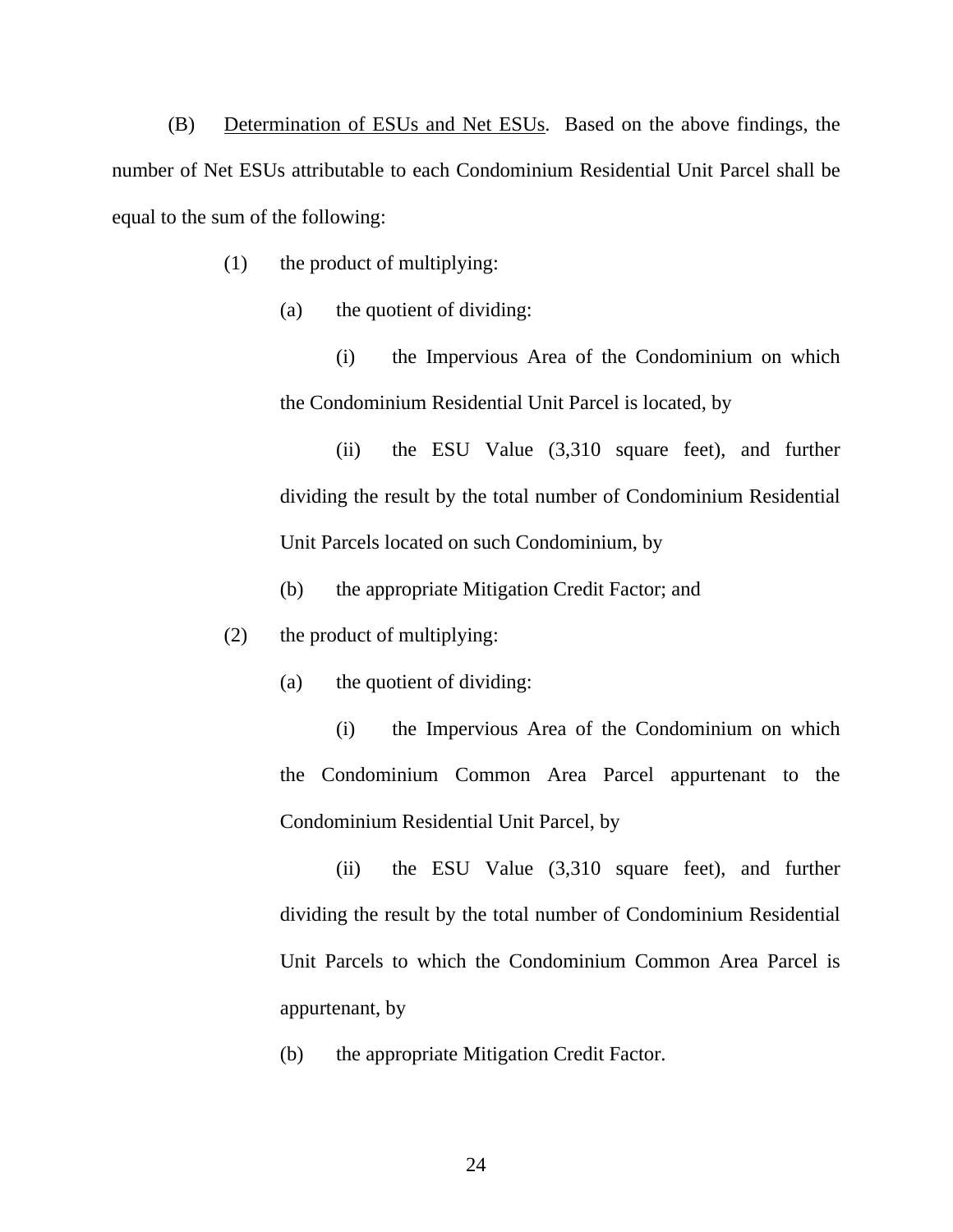(B) <u>Determination of ESUs and Net ESUs</u>. Based on the above findings, the number of Net ESUs attributable to each Condominium Residential Unit Parcel shall be equal to the sum of the following:

(1) the product of multiplying:

(a) the quotient of dividing:

(i) the Impervious Area of the Condominium on which the Condominium Residential Unit Parcel is located, by

(ii) the ESU Value (3,310 square feet), and further dividing the result by the total number of Condominium Residential Unit Parcels located on such Condominium, by

(b) the appropriate Mitigation Credit Factor; and

(2) the product of multiplying:

(a) the quotient of dividing:

(i) the Impervious Area of the Condominium on which the Condominium Common Area Parcel appurtenant to the Condominium Residential Unit Parcel, by

(ii) the ESU Value (3,310 square feet), and further dividing the result by the total number of Condominium Residential Unit Parcels to which the Condominium Common Area Parcel is appurtenant, by

(b) the appropriate Mitigation Credit Factor.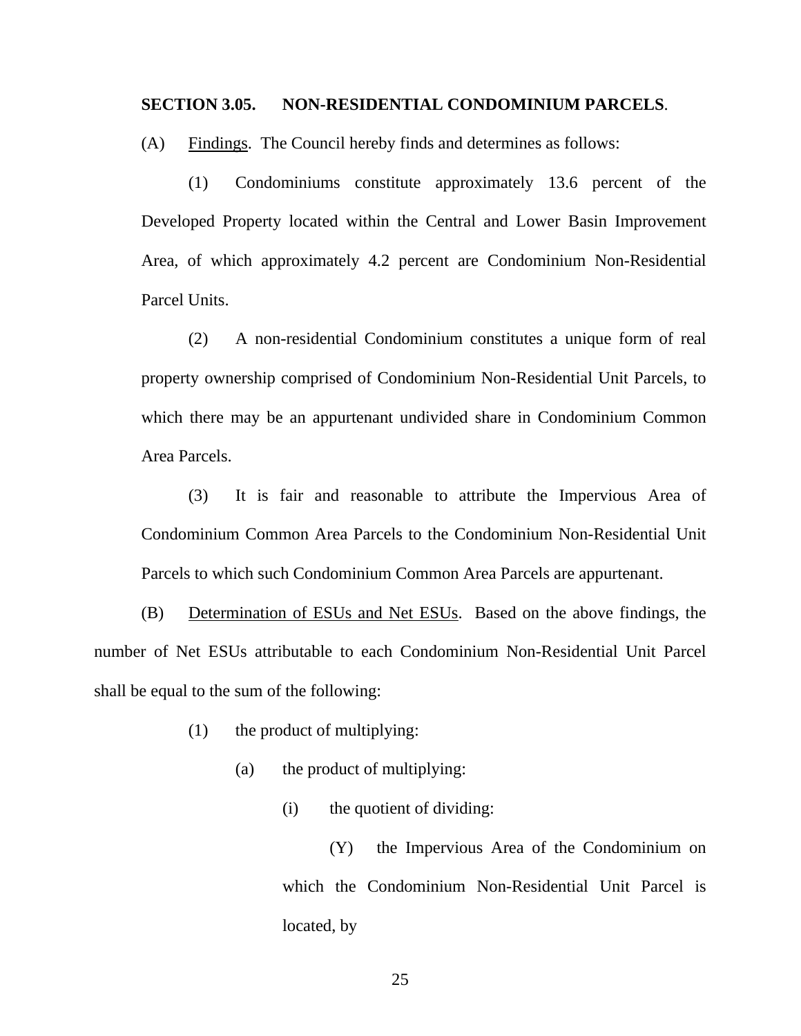**SECTION 3.05. NON-RESIDENTIAL CONDOMINIUM PARCELS.**

(A) Findings. The Council hereby finds and determines as follows:

(1) Condominiums constitute approximately 13.6 percent of the Developed Property located within the Central and Lower Basin Improvement Area, of which approximately 4.2 percent are Condominium Non-Residential Parcel Units.

(2) A non-residential Condominium constitutes a unique form of real property ownership comprised of Condominium Non-Residential Unit Parcels, to which there may be an appurtenant undivided share in Condominium Common Area Parcels.

(3) It is fair and reasonable to attribute the Impervious Area of Condominium Common Area Parcels to the Condominium Non-Residential Unit Parcels to which such Condominium Common Area Parcels are appurtenant.

(B) Determination of ESUs and Net ESUs. Based on the above findings, the number of Net ESUs attributable to each Condominium Non-Residential Unit Parcel shall be equal to the sum of the following:

(1) the product of multiplying:

(a) the product of multiplying:

(i) the quotient of dividing:

(Y) the Impervious Area of the Condominium on which the Condominium Non-Residential Unit Parcel is located, by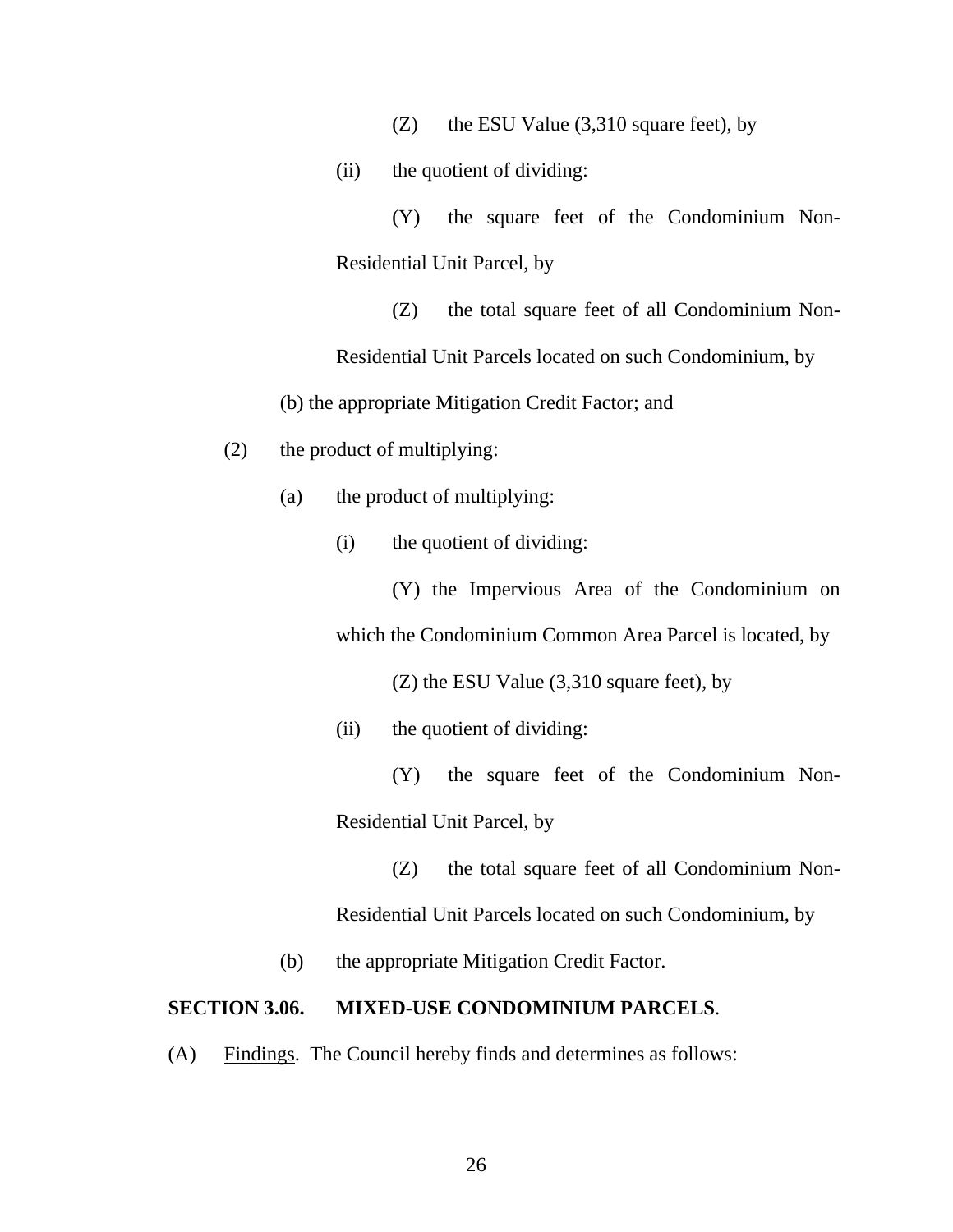(Z) the ESU Value (3,310 square feet), by

(ii) the quotient of dividing:

(Y) the square feet of the Condominium Non-Residential Unit Parcel, by

(Z) the total square feet of all Condominium Non-Residential Unit Parcels located on such Condominium, by

(b) the appropriate Mitigation Credit Factor; and

(2) the product of multiplying:

(a) the product of multiplying:

(i) the quotient of dividing:

(Y) the Impervious Area of the Condominium on which the Condominium Common Area Parcel is located, by

(Z) the ESU Value (3,310 square feet), by

(ii) the quotient of dividing:

(Y) the square feet of the Condominium Non-Residential Unit Parcel, by

(Z) the total square feet of all Condominium Non-Residential Unit Parcels located on such Condominium, by

(b) the appropriate Mitigation Credit Factor.

**SECTION 3.06. MIXED-USE CONDOMINIUM PARCELS**.

(A) Findings. The Council hereby finds and determines as follows: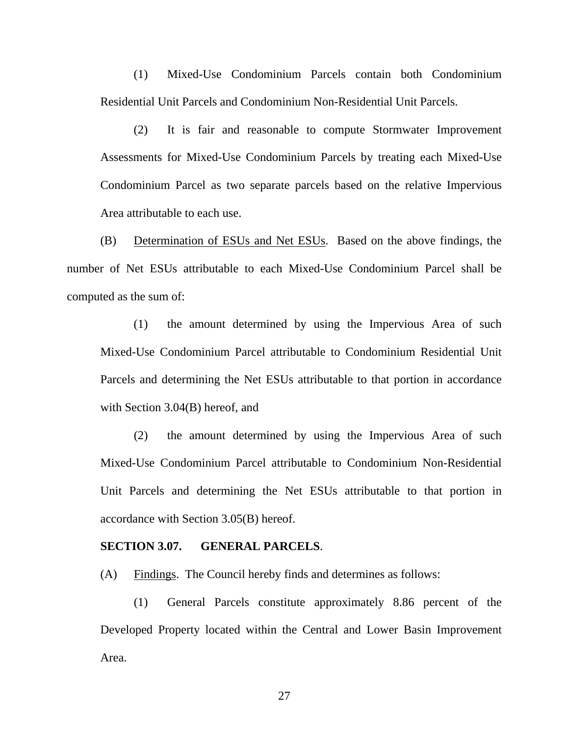(1) Mixed-Use Condominium Parcels contain both Condominium Residential Unit Parcels and Condominium Non-Residential Unit Parcels.

(2) It is fair and reasonable to compute Stormwater Improvement Assessments for Mixed-Use Condominium Parcels by treating each Mixed-Use Condominium Parcel as two separate parcels based on the relative Impervious Area attributable to each use.

(B) Determination of ESUs and Net ESUs. Based on the above findings, the number of Net ESUs attributable to each Mixed-Use Condominium Parcel shall be computed as the sum of:

(1) the amount determined by using the Impervious Area of such Mixed-Use Condominium Parcel attributable to Condominium Residential Unit Parcels and determining the Net ESUs attributable to that portion in accordance with Section 3.04(B) hereof, and

(2) the amount determined by using the Impervious Area of such Mixed-Use Condominium Parcel attributable to Condominium Non-Residential Unit Parcels and determining the Net ESUs attributable to that portion in accordance with Section 3.05(B) hereof.

**SECTION 3.07. GENERAL PARCELS.**

(A) Findings. The Council hereby finds and determines as follows:

(1) General Parcels constitute approximately 8.86 percent of the Developed Property located within the Central and Lower Basin Improvement Area.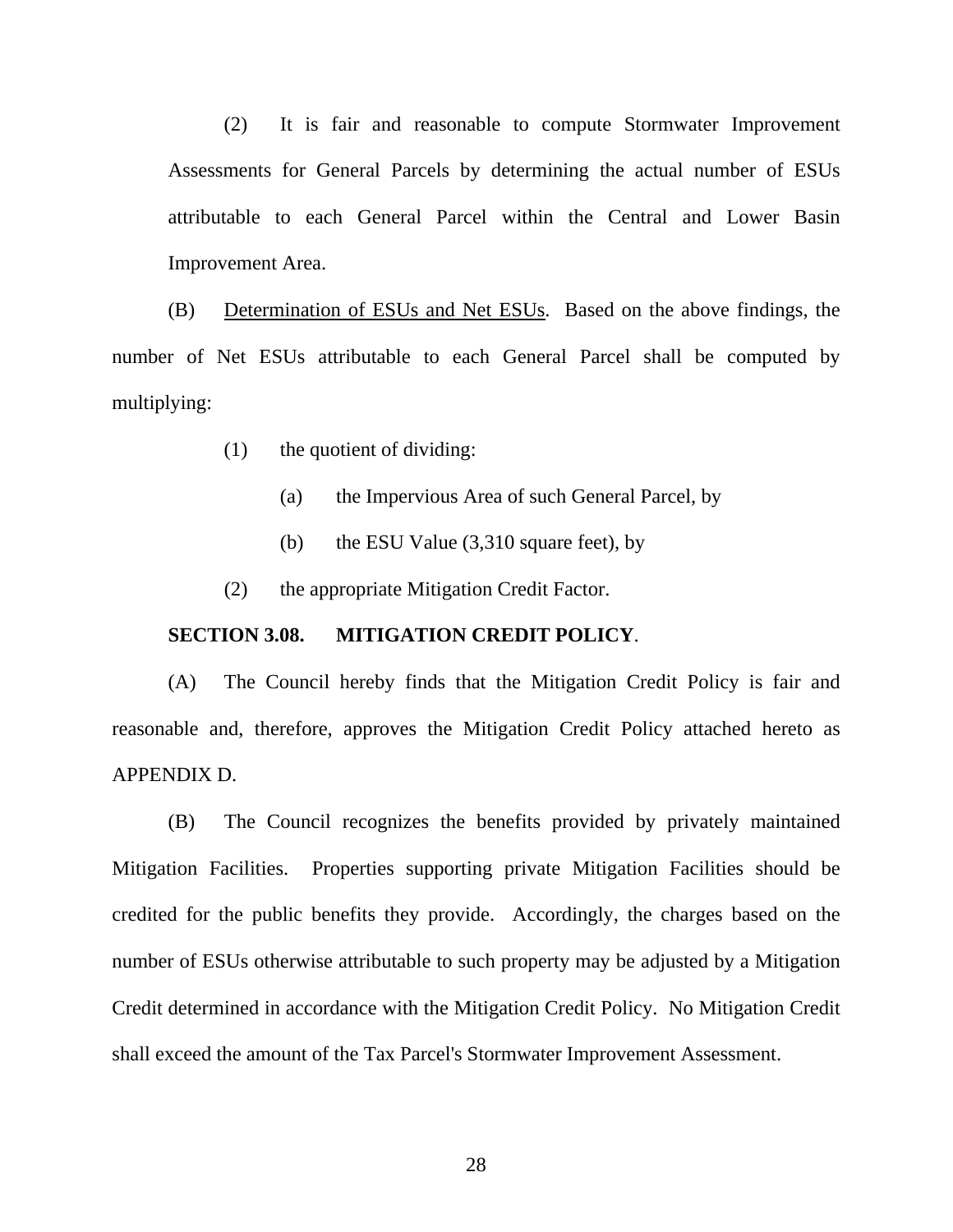(2) It is fair and reasonable to compute Stormwater Improvement Assessments for General Parcels by determining the actual number of ESUs attributable to each General Parcel within the Central and Lower Basin Improvement Area.

(B) Determination of ESUs and Net ESUs. Based on the above findings, the number of Net ESUs attributable to each General Parcel shall be computed by multiplying:

(1) the quotient of dividing:

(a) the Impervious Area of such General Parcel, by

(b) the ESU Value (3,310 square feet), by

(2) the appropriate Mitigation Credit Factor.

**SECTION 3.08. MITIGATION CREDIT POLICY**.

(A) The Council hereby finds that the Mitigation Credit Policy is fair and reasonable and, therefore, approves the Mitigation Credit Policy attached hereto as APPENDIX D.

(B) The Council recognizes the benefits provided by privately maintained Mitigation Facilities. Properties supporting private Mitigation Facilities should be credited for the public benefits they provide. Accordingly, the charges based on the number of ESUs otherwise attributable to such property may be adjusted by a Mitigation Credit determined in accordance with the Mitigation Credit Policy. No Mitigation Credit shall exceed the amount of the Tax Parcel's Stormwater Improvement Assessment.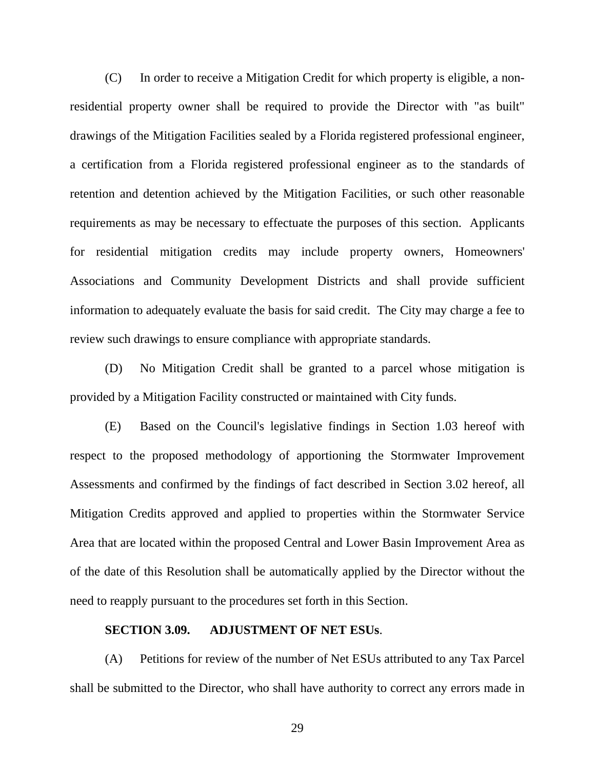(C) In order to receive a Mitigation Credit for which property is eligible, a non-residential property owner shall be required to provide the Director with "as built" drawings of the Mitigation Facilities sealed by a Florida registered professional engineer, a certification from a Florida registered professional engineer as to the standards of retention and detention achieved by the Mitigation Facilities, or such other reasonable requirements as may be necessary to effectuate the purposes of this section. Applicants for residential mitigation credits may include property owners, Homeowners' Associations and Community Development Districts and shall provide sufficient information to adequately evaluate the basis for said credit. The City may charge a fee to review such drawings to ensure compliance with appropriate standards.

(D) No Mitigation Credit shall be granted to a parcel whose mitigation is provided by a Mitigation Facility constructed or maintained with City funds.

(E) Based on the Council's legislative findings in Section 1.03 hereof with respect to the proposed methodology of apportioning the Stormwater Improvement Assessments and confirmed by the findings of fact described in Section 3.02 hereof, all Mitigation Credits approved and applied to properties within the Stormwater Service Area that are located within the proposed Central and Lower Basin Improvement Area as of the date of this Resolution shall be automatically applied by the Director without the need to reapply pursuant to the procedures set forth in this Section.

**SECTION 3.09. ADJUSTMENT OF NET ESUs**.

(A) Petitions for review of the number of Net ESUs attributed to any Tax Parcel shall be submitted to the Director, who shall have authority to correct any errors made in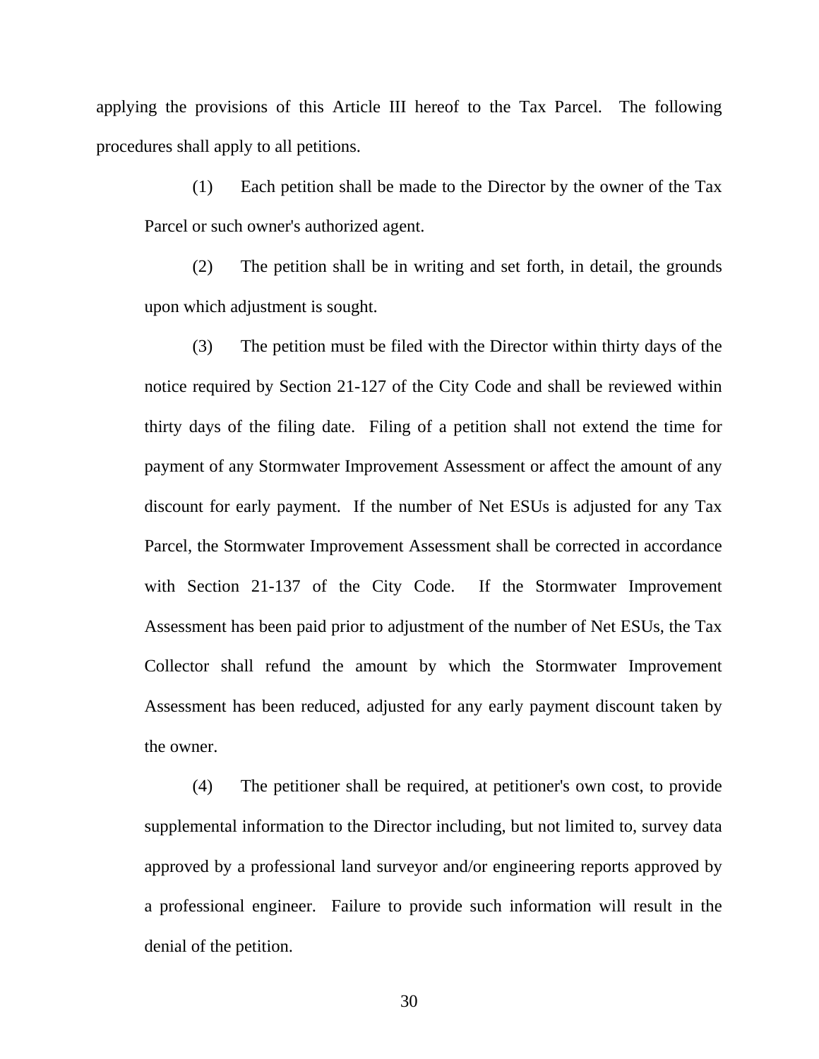applying the provisions of this Article III hereof to the Tax Parcel. The following procedures shall apply to all petitions.

(1) Each petition shall be made to the Director by the owner of the Tax Parcel or such owner's authorized agent.

(2) The petition shall be in writing and set forth, in detail, the grounds upon which adjustment is sought.

(3) The petition must be filed with the Director within thirty days of the notice required by Section 21-127 of the City Code and shall be reviewed within thirty days of the filing date. Filing of a petition shall not extend the time for payment of any Stormwater Improvement Assessment or affect the amount of any discount for early payment. If the number of Net ESUs is adjusted for any Tax Parcel, the Stormwater Improvement Assessment shall be corrected in accordance with Section 21-137 of the City Code. If the Stormwater Improvement Assessment has been paid prior to adjustment of the number of Net ESUs, the Tax Collector shall refund the amount by which the Stormwater Improvement Assessment has been reduced, adjusted for any early payment discount taken by the owner.

(4) The petitioner shall be required, at petitioner's own cost, to provide supplemental information to the Director including, but not limited to, survey data approved by a professional land surveyor and/or engineering reports approved by a professional engineer. Failure to provide such information will result in the denial of the petition.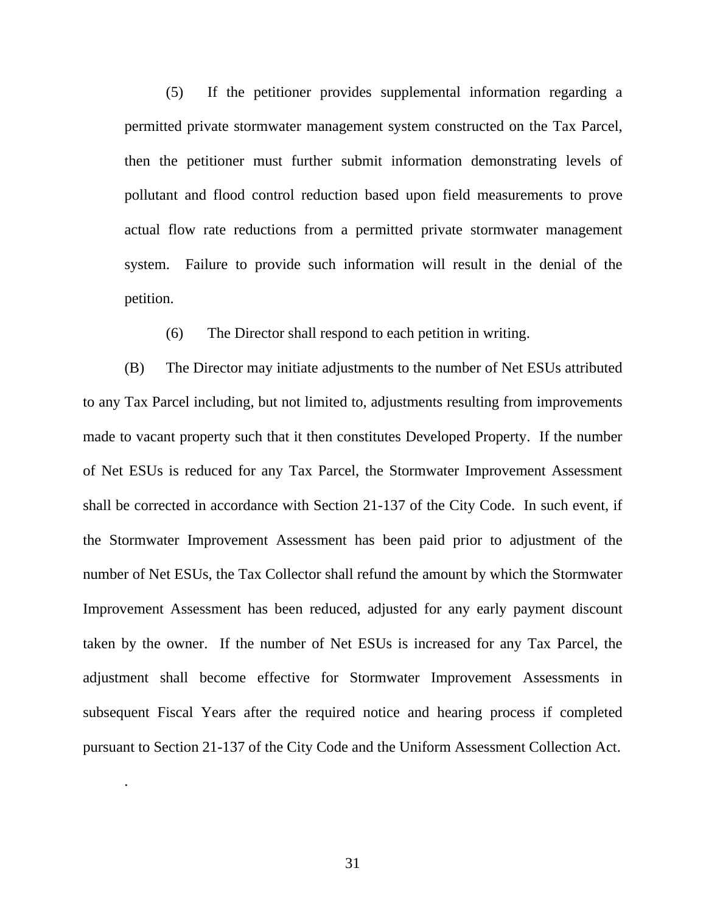(5) If the petitioner provides supplemental information regarding a permitted private stormwater management system constructed on the Tax Parcel, then the petitioner must further submit information demonstrating levels of pollutant and flood control reduction based upon field measurements to prove actual flow rate reductions from a permitted private stormwater management system. Failure to provide such information will result in the denial of the petition.

(6) The Director shall respond to each petition in writing.

(B) The Director may initiate adjustments to the number of Net ESUs attributed to any Tax Parcel including, but not limited to, adjustments resulting from improvements made to vacant property such that it then constitutes Developed Property. If the number of Net ESUs is reduced for any Tax Parcel, the Stormwater Improvement Assessment shall be corrected in accordance with Section 21-137 of the City Code. In such event, if the Stormwater Improvement Assessment has been paid prior to adjustment of the number of Net ESUs, the Tax Collector shall refund the amount by which the Stormwater Improvement Assessment has been reduced, adjusted for any early payment discount taken by the owner. If the number of Net ESUs is increased for any Tax Parcel, the adjustment shall become effective for Stormwater Improvement Assessments in subsequent Fiscal Years after the required notice and hearing process if completed pursuant to Section 21-137 of the City Code and the Uniform Assessment Collection Act.

.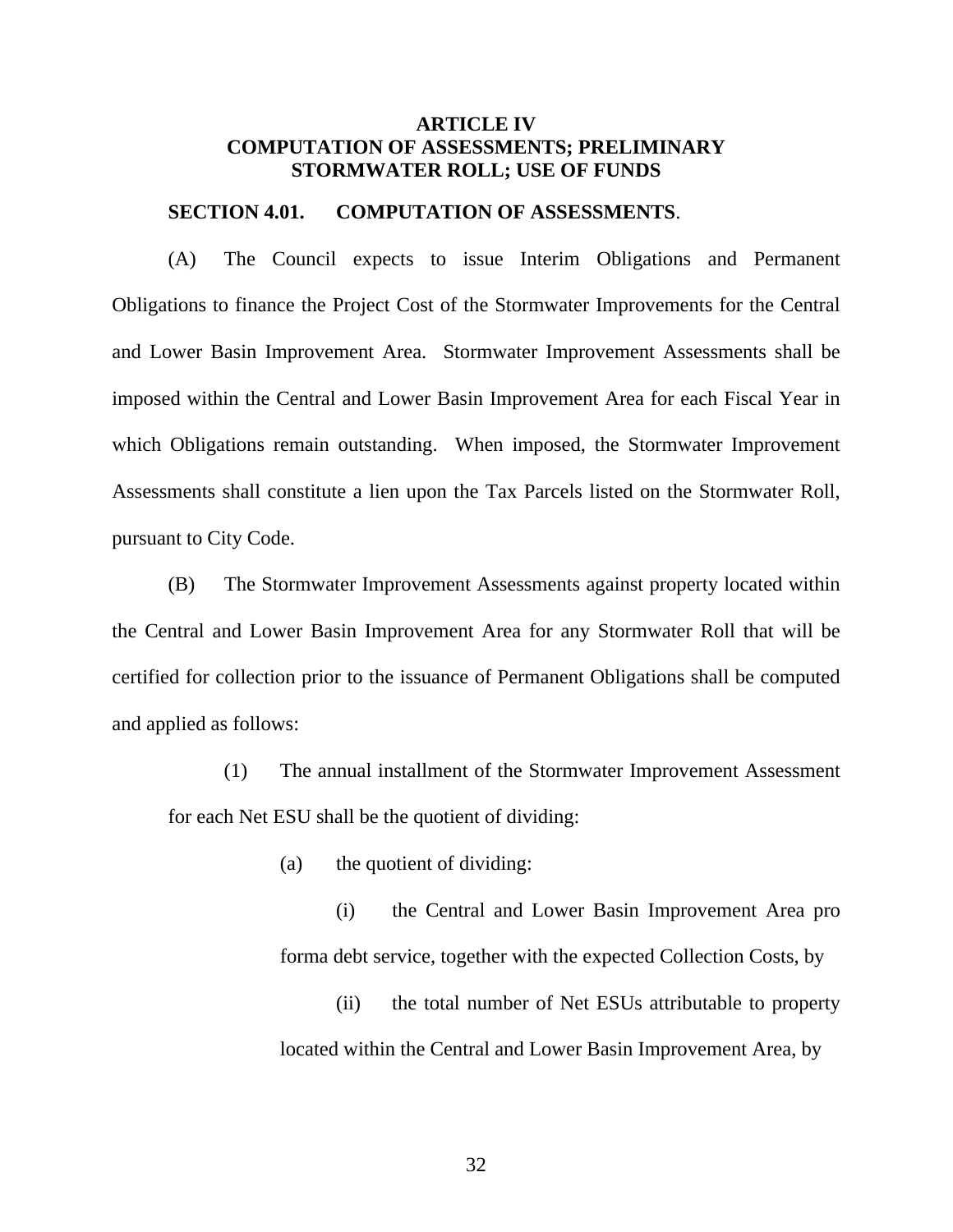## ARTICLE IV
## COMPUTATION OF ASSESSMENTS; PRELIMINARY STORMWATER ROLL; USE OF FUNDS

**SECTION 4.01. COMPUTATION OF ASSESSMENTS.**

(A) The Council expects to issue Interim Obligations and Permanent Obligations to finance the Project Cost of the Stormwater Improvements for the Central and Lower Basin Improvement Area. Stormwater Improvement Assessments shall be imposed within the Central and Lower Basin Improvement Area for each Fiscal Year in which Obligations remain outstanding. When imposed, the Stormwater Improvement Assessments shall constitute a lien upon the Tax Parcels listed on the Stormwater Roll, pursuant to City Code.

(B) The Stormwater Improvement Assessments against property located within the Central and Lower Basin Improvement Area for any Stormwater Roll that will be certified for collection prior to the issuance of Permanent Obligations shall be computed and applied as follows:

(1) The annual installment of the Stormwater Improvement Assessment for each Net ESU shall be the quotient of dividing:

(a) the quotient of dividing:

(i) the Central and Lower Basin Improvement Area pro forma debt service, together with the expected Collection Costs, by

(ii) the total number of Net ESUs attributable to property located within the Central and Lower Basin Improvement Area, by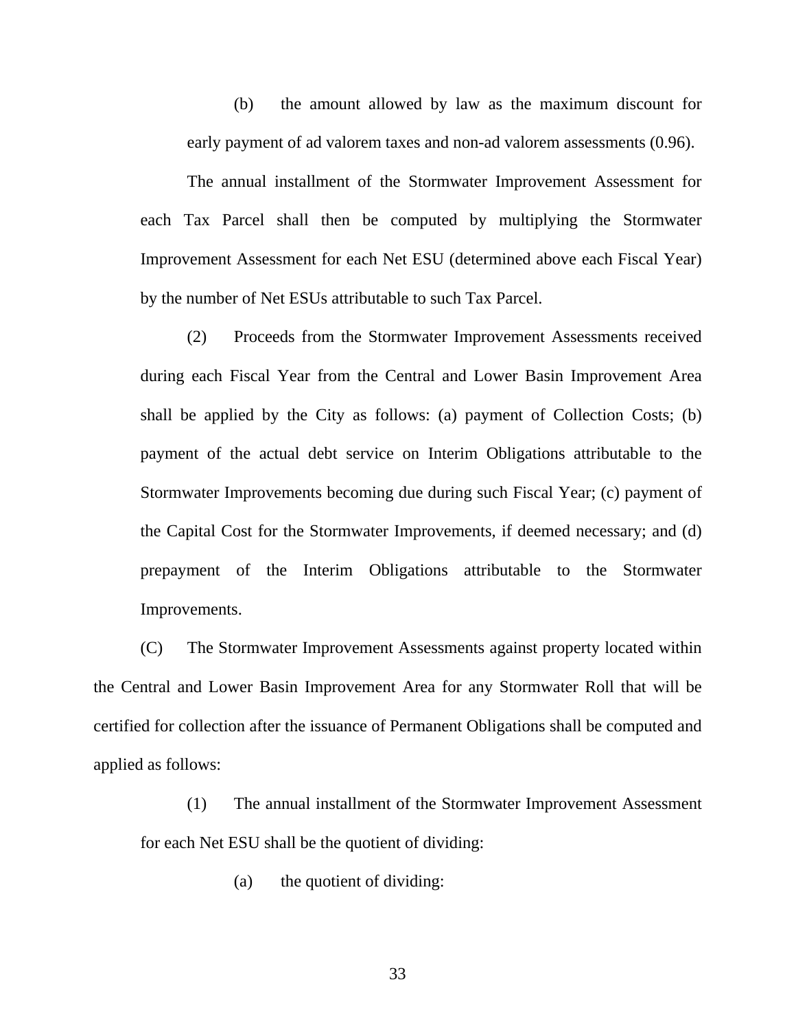(b) the amount allowed by law as the maximum discount for early payment of ad valorem taxes and non-ad valorem assessments (0.96).

The annual installment of the Stormwater Improvement Assessment for each Tax Parcel shall then be computed by multiplying the Stormwater Improvement Assessment for each Net ESU (determined above each Fiscal Year) by the number of Net ESUs attributable to such Tax Parcel.

(2) Proceeds from the Stormwater Improvement Assessments received during each Fiscal Year from the Central and Lower Basin Improvement Area shall be applied by the City as follows: (a) payment of Collection Costs; (b) payment of the actual debt service on Interim Obligations attributable to the Stormwater Improvements becoming due during such Fiscal Year; (c) payment of the Capital Cost for the Stormwater Improvements, if deemed necessary; and (d) prepayment of the Interim Obligations attributable to the Stormwater Improvements.

(C) The Stormwater Improvement Assessments against property located within the Central and Lower Basin Improvement Area for any Stormwater Roll that will be certified for collection after the issuance of Permanent Obligations shall be computed and applied as follows:

(1) The annual installment of the Stormwater Improvement Assessment for each Net ESU shall be the quotient of dividing:

(a) the quotient of dividing: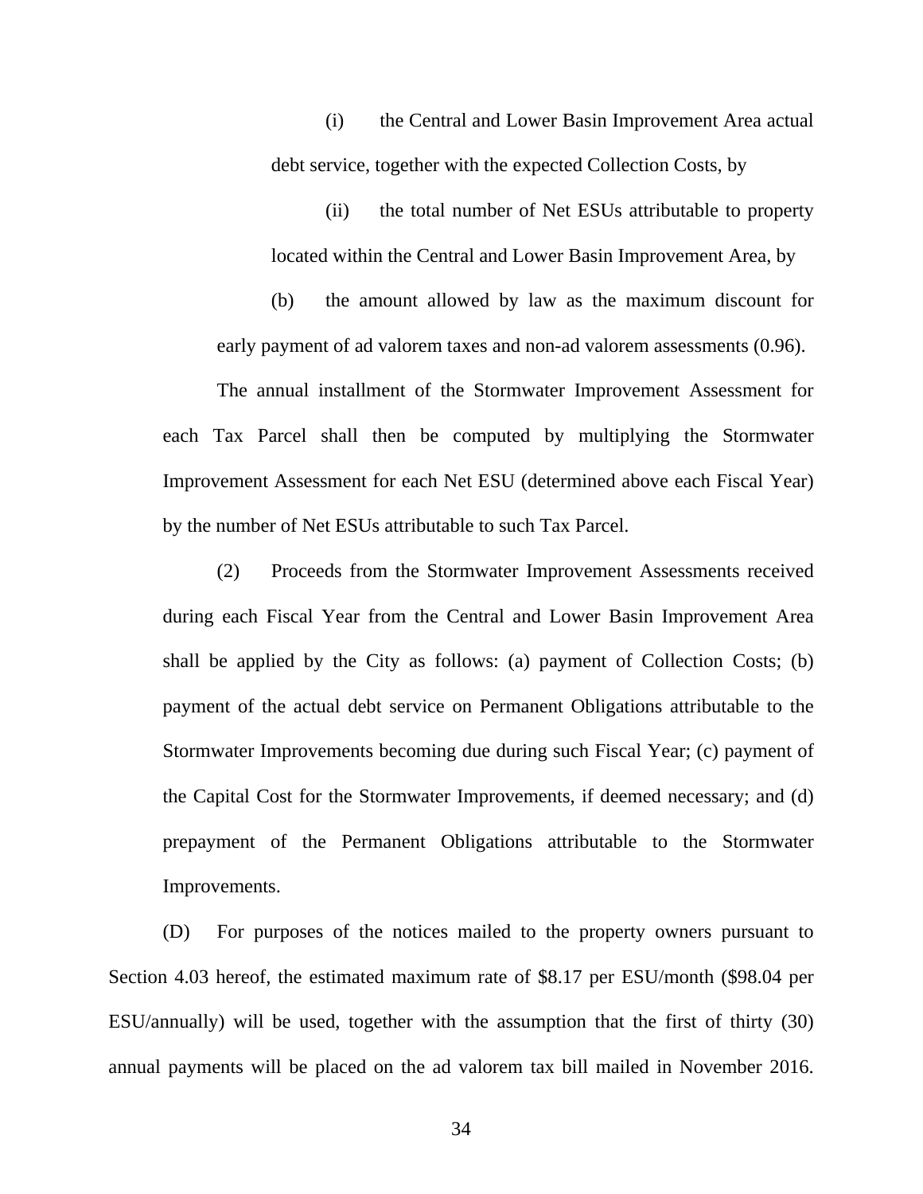(i) the Central and Lower Basin Improvement Area actual debt service, together with the expected Collection Costs, by

(ii) the total number of Net ESUs attributable to property located within the Central and Lower Basin Improvement Area, by

(b) the amount allowed by law as the maximum discount for early payment of ad valorem taxes and non-ad valorem assessments (0.96).

The annual installment of the Stormwater Improvement Assessment for each Tax Parcel shall then be computed by multiplying the Stormwater Improvement Assessment for each Net ESU (determined above each Fiscal Year) by the number of Net ESUs attributable to such Tax Parcel.

(2) Proceeds from the Stormwater Improvement Assessments received during each Fiscal Year from the Central and Lower Basin Improvement Area shall be applied by the City as follows: (a) payment of Collection Costs; (b) payment of the actual debt service on Permanent Obligations attributable to the Stormwater Improvements becoming due during such Fiscal Year; (c) payment of the Capital Cost for the Stormwater Improvements, if deemed necessary; and (d) prepayment of the Permanent Obligations attributable to the Stormwater Improvements.

(D) For purposes of the notices mailed to the property owners pursuant to Section 4.03 hereof, the estimated maximum rate of $8.17 per ESU/month ($98.04 per ESU/annually) will be used, together with the assumption that the first of thirty (30) annual payments will be placed on the ad valorem tax bill mailed in November 2016.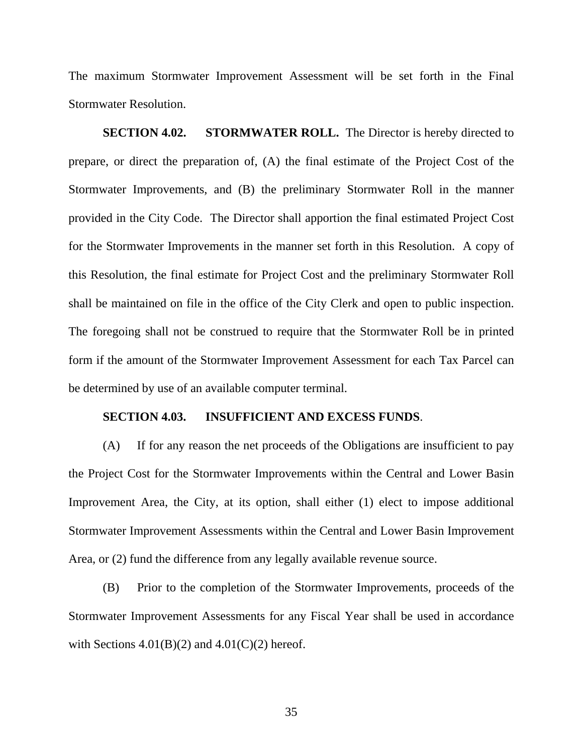The maximum Stormwater Improvement Assessment will be set forth in the Final Stormwater Resolution.

**SECTION 4.02. STORMWATER ROLL.** The Director is hereby directed to prepare, or direct the preparation of, (A) the final estimate of the Project Cost of the Stormwater Improvements, and (B) the preliminary Stormwater Roll in the manner provided in the City Code. The Director shall apportion the final estimated Project Cost for the Stormwater Improvements in the manner set forth in this Resolution. A copy of this Resolution, the final estimate for Project Cost and the preliminary Stormwater Roll shall be maintained on file in the office of the City Clerk and open to public inspection. The foregoing shall not be construed to require that the Stormwater Roll be in printed form if the amount of the Stormwater Improvement Assessment for each Tax Parcel can be determined by use of an available computer terminal.

**SECTION 4.03. INSUFFICIENT AND EXCESS FUNDS**.

(A) If for any reason the net proceeds of the Obligations are insufficient to pay the Project Cost for the Stormwater Improvements within the Central and Lower Basin Improvement Area, the City, at its option, shall either (1) elect to impose additional Stormwater Improvement Assessments within the Central and Lower Basin Improvement Area, or (2) fund the difference from any legally available revenue source.

(B) Prior to the completion of the Stormwater Improvements, proceeds of the Stormwater Improvement Assessments for any Fiscal Year shall be used in accordance with Sections 4.01(B)(2) and 4.01(C)(2) hereof.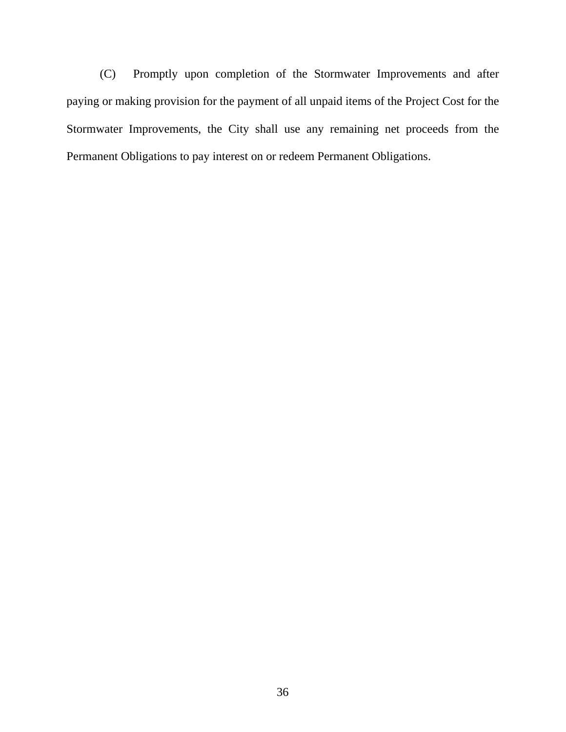(C) Promptly upon completion of the Stormwater Improvements and after paying or making provision for the payment of all unpaid items of the Project Cost for the Stormwater Improvements, the City shall use any remaining net proceeds from the Permanent Obligations to pay interest on or redeem Permanent Obligations.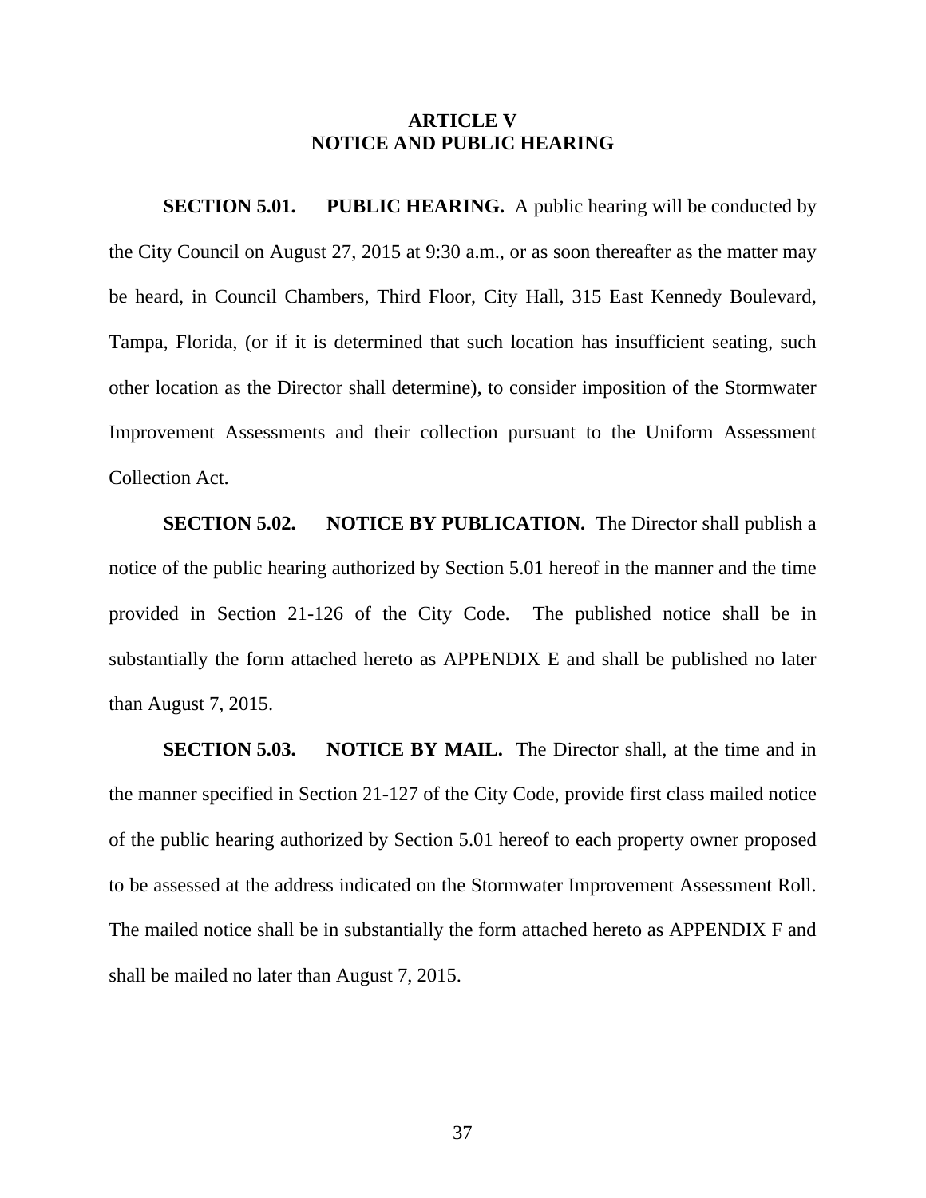## ARTICLE V
## NOTICE AND PUBLIC HEARING

**SECTION 5.01. PUBLIC HEARING.** A public hearing will be conducted by the City Council on August 27, 2015 at 9:30 a.m., or as soon thereafter as the matter may be heard, in Council Chambers, Third Floor, City Hall, 315 East Kennedy Boulevard, Tampa, Florida, (or if it is determined that such location has insufficient seating, such other location as the Director shall determine), to consider imposition of the Stormwater Improvement Assessments and their collection pursuant to the Uniform Assessment Collection Act.

**SECTION 5.02. NOTICE BY PUBLICATION.** The Director shall publish a notice of the public hearing authorized by Section 5.01 hereof in the manner and the time provided in Section 21-126 of the City Code. The published notice shall be in substantially the form attached hereto as APPENDIX E and shall be published no later than August 7, 2015.

**SECTION 5.03. NOTICE BY MAIL.** The Director shall, at the time and in the manner specified in Section 21-127 of the City Code, provide first class mailed notice of the public hearing authorized by Section 5.01 hereof to each property owner proposed to be assessed at the address indicated on the Stormwater Improvement Assessment Roll. The mailed notice shall be in substantially the form attached hereto as APPENDIX F and shall be mailed no later than August 7, 2015.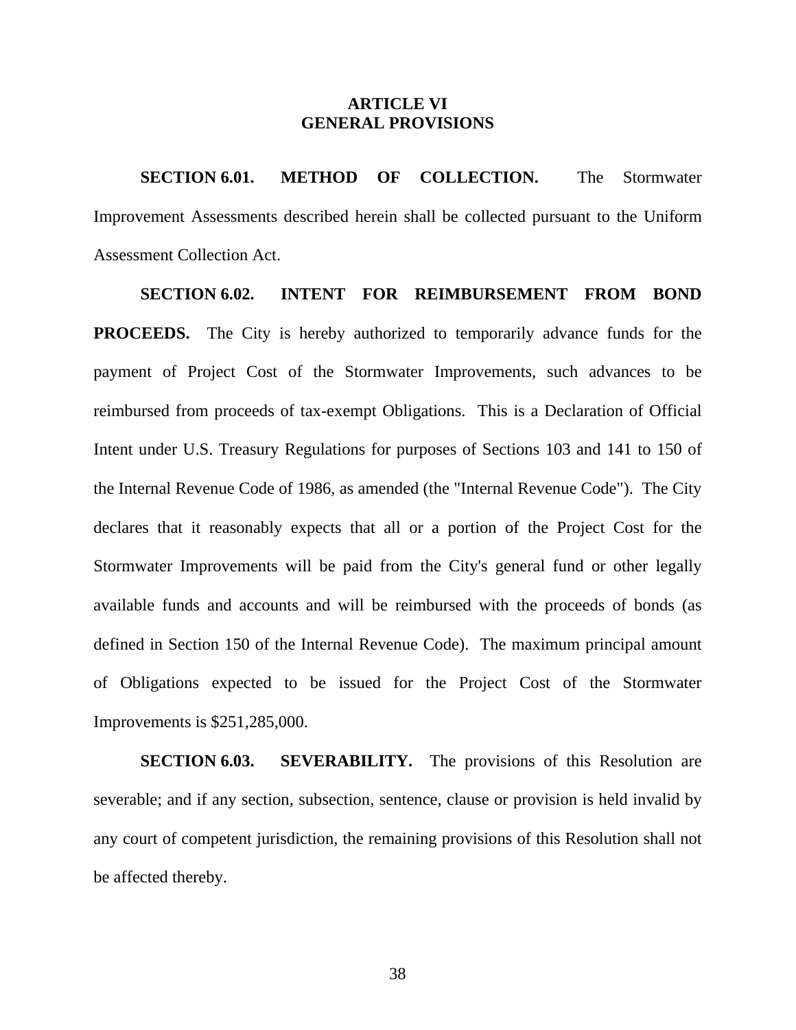## ARTICLE VI
## GENERAL PROVISIONS

**SECTION 6.01. METHOD OF COLLECTION.** The Stormwater Improvement Assessments described herein shall be collected pursuant to the Uniform Assessment Collection Act.

**SECTION 6.02. INTENT FOR REIMBURSEMENT FROM BOND PROCEEDS.** The City is hereby authorized to temporarily advance funds for the payment of Project Cost of the Stormwater Improvements, such advances to be reimbursed from proceeds of tax-exempt Obligations. This is a Declaration of Official Intent under U.S. Treasury Regulations for purposes of Sections 103 and 141 to 150 of the Internal Revenue Code of 1986, as amended (the "Internal Revenue Code"). The City declares that it reasonably expects that all or a portion of the Project Cost for the Stormwater Improvements will be paid from the City's general fund or other legally available funds and accounts and will be reimbursed with the proceeds of bonds (as defined in Section 150 of the Internal Revenue Code). The maximum principal amount of Obligations expected to be issued for the Project Cost of the Stormwater Improvements is $251,285,000.

**SECTION 6.03. SEVERABILITY.** The provisions of this Resolution are severable; and if any section, subsection, sentence, clause or provision is held invalid by any court of competent jurisdiction, the remaining provisions of this Resolution shall not be affected thereby.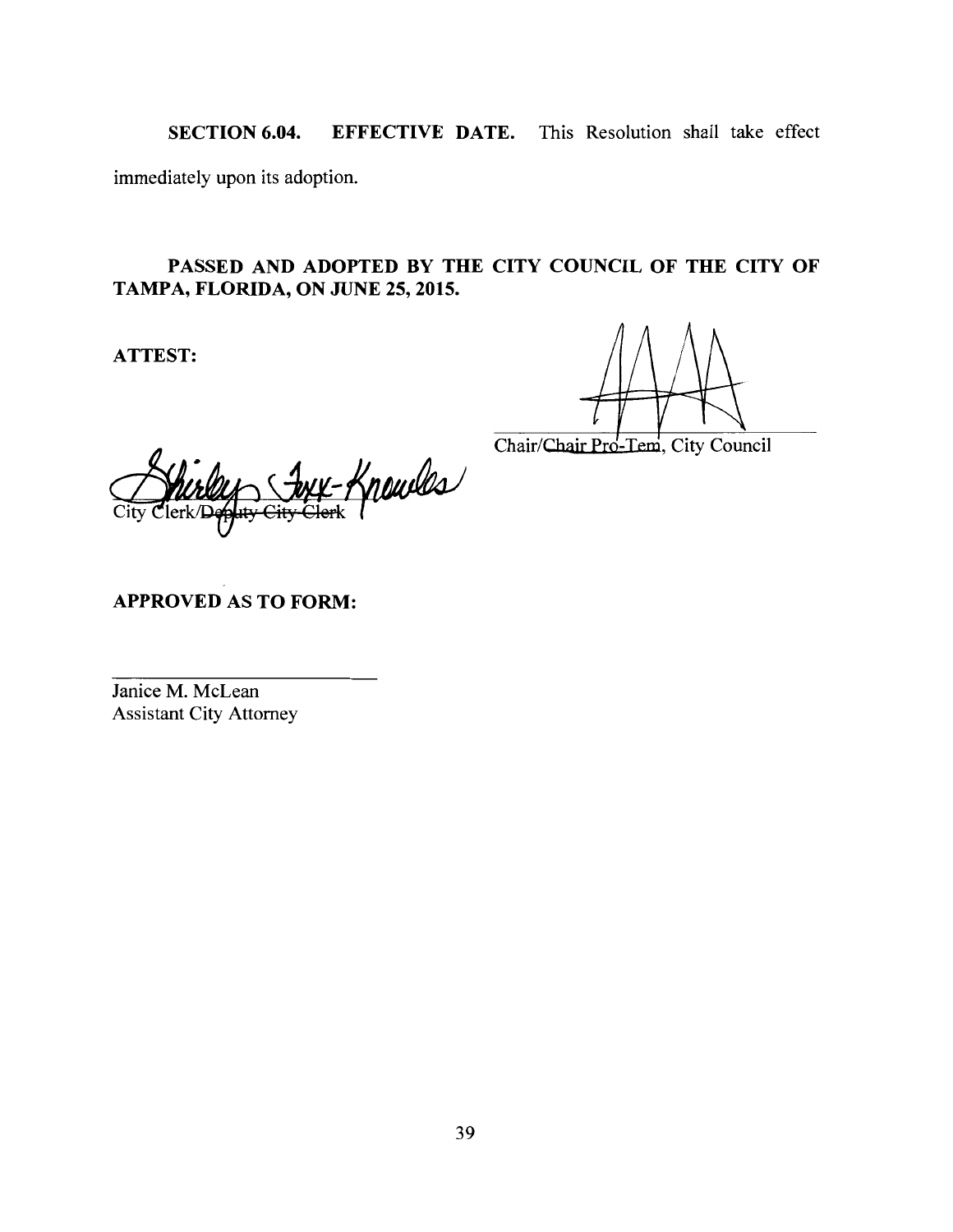**SECTION 6.04. EFFECTIVE DATE.** This Resolution shall take effect immediately upon its adoption.

**PASSED AND ADOPTED BY THE CITY COUNCIL OF THE CITY OF TAMPA, FLORIDA, ON JUNE 25, 2015.**

**ATTEST:**

Chair/~~Chair Pro-Tem~~, City Council

City Clerk/~~Deputy City Clerk~~

**APPROVED AS TO FORM:**

Janice M. McLean
Assistant City Attorney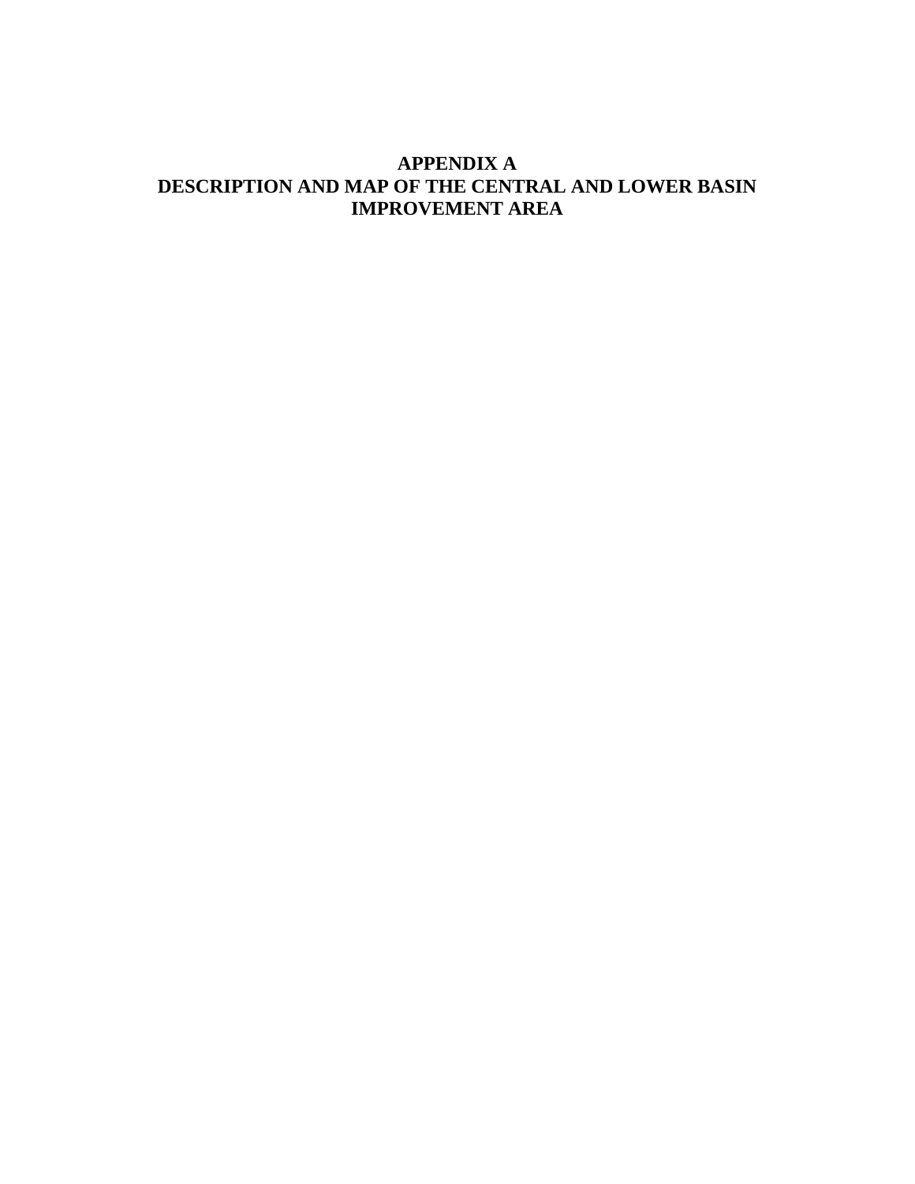# APPENDIX A
# DESCRIPTION AND MAP OF THE CENTRAL AND LOWER BASIN IMPROVEMENT AREA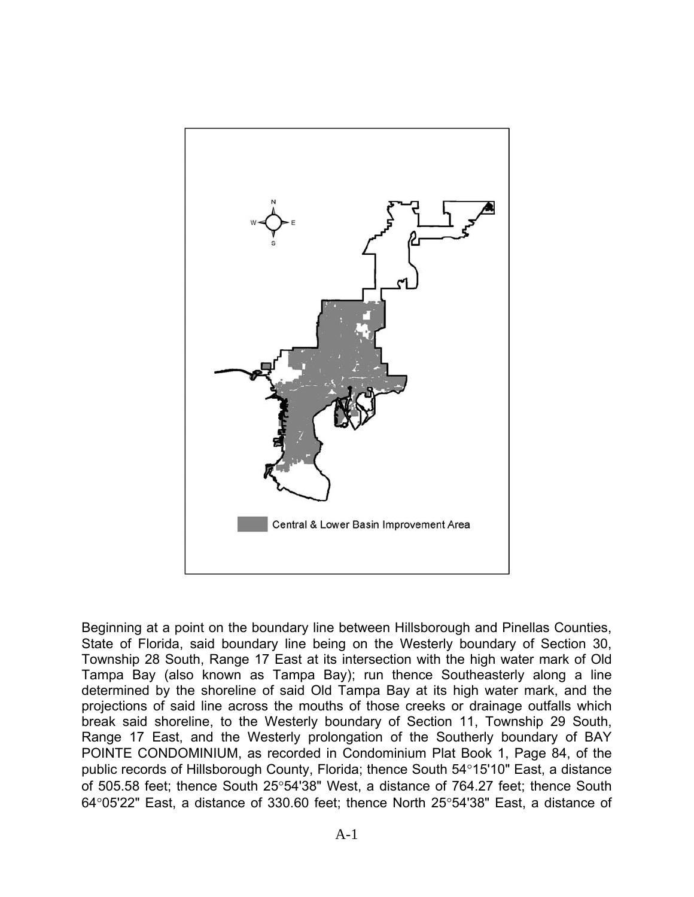Central & Lower Basin Improvement Area

Beginning at a point on the boundary line between Hillsborough and Pinellas Counties, State of Florida, said boundary line being on the Westerly boundary of Section 30, Township 28 South, Range 17 East at its intersection with the high water mark of Old Tampa Bay (also known as Tampa Bay); run thence Southeasterly along a line determined by the shoreline of said Old Tampa Bay at its high water mark, and the projections of said line across the mouths of those creeks or drainage outfalls which break said shoreline, to the Westerly boundary of Section 11, Township 29 South, Range 17 East, and the Westerly prolongation of the Southerly boundary of BAY POINTE CONDOMINIUM, as recorded in Condominium Plat Book 1, Page 84, of the public records of Hillsborough County, Florida; thence South 54°15'10" East, a distance of 505.58 feet; thence South 25°54'38" West, a distance of 764.27 feet; thence South 64°05'22" East, a distance of 330.60 feet; thence North 25°54'38" East, a distance of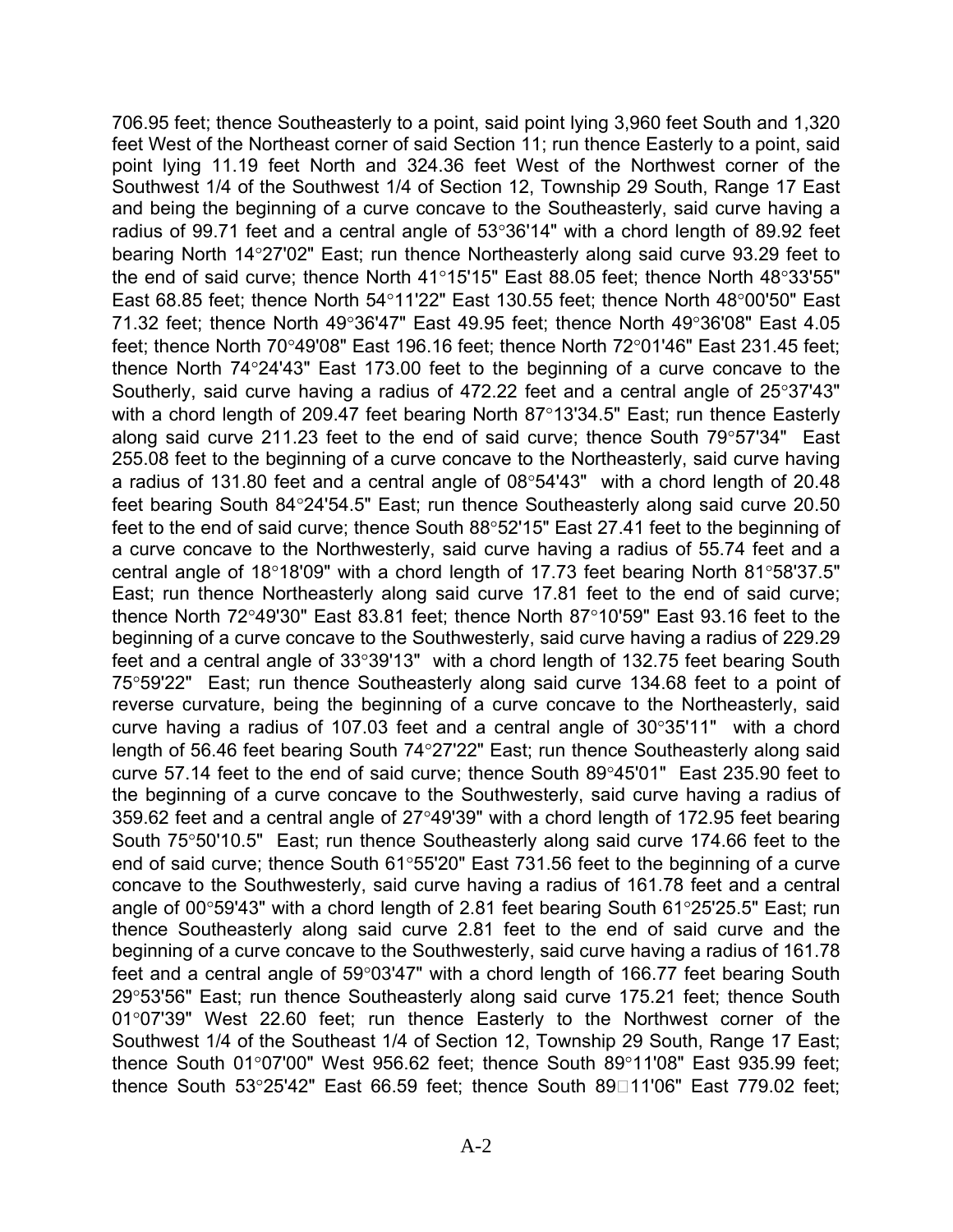706.95 feet; thence Southeasterly to a point, said point lying 3,960 feet South and 1,320 feet West of the Northeast corner of said Section 11; run thence Easterly to a point, said point lying 11.19 feet North and 324.36 feet West of the Northwest corner of the Southwest 1/4 of the Southwest 1/4 of Section 12, Township 29 South, Range 17 East and being the beginning of a curve concave to the Southeasterly, said curve having a radius of 99.71 feet and a central angle of 53°36'14" with a chord length of 89.92 feet bearing North 14°27'02" East; run thence Northeasterly along said curve 93.29 feet to the end of said curve; thence North 41°15'15" East 88.05 feet; thence North 48°33'55" East 68.85 feet; thence North 54°11'22" East 130.55 feet; thence North 48°00'50" East 71.32 feet; thence North 49°36'47" East 49.95 feet; thence North 49°36'08" East 4.05 feet; thence North 70°49'08" East 196.16 feet; thence North 72°01'46" East 231.45 feet; thence North 74°24'43" East 173.00 feet to the beginning of a curve concave to the Southerly, said curve having a radius of 472.22 feet and a central angle of 25°37'43" with a chord length of 209.47 feet bearing North 87°13'34.5" East; run thence Easterly along said curve 211.23 feet to the end of said curve; thence South 79°57'34" East 255.08 feet to the beginning of a curve concave to the Northeasterly, said curve having a radius of 131.80 feet and a central angle of 08°54'43" with a chord length of 20.48 feet bearing South 84°24'54.5" East; run thence Southeasterly along said curve 20.50 feet to the end of said curve; thence South 88°52'15" East 27.41 feet to the beginning of a curve concave to the Northwesterly, said curve having a radius of 55.74 feet and a central angle of 18°18'09" with a chord length of 17.73 feet bearing North 81°58'37.5" East; run thence Northeasterly along said curve 17.81 feet to the end of said curve; thence North 72°49'30" East 83.81 feet; thence North 87°10'59" East 93.16 feet to the beginning of a curve concave to the Southwesterly, said curve having a radius of 229.29 feet and a central angle of 33°39'13" with a chord length of 132.75 feet bearing South 75°59'22" East; run thence Southeasterly along said curve 134.68 feet to a point of reverse curvature, being the beginning of a curve concave to the Northeasterly, said curve having a radius of 107.03 feet and a central angle of 30°35'11" with a chord length of 56.46 feet bearing South 74°27'22" East; run thence Southeasterly along said curve 57.14 feet to the end of said curve; thence South 89°45'01" East 235.90 feet to the beginning of a curve concave to the Southwesterly, said curve having a radius of 359.62 feet and a central angle of 27°49'39" with a chord length of 172.95 feet bearing South 75°50'10.5" East; run thence Southeasterly along said curve 174.66 feet to the end of said curve; thence South 61°55'20" East 731.56 feet to the beginning of a curve concave to the Southwesterly, said curve having a radius of 161.78 feet and a central angle of 00°59'43" with a chord length of 2.81 feet bearing South 61°25'25.5" East; run thence Southeasterly along said curve 2.81 feet to the end of said curve and the beginning of a curve concave to the Southwesterly, said curve having a radius of 161.78 feet and a central angle of 59°03'47" with a chord length of 166.77 feet bearing South 29°53'56" East; run thence Southeasterly along said curve 175.21 feet; thence South 01°07'39" West 22.60 feet; run thence Easterly to the Northwest corner of the Southwest 1/4 of the Southeast 1/4 of Section 12, Township 29 South, Range 17 East; thence South 01°07'00" West 956.62 feet; thence South 89°11'08" East 935.99 feet; thence South 53°25'42" East 66.59 feet; thence South 89°11'06" East 779.02 feet;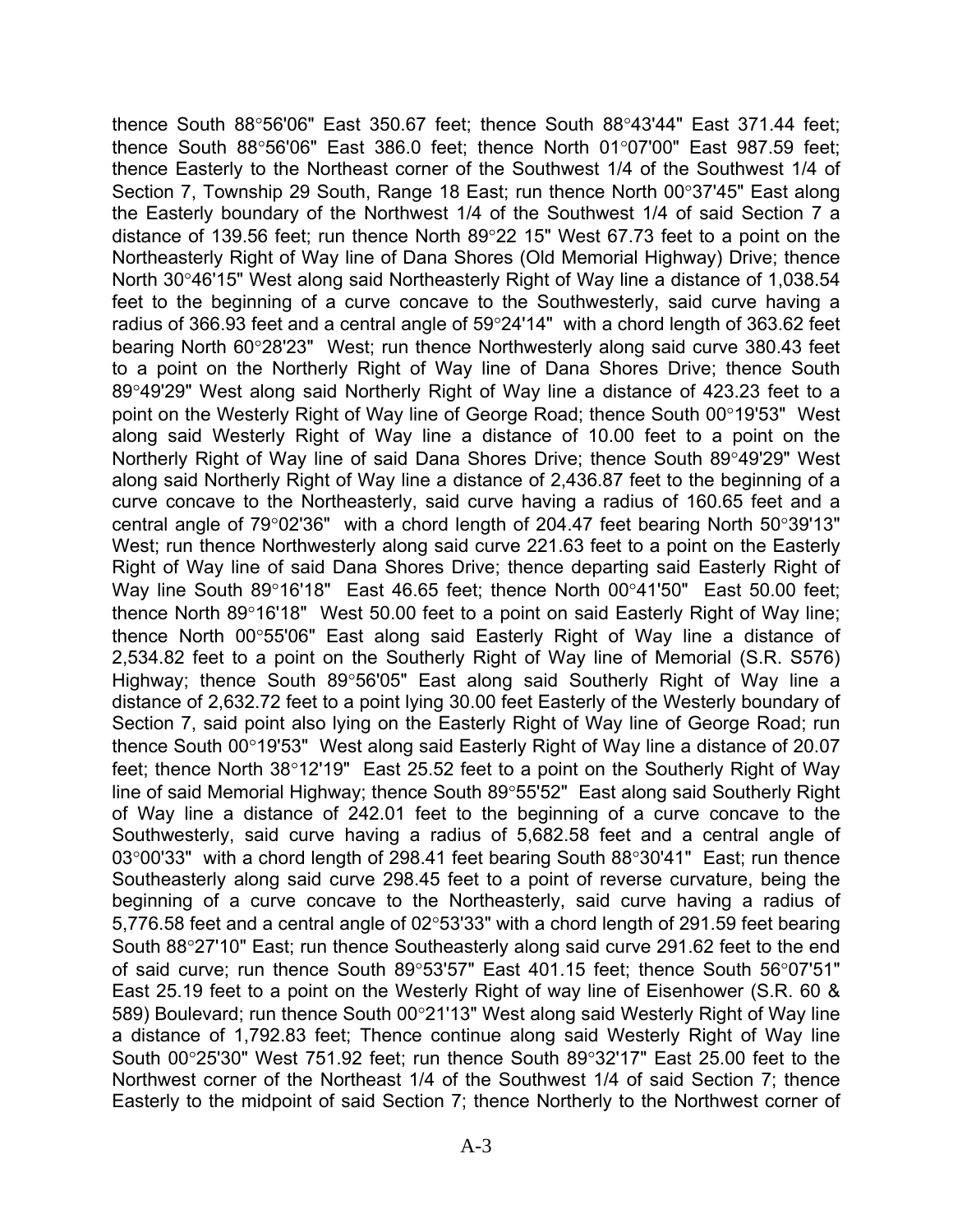thence South 88°56'06" East 350.67 feet; thence South 88°43'44" East 371.44 feet; thence South 88°56'06" East 386.0 feet; thence North 01°07'00" East 987.59 feet; thence Easterly to the Northeast corner of the Southwest 1/4 of the Southwest 1/4 of Section 7, Township 29 South, Range 18 East; run thence North 00°37'45" East along the Easterly boundary of the Northwest 1/4 of the Southwest 1/4 of said Section 7 a distance of 139.56 feet; run thence North 89°22 15" West 67.73 feet to a point on the Northeasterly Right of Way line of Dana Shores (Old Memorial Highway) Drive; thence North 30°46'15" West along said Northeasterly Right of Way line a distance of 1,038.54 feet to the beginning of a curve concave to the Southwesterly, said curve having a radius of 366.93 feet and a central angle of 59°24'14" with a chord length of 363.62 feet bearing North 60°28'23" West; run thence Northwesterly along said curve 380.43 feet to a point on the Northerly Right of Way line of Dana Shores Drive; thence South 89°49'29" West along said Northerly Right of Way line a distance of 423.23 feet to a point on the Westerly Right of Way line of George Road; thence South 00°19'53" West along said Westerly Right of Way line a distance of 10.00 feet to a point on the Northerly Right of Way line of said Dana Shores Drive; thence South 89°49'29" West along said Northerly Right of Way line a distance of 2,436.87 feet to the beginning of a curve concave to the Northeasterly, said curve having a radius of 160.65 feet and a central angle of 79°02'36" with a chord length of 204.47 feet bearing North 50°39'13" West; run thence Northwesterly along said curve 221.63 feet to a point on the Easterly Right of Way line of said Dana Shores Drive; thence departing said Easterly Right of Way line South 89°16'18" East 46.65 feet; thence North 00°41'50" East 50.00 feet; thence North 89°16'18" West 50.00 feet to a point on said Easterly Right of Way line; thence North 00°55'06" East along said Easterly Right of Way line a distance of 2,534.82 feet to a point on the Southerly Right of Way line of Memorial (S.R. S576) Highway; thence South 89°56'05" East along said Southerly Right of Way line a distance of 2,632.72 feet to a point lying 30.00 feet Easterly of the Westerly boundary of Section 7, said point also lying on the Easterly Right of Way line of George Road; run thence South 00°19'53" West along said Easterly Right of Way line a distance of 20.07 feet; thence North 38°12'19" East 25.52 feet to a point on the Southerly Right of Way line of said Memorial Highway; thence South 89°55'52" East along said Southerly Right of Way line a distance of 242.01 feet to the beginning of a curve concave to the Southwesterly, said curve having a radius of 5,682.58 feet and a central angle of 03°00'33" with a chord length of 298.41 feet bearing South 88°30'41" East; run thence Southeasterly along said curve 298.45 feet to a point of reverse curvature, being the beginning of a curve concave to the Northeasterly, said curve having a radius of 5,776.58 feet and a central angle of 02°53'33" with a chord length of 291.59 feet bearing South 88°27'10" East; run thence Southeasterly along said curve 291.62 feet to the end of said curve; run thence South 89°53'57" East 401.15 feet; thence South 56°07'51" East 25.19 feet to a point on the Westerly Right of way line of Eisenhower (S.R. 60 & 589) Boulevard; run thence South 00°21'13" West along said Westerly Right of Way line a distance of 1,792.83 feet; Thence continue along said Westerly Right of Way line South 00°25'30" West 751.92 feet; run thence South 89°32'17" East 25.00 feet to the Northwest corner of the Northeast 1/4 of the Southwest 1/4 of said Section 7; thence Easterly to the midpoint of said Section 7; thence Northerly to the Northwest corner of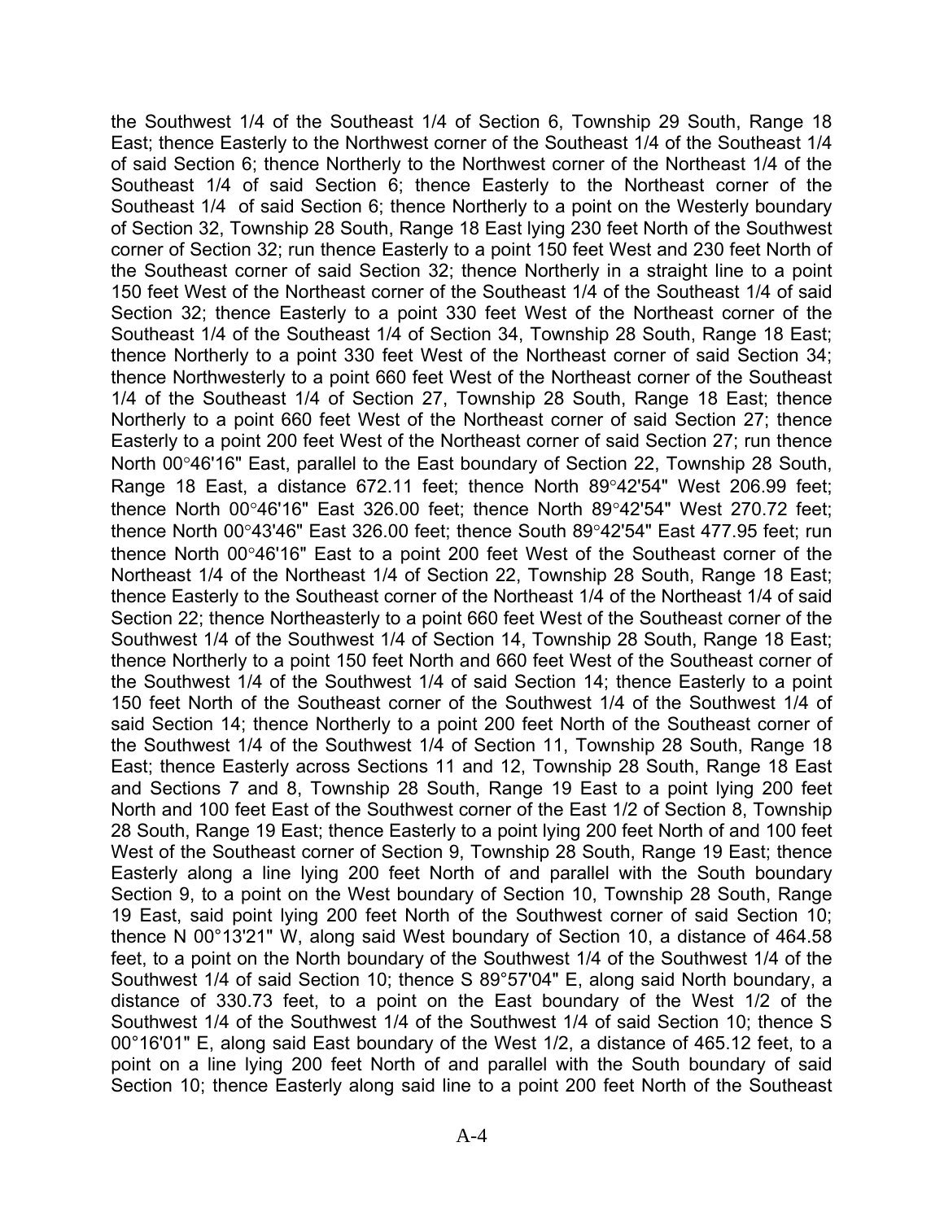the Southwest 1/4 of the Southeast 1/4 of Section 6, Township 29 South, Range 18 East; thence Easterly to the Northwest corner of the Southeast 1/4 of the Southeast 1/4 of said Section 6; thence Northerly to the Northwest corner of the Northeast 1/4 of the Southeast 1/4 of said Section 6; thence Easterly to the Northeast corner of the Southeast 1/4 of said Section 6; thence Northerly to a point on the Westerly boundary of Section 32, Township 28 South, Range 18 East lying 230 feet North of the Southwest corner of Section 32; run thence Easterly to a point 150 feet West and 230 feet North of the Southeast corner of said Section 32; thence Northerly in a straight line to a point 150 feet West of the Northeast corner of the Southeast 1/4 of the Southeast 1/4 of said Section 32; thence Easterly to a point 330 feet West of the Northeast corner of the Southeast 1/4 of the Southeast 1/4 of Section 34, Township 28 South, Range 18 East; thence Northerly to a point 330 feet West of the Northeast corner of said Section 34; thence Northwesterly to a point 660 feet West of the Northeast corner of the Southeast 1/4 of the Southeast 1/4 of Section 27, Township 28 South, Range 18 East; thence Northerly to a point 660 feet West of the Northeast corner of said Section 27; thence Easterly to a point 200 feet West of the Northeast corner of said Section 27; run thence North 00°46'16" East, parallel to the East boundary of Section 22, Township 28 South, Range 18 East, a distance 672.11 feet; thence North 89°42'54" West 206.99 feet; thence North 00°46'16" East 326.00 feet; thence North 89°42'54" West 270.72 feet; thence North 00°43'46" East 326.00 feet; thence South 89°42'54" East 477.95 feet; run thence North 00°46'16" East to a point 200 feet West of the Southeast corner of the Northeast 1/4 of the Northeast 1/4 of Section 22, Township 28 South, Range 18 East; thence Easterly to the Southeast corner of the Northeast 1/4 of the Northeast 1/4 of said Section 22; thence Northeasterly to a point 660 feet West of the Southeast corner of the Southwest 1/4 of the Southwest 1/4 of Section 14, Township 28 South, Range 18 East; thence Northerly to a point 150 feet North and 660 feet West of the Southeast corner of the Southwest 1/4 of the Southwest 1/4 of said Section 14; thence Easterly to a point 150 feet North of the Southeast corner of the Southwest 1/4 of the Southwest 1/4 of said Section 14; thence Northerly to a point 200 feet North of the Southeast corner of the Southwest 1/4 of the Southwest 1/4 of Section 11, Township 28 South, Range 18 East; thence Easterly across Sections 11 and 12, Township 28 South, Range 18 East and Sections 7 and 8, Township 28 South, Range 19 East to a point lying 200 feet North and 100 feet East of the Southwest corner of the East 1/2 of Section 8, Township 28 South, Range 19 East; thence Easterly to a point lying 200 feet North of and 100 feet West of the Southeast corner of Section 9, Township 28 South, Range 19 East; thence Easterly along a line lying 200 feet North of and parallel with the South boundary Section 9, to a point on the West boundary of Section 10, Township 28 South, Range 19 East, said point lying 200 feet North of the Southwest corner of said Section 10; thence N 00°13'21" W, along said West boundary of Section 10, a distance of 464.58 feet, to a point on the North boundary of the Southwest 1/4 of the Southwest 1/4 of the Southwest 1/4 of said Section 10; thence S 89°57'04" E, along said North boundary, a distance of 330.73 feet, to a point on the East boundary of the West 1/2 of the Southwest 1/4 of the Southwest 1/4 of the Southwest 1/4 of said Section 10; thence S 00°16'01" E, along said East boundary of the West 1/2, a distance of 465.12 feet, to a point on a line lying 200 feet North of and parallel with the South boundary of said Section 10; thence Easterly along said line to a point 200 feet North of the Southeast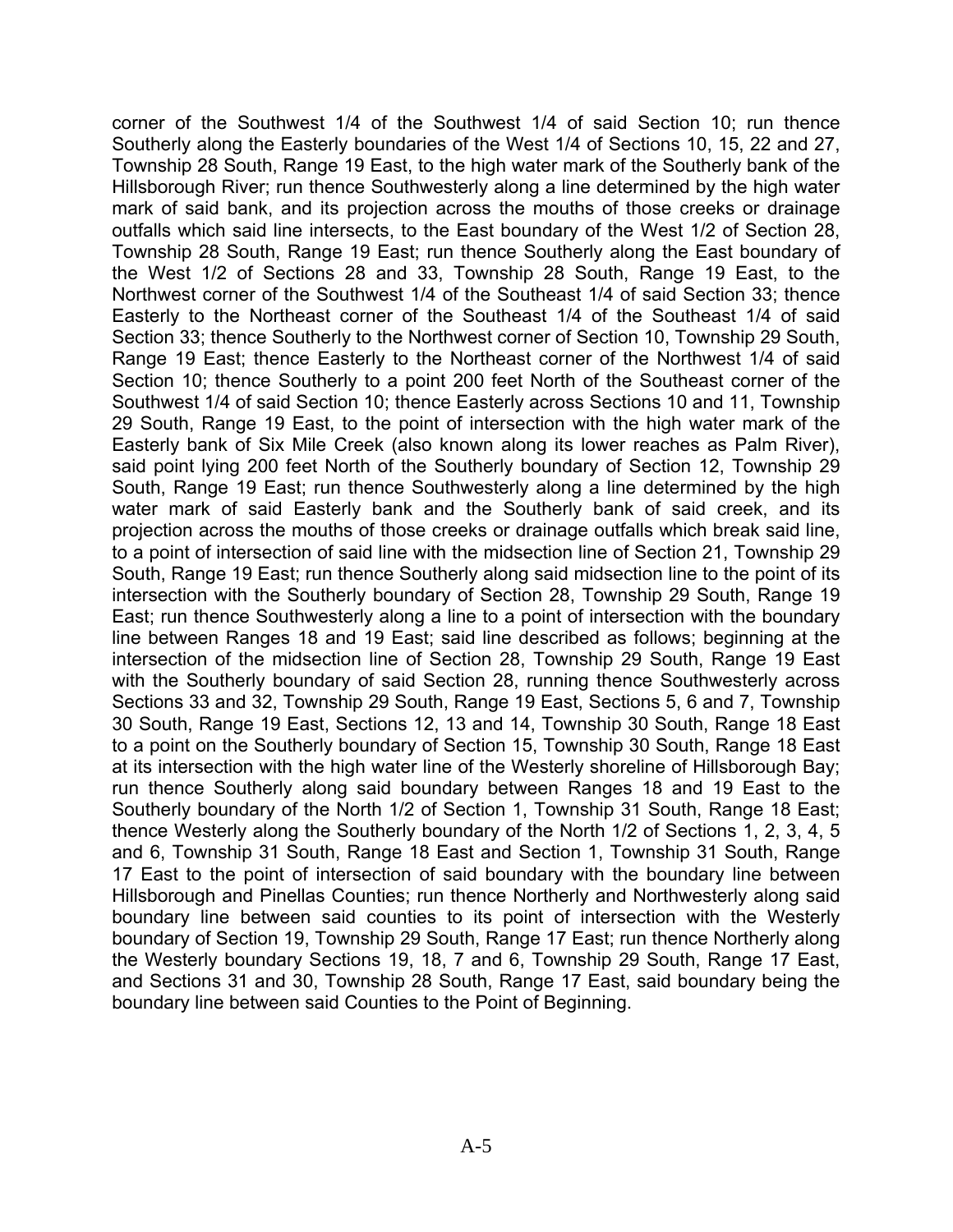corner of the Southwest 1/4 of the Southwest 1/4 of said Section 10; run thence Southerly along the Easterly boundaries of the West 1/4 of Sections 10, 15, 22 and 27, Township 28 South, Range 19 East, to the high water mark of the Southerly bank of the Hillsborough River; run thence Southwesterly along a line determined by the high water mark of said bank, and its projection across the mouths of those creeks or drainage outfalls which said line intersects, to the East boundary of the West 1/2 of Section 28, Township 28 South, Range 19 East; run thence Southerly along the East boundary of the West 1/2 of Sections 28 and 33, Township 28 South, Range 19 East, to the Northwest corner of the Southwest 1/4 of the Southeast 1/4 of said Section 33; thence Easterly to the Northeast corner of the Southeast 1/4 of the Southeast 1/4 of said Section 33; thence Southerly to the Northwest corner of Section 10, Township 29 South, Range 19 East; thence Easterly to the Northeast corner of the Northwest 1/4 of said Section 10; thence Southerly to a point 200 feet North of the Southeast corner of the Southwest 1/4 of said Section 10; thence Easterly across Sections 10 and 11, Township 29 South, Range 19 East, to the point of intersection with the high water mark of the Easterly bank of Six Mile Creek (also known along its lower reaches as Palm River), said point lying 200 feet North of the Southerly boundary of Section 12, Township 29 South, Range 19 East; run thence Southwesterly along a line determined by the high water mark of said Easterly bank and the Southerly bank of said creek, and its projection across the mouths of those creeks or drainage outfalls which break said line, to a point of intersection of said line with the midsection line of Section 21, Township 29 South, Range 19 East; run thence Southerly along said midsection line to the point of its intersection with the Southerly boundary of Section 28, Township 29 South, Range 19 East; run thence Southwesterly along a line to a point of intersection with the boundary line between Ranges 18 and 19 East; said line described as follows; beginning at the intersection of the midsection line of Section 28, Township 29 South, Range 19 East with the Southerly boundary of said Section 28, running thence Southwesterly across Sections 33 and 32, Township 29 South, Range 19 East, Sections 5, 6 and 7, Township 30 South, Range 19 East, Sections 12, 13 and 14, Township 30 South, Range 18 East to a point on the Southerly boundary of Section 15, Township 30 South, Range 18 East at its intersection with the high water line of the Westerly shoreline of Hillsborough Bay; run thence Southerly along said boundary between Ranges 18 and 19 East to the Southerly boundary of the North 1/2 of Section 1, Township 31 South, Range 18 East; thence Westerly along the Southerly boundary of the North 1/2 of Sections 1, 2, 3, 4, 5 and 6, Township 31 South, Range 18 East and Section 1, Township 31 South, Range 17 East to the point of intersection of said boundary with the boundary line between Hillsborough and Pinellas Counties; run thence Northerly and Northwesterly along said boundary line between said counties to its point of intersection with the Westerly boundary of Section 19, Township 29 South, Range 17 East; run thence Northerly along the Westerly boundary Sections 19, 18, 7 and 6, Township 29 South, Range 17 East, and Sections 31 and 30, Township 28 South, Range 17 East, said boundary being the boundary line between said Counties to the Point of Beginning.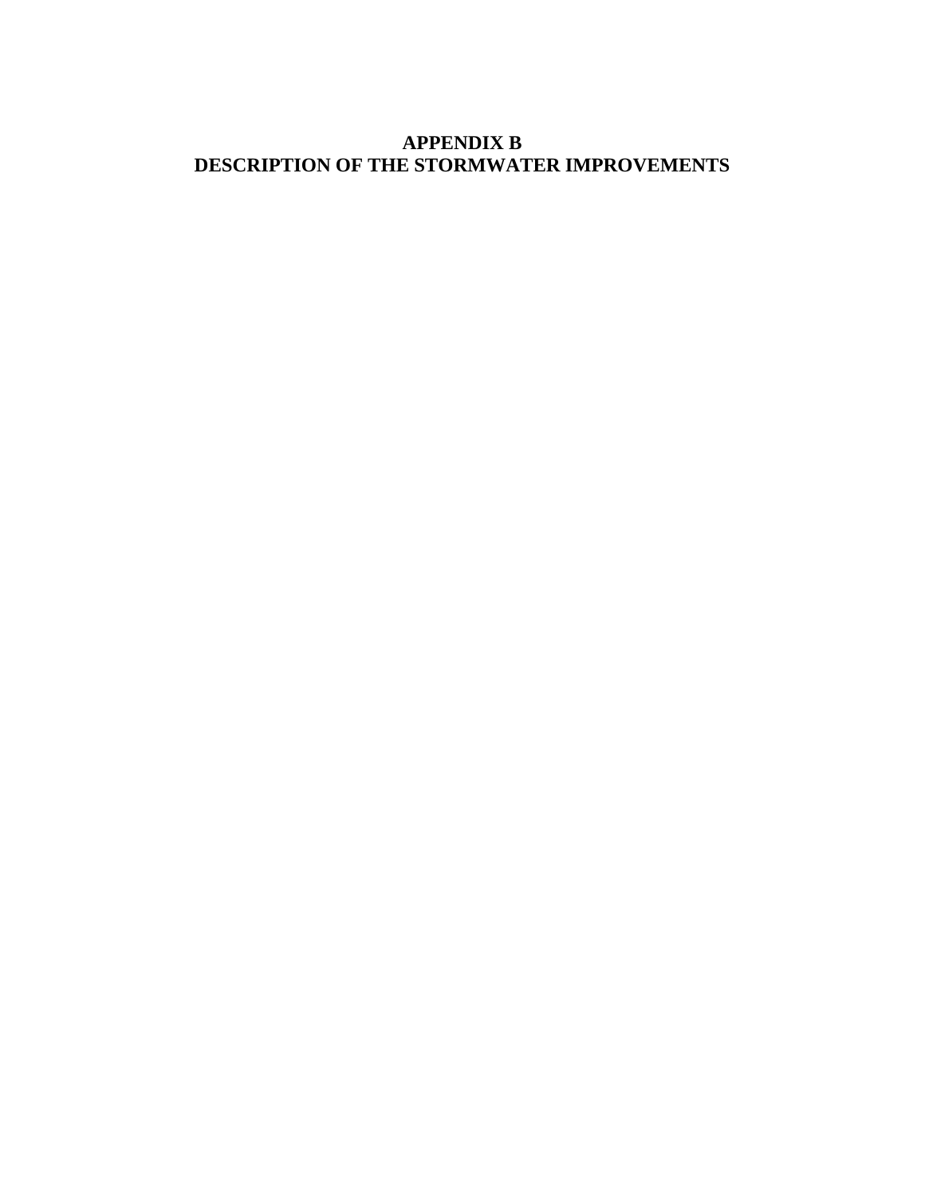# APPENDIX B
# DESCRIPTION OF THE STORMWATER IMPROVEMENTS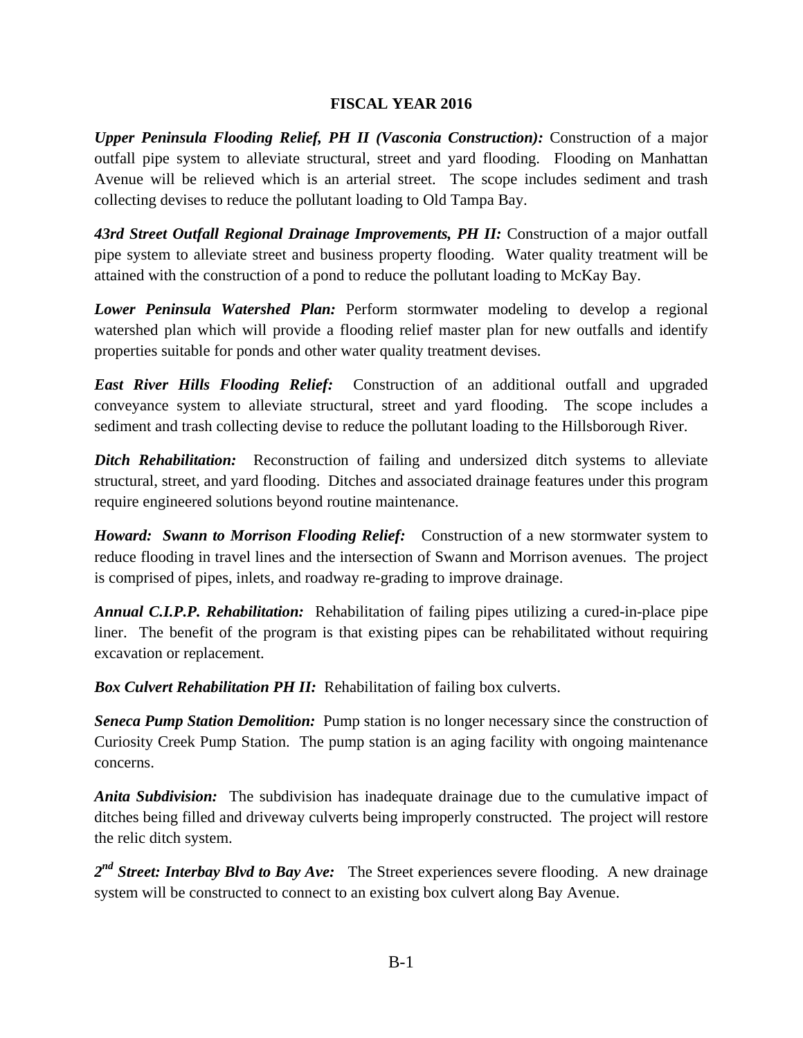## FISCAL YEAR 2016

***Upper Peninsula Flooding Relief, PH II (Vasconia Construction):*** Construction of a major outfall pipe system to alleviate structural, street and yard flooding. Flooding on Manhattan Avenue will be relieved which is an arterial street. The scope includes sediment and trash collecting devises to reduce the pollutant loading to Old Tampa Bay.

***43rd Street Outfall Regional Drainage Improvements, PH II:*** Construction of a major outfall pipe system to alleviate street and business property flooding. Water quality treatment will be attained with the construction of a pond to reduce the pollutant loading to McKay Bay.

***Lower Peninsula Watershed Plan:*** Perform stormwater modeling to develop a regional watershed plan which will provide a flooding relief master plan for new outfalls and identify properties suitable for ponds and other water quality treatment devises.

***East River Hills Flooding Relief:*** Construction of an additional outfall and upgraded conveyance system to alleviate structural, street and yard flooding. The scope includes a sediment and trash collecting devise to reduce the pollutant loading to the Hillsborough River.

***Ditch Rehabilitation:*** Reconstruction of failing and undersized ditch systems to alleviate structural, street, and yard flooding. Ditches and associated drainage features under this program require engineered solutions beyond routine maintenance.

***Howard: Swann to Morrison Flooding Relief:*** Construction of a new stormwater system to reduce flooding in travel lines and the intersection of Swann and Morrison avenues. The project is comprised of pipes, inlets, and roadway re-grading to improve drainage.

***Annual C.I.P.P. Rehabilitation:*** Rehabilitation of failing pipes utilizing a cured-in-place pipe liner. The benefit of the program is that existing pipes can be rehabilitated without requiring excavation or replacement.

***Box Culvert Rehabilitation PH II:*** Rehabilitation of failing box culverts.

***Seneca Pump Station Demolition:*** Pump station is no longer necessary since the construction of Curiosity Creek Pump Station. The pump station is an aging facility with ongoing maintenance concerns.

***Anita Subdivision:*** The subdivision has inadequate drainage due to the cumulative impact of ditches being filled and driveway culverts being improperly constructed. The project will restore the relic ditch system.

***2nd Street: Interbay Blvd to Bay Ave:*** The Street experiences severe flooding. A new drainage system will be constructed to connect to an existing box culvert along Bay Avenue.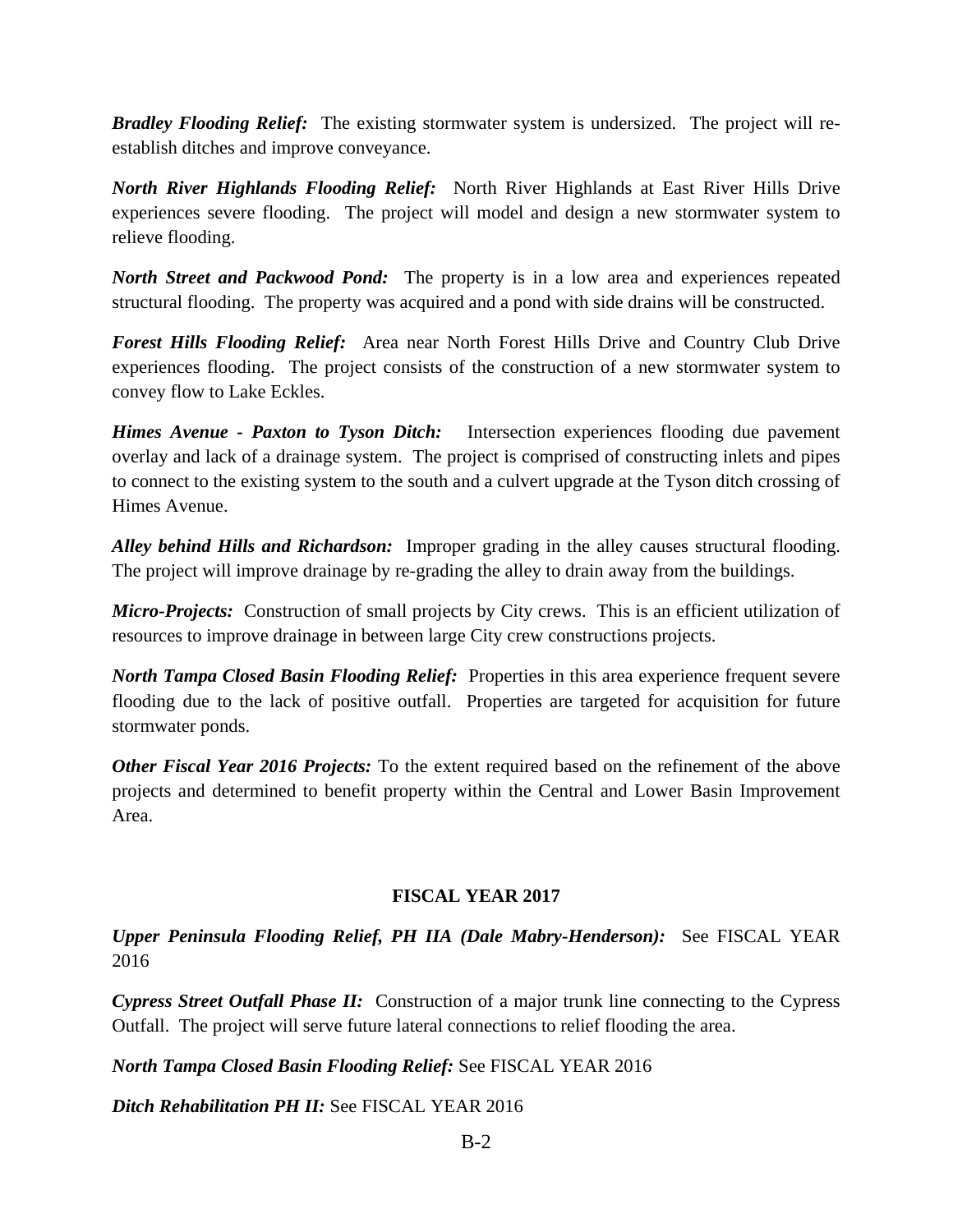***Bradley Flooding Relief:*** The existing stormwater system is undersized. The project will re-establish ditches and improve conveyance.

***North River Highlands Flooding Relief:*** North River Highlands at East River Hills Drive experiences severe flooding. The project will model and design a new stormwater system to relieve flooding.

***North Street and Packwood Pond:*** The property is in a low area and experiences repeated structural flooding. The property was acquired and a pond with side drains will be constructed.

***Forest Hills Flooding Relief:*** Area near North Forest Hills Drive and Country Club Drive experiences flooding. The project consists of the construction of a new stormwater system to convey flow to Lake Eckles.

***Himes Avenue - Paxton to Tyson Ditch:*** Intersection experiences flooding due pavement overlay and lack of a drainage system. The project is comprised of constructing inlets and pipes to connect to the existing system to the south and a culvert upgrade at the Tyson ditch crossing of Himes Avenue.

***Alley behind Hills and Richardson:*** Improper grading in the alley causes structural flooding. The project will improve drainage by re-grading the alley to drain away from the buildings.

***Micro-Projects:*** Construction of small projects by City crews. This is an efficient utilization of resources to improve drainage in between large City crew constructions projects.

***North Tampa Closed Basin Flooding Relief:*** Properties in this area experience frequent severe flooding due to the lack of positive outfall. Properties are targeted for acquisition for future stormwater ponds.

***Other Fiscal Year 2016 Projects:*** To the extent required based on the refinement of the above projects and determined to benefit property within the Central and Lower Basin Improvement Area.

## FISCAL YEAR 2017

***Upper Peninsula Flooding Relief, PH IIA (Dale Mabry-Henderson):*** See FISCAL YEAR 2016

***Cypress Street Outfall Phase II:*** Construction of a major trunk line connecting to the Cypress Outfall. The project will serve future lateral connections to relief flooding the area.

***North Tampa Closed Basin Flooding Relief:*** See FISCAL YEAR 2016

***Ditch Rehabilitation PH II:*** See FISCAL YEAR 2016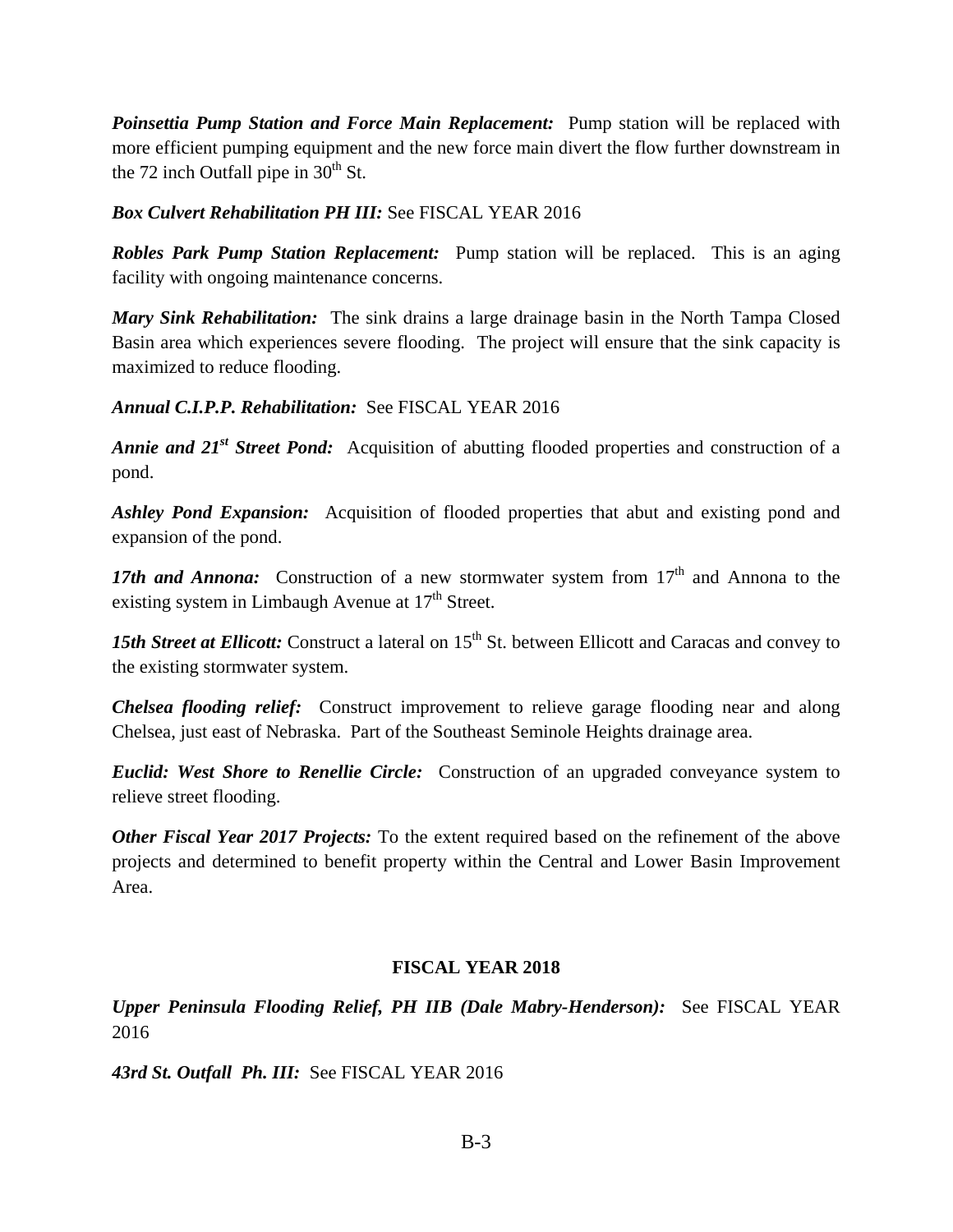***Poinsettia Pump Station and Force Main Replacement:*** Pump station will be replaced with more efficient pumping equipment and the new force main divert the flow further downstream in the 72 inch Outfall pipe in 30th St.

***Box Culvert Rehabilitation PH III:*** See FISCAL YEAR 2016

***Robles Park Pump Station Replacement:*** Pump station will be replaced. This is an aging facility with ongoing maintenance concerns.

***Mary Sink Rehabilitation:*** The sink drains a large drainage basin in the North Tampa Closed Basin area which experiences severe flooding. The project will ensure that the sink capacity is maximized to reduce flooding.

***Annual C.I.P.P. Rehabilitation:*** See FISCAL YEAR 2016

***Annie and 21st Street Pond:*** Acquisition of abutting flooded properties and construction of a pond.

***Ashley Pond Expansion:*** Acquisition of flooded properties that abut and existing pond and expansion of the pond.

***17th and Annona:*** Construction of a new stormwater system from 17th and Annona to the existing system in Limbaugh Avenue at 17th Street.

***15th Street at Ellicott:*** Construct a lateral on 15th St. between Ellicott and Caracas and convey to the existing stormwater system.

***Chelsea flooding relief:*** Construct improvement to relieve garage flooding near and along Chelsea, just east of Nebraska. Part of the Southeast Seminole Heights drainage area.

***Euclid: West Shore to Renellie Circle:*** Construction of an upgraded conveyance system to relieve street flooding.

***Other Fiscal Year 2017 Projects:*** To the extent required based on the refinement of the above projects and determined to benefit property within the Central and Lower Basin Improvement Area.

## FISCAL YEAR 2018

***Upper Peninsula Flooding Relief, PH IIB (Dale Mabry-Henderson):*** See FISCAL YEAR 2016

***43rd St. Outfall Ph. III:*** See FISCAL YEAR 2016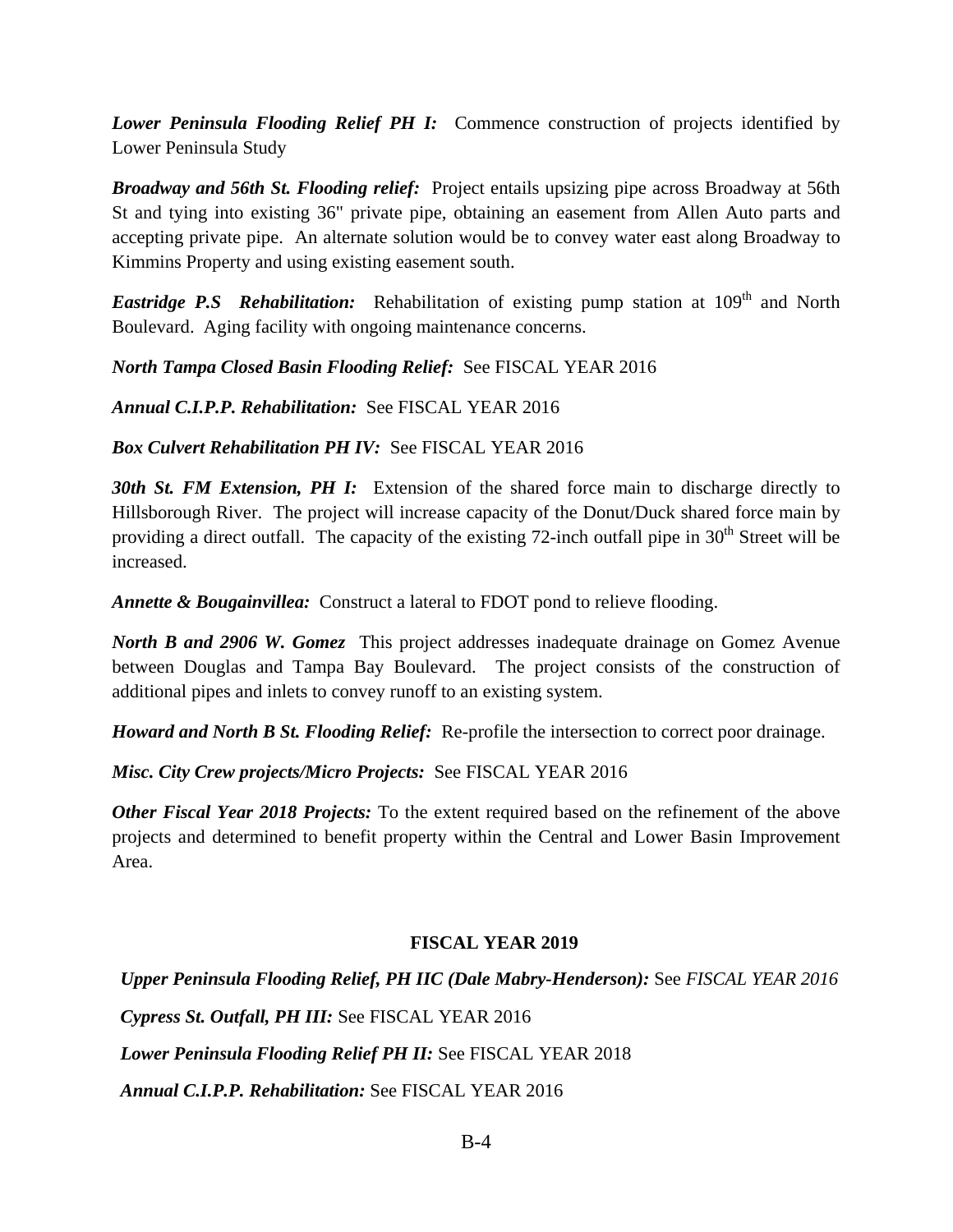***Lower Peninsula Flooding Relief PH I:*** Commence construction of projects identified by Lower Peninsula Study

***Broadway and 56th St. Flooding relief:*** Project entails upsizing pipe across Broadway at 56th St and tying into existing 36" private pipe, obtaining an easement from Allen Auto parts and accepting private pipe. An alternate solution would be to convey water east along Broadway to Kimmins Property and using existing easement south.

***Eastridge P.S Rehabilitation:*** Rehabilitation of existing pump station at 109th and North Boulevard. Aging facility with ongoing maintenance concerns.

***North Tampa Closed Basin Flooding Relief:*** See FISCAL YEAR 2016

***Annual C.I.P.P. Rehabilitation:*** See FISCAL YEAR 2016

***Box Culvert Rehabilitation PH IV:*** See FISCAL YEAR 2016

***30th St. FM Extension, PH I:*** Extension of the shared force main to discharge directly to Hillsborough River. The project will increase capacity of the Donut/Duck shared force main by providing a direct outfall. The capacity of the existing 72-inch outfall pipe in 30th Street will be increased.

***Annette & Bougainvillea:*** Construct a lateral to FDOT pond to relieve flooding.

***North B and 2906 W. Gomez*** This project addresses inadequate drainage on Gomez Avenue between Douglas and Tampa Bay Boulevard. The project consists of the construction of additional pipes and inlets to convey runoff to an existing system.

***Howard and North B St. Flooding Relief:*** Re-profile the intersection to correct poor drainage.

***Misc. City Crew projects/Micro Projects:*** See FISCAL YEAR 2016

***Other Fiscal Year 2018 Projects:*** To the extent required based on the refinement of the above projects and determined to benefit property within the Central and Lower Basin Improvement Area.

## FISCAL YEAR 2019

***Upper Peninsula Flooding Relief, PH IIC (Dale Mabry-Henderson):*** See *FISCAL YEAR 2016*

***Cypress St. Outfall, PH III:*** See FISCAL YEAR 2016

***Lower Peninsula Flooding Relief PH II:*** See FISCAL YEAR 2018

***Annual C.I.P.P. Rehabilitation:*** See FISCAL YEAR 2016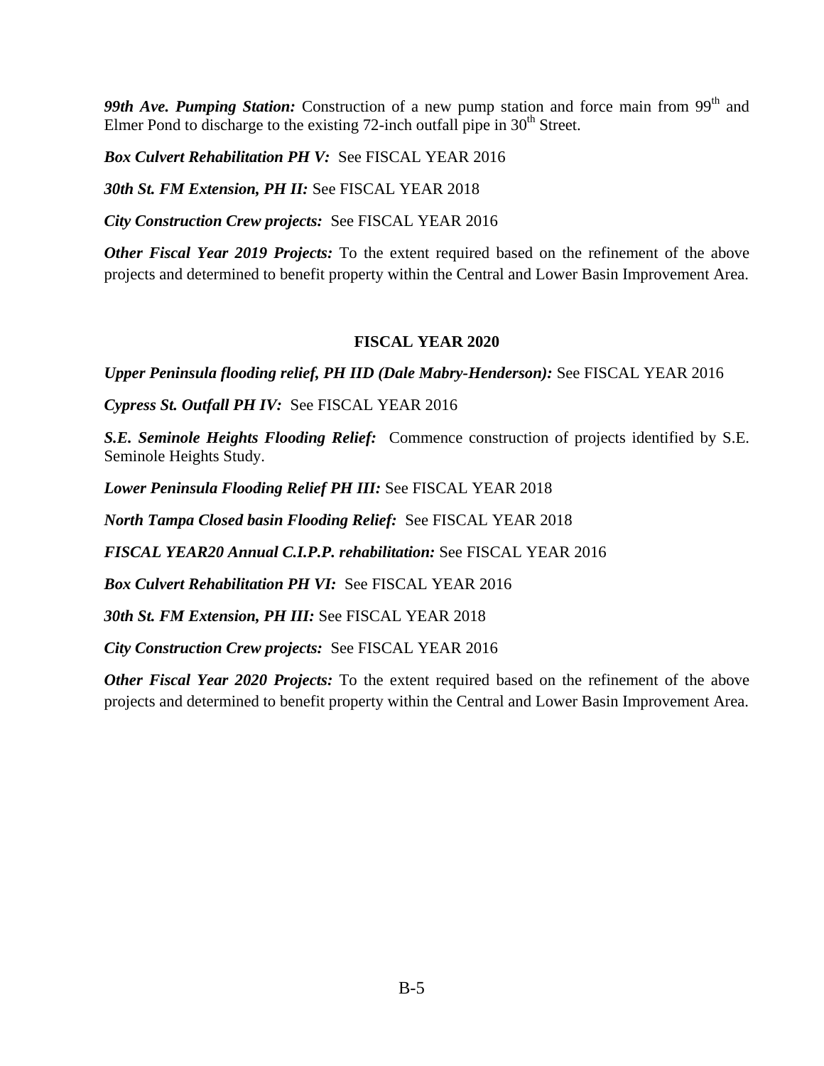***99th Ave. Pumping Station:*** Construction of a new pump station and force main from 99th and Elmer Pond to discharge to the existing 72-inch outfall pipe in 30th Street.

***Box Culvert Rehabilitation PH V:*** See FISCAL YEAR 2016

***30th St. FM Extension, PH II:*** See FISCAL YEAR 2018

***City Construction Crew projects:*** See FISCAL YEAR 2016

***Other Fiscal Year 2019 Projects:*** To the extent required based on the refinement of the above projects and determined to benefit property within the Central and Lower Basin Improvement Area.

**FISCAL YEAR 2020**

***Upper Peninsula flooding relief, PH IID (Dale Mabry-Henderson):*** See FISCAL YEAR 2016

***Cypress St. Outfall PH IV:*** See FISCAL YEAR 2016

***S.E. Seminole Heights Flooding Relief:*** Commence construction of projects identified by S.E. Seminole Heights Study.

***Lower Peninsula Flooding Relief PH III:*** See FISCAL YEAR 2018

***North Tampa Closed basin Flooding Relief:*** See FISCAL YEAR 2018

***FISCAL YEAR20 Annual C.I.P.P. rehabilitation:*** See FISCAL YEAR 2016

***Box Culvert Rehabilitation PH VI:*** See FISCAL YEAR 2016

***30th St. FM Extension, PH III:*** See FISCAL YEAR 2018

***City Construction Crew projects:*** See FISCAL YEAR 2016

***Other Fiscal Year 2020 Projects:*** To the extent required based on the refinement of the above projects and determined to benefit property within the Central and Lower Basin Improvement Area.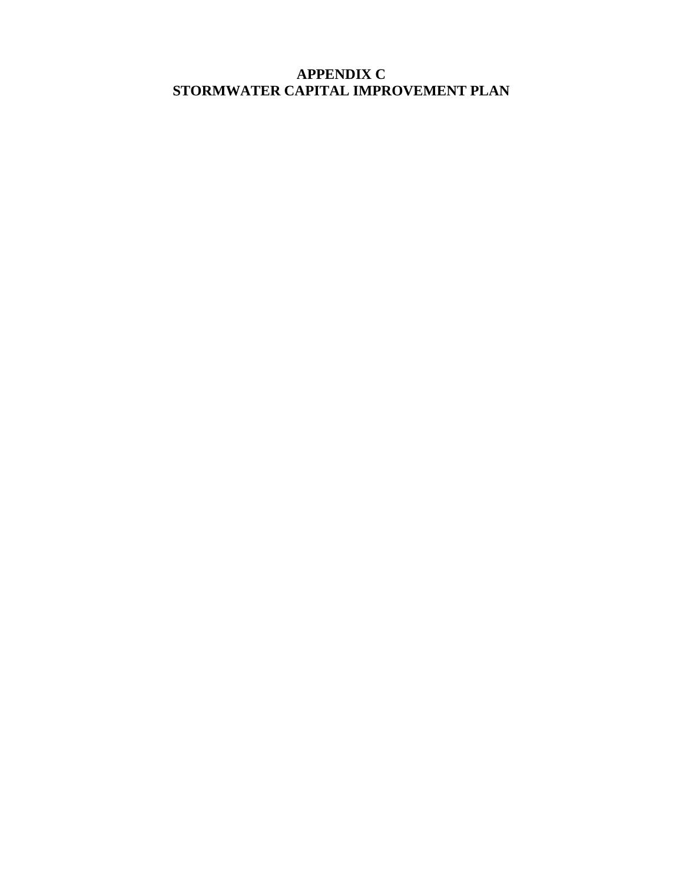# APPENDIX C
# STORMWATER CAPITAL IMPROVEMENT PLAN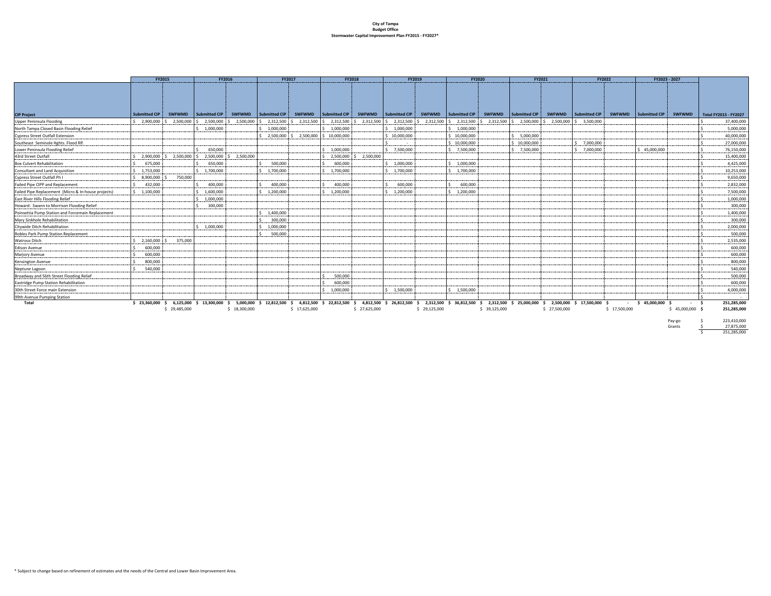**City of Tampa**
**Budget Office**
**Stormwater Capital Improvement Plan FY2015 - FY2027***

| CIP Project | FY2015 Submitted CIP | FY2015 SWFWMD | FY2016 Submitted CIP | FY2016 SWFWMD | FY2017 Submitted CIP | FY2017 SWFWMD | FY2018 Submitted CIP | FY2018 SWFWMD | FY2019 Submitted CIP | FY2019 SWFWMD | FY2020 Submitted CIP | FY2020 SWFWMD | FY2021 Submitted CIP | FY2021 SWFWMD | FY2022 Submitted CIP | FY2022 SWFWMD | FY2023 - 2027 Submitted CIP | FY2023 - 2027 SWFWMD | Total FY2015 - FY2027 |
|---|---|---|---|---|---|---|---|---|---|---|---|---|---|---|---|---|---|---|---|
| Upper Peninsula Flooding | $ 2,900,000 | $ 2,500,000 | $ 2,500,000 | $ 2,500,000 | $ 2,312,500 | $ 2,312,500 | $ 2,312,500 | $ 2,312,500 | $ 2,312,500 | $ 2,312,500 | $ 2,312,500 | $ 2,312,500 | $ 2,500,000 | $ 2,500,000 | $ 3,500,000 | | | | $ 37,400,000 |
| North Tampa Closed Basin Flooding Relief | | | $ 1,000,000 | | $ 1,000,000 | | $ 1,000,000 | | $ 1,000,000 | | $ 1,000,000 | | | | | | | | $ 5,000,000 |
| Cypress Street Outfall Extension | | | | | $ 2,500,000 | $ 2,500,000 | $ 10,000,000 | | $ 10,000,000 | | $ 10,000,000 | | $ 5,000,000 | | | | | | $ 40,000,000 |
| Southeast Seminole Hghts. Flood Rlf. | | | | | | | | | $ - | | $ 10,000,000 | | $ 10,000,000 | | $ 7,000,000 | | | | $ 27,000,000 |
| Lower Peninsula Flooding Relief | | | $ 650,000 | | | | $ 1,000,000 | | $ 7,500,000 | | $ 7,500,000 | | $ 7,500,000 | | $ 7,000,000 | | $ 45,000,000 | | $ 76,150,000 |
| 43rd Street Outfall | $ 2,900,000 | $ 2,500,000 | $ 2,500,000 | $ 2,500,000 | | | $ 2,500,000 | $ 2,500,000 | | | | | | | | | | | $ 15,400,000 |
| Box Culvert Rehabilitation | $ 675,000 | | $ 650,000 | | $ 500,000 | | $ 600,000 | | $ 1,000,000 | | $ 1,000,000 | | | | | | | | $ 4,425,000 |
| Consultant and Land Acquisition | $ 1,753,000 | | $ 1,700,000 | | $ 1,700,000 | | $ 1,700,000 | | $ 1,700,000 | | $ 1,700,000 | | | | | | | | $ 10,253,000 |
| Cypress Street Outfall Ph I | $ 8,900,000 | $ 750,000 | | | | | | | | | | | | | | | | | $ 9,650,000 |
| Failed Pipe CIPP and Replacement | $ 432,000 | | $ 400,000 | | $ 400,000 | | $ 400,000 | | $ 600,000 | | $ 600,000 | | | | | | | | $ 2,832,000 |
| Failed Pipe Replacement (Micro & In-house projects) | $ 1,100,000 | | $ 1,600,000 | | $ 1,200,000 | | $ 1,200,000 | | $ 1,200,000 | | $ 1,200,000 | | | | | | | | $ 7,500,000 |
| East River Hills Flooding Relief | | | $ 1,000,000 | | | | | | | | | | | | | | | | $ 1,000,000 |
| Howard: Swann to Morrison Flooding Relief | | | $ 300,000 | | | | | | | | | | | | | | | | $ 300,000 |
| Poinsettia Pump Station and Forcemain Replacement | | | | | $ 1,400,000 | | | | | | | | | | | | | | $ 1,400,000 |
| Mary Sinkhole Rehabilitation | | | | | $ 300,000 | | | | | | | | | | | | | | $ 300,000 |
| Citywide Ditch Rehabilitation | | | $ 1,000,000 | | $ 1,000,000 | | | | | | | | | | | | | | $ 2,000,000 |
| Robles Park Pump Station Replacement | | | | | $ 500,000 | | | | | | | | | | | | | | $ 500,000 |
| Watrous Ditch | $ 2,160,000 | $ 375,000 | | | | | | | | | | | | | | | | | $ 2,535,000 |
| Edison Avenue | $ 600,000 | | | | | | | | | | | | | | | | | | $ 600,000 |
| Marjory Avenue | $ 600,000 | | | | | | | | | | | | | | | | | | $ 600,000 |
| Kensington Avenue | $ 800,000 | | | | | | | | | | | | | | | | | | $ 800,000 |
| Neptune Lagoon | $ 540,000 | | | | | | | | | | | | | | | | | | $ 540,000 |
| Broadway and 56th Street Flooding Relief | | | | | | | $ 500,000 | | | | | | | | | | | | $ 500,000 |
| Eastridge Pump Station Rehabilitation | | | | | | | $ 600,000 | | | | | | | | | | | | $ 600,000 |
| 30th Street Force main Extension | | | | | | | $ 1,000,000 | | $ 1,500,000 | | $ 1,500,000 | | | | | | | | $ 4,000,000 |
| 99th Avenue Pumping Station | | | | | | | | | | | | | | | | | | | $ - |
| **Total** | **$ 23,360,000** | **$ 6,125,000** | **$ 13,300,000** | **$ 5,000,000** | **$ 12,812,500** | **$ 4,812,500** | **$ 22,812,500** | **$ 4,812,500** | **$ 26,812,500** | **$ 2,312,500** | **$ 36,812,500** | **$ 2,312,500** | **$ 25,000,000** | **$ 2,500,000** | **$ 17,500,000** | **$ -** | **$ 45,000,000** | **$ -** | **$ 251,285,000** |
| | | $ 29,485,000 | | $ 18,300,000 | | $ 17,625,000 | | $ 27,625,000 | | $ 29,125,000 | | $ 39,125,000 | | $ 27,500,000 | | $ 17,500,000 | | $ 45,000,000 | **$ 251,285,000** |

| | |
|---|---|
| Pay-go | $ 223,410,000 |
| Grants | $ 27,875,000 |
| | $ 251,285,000 |

\* Subject to change based on refinement of estimates and the needs of the Central and Lower Basin Improvement Area.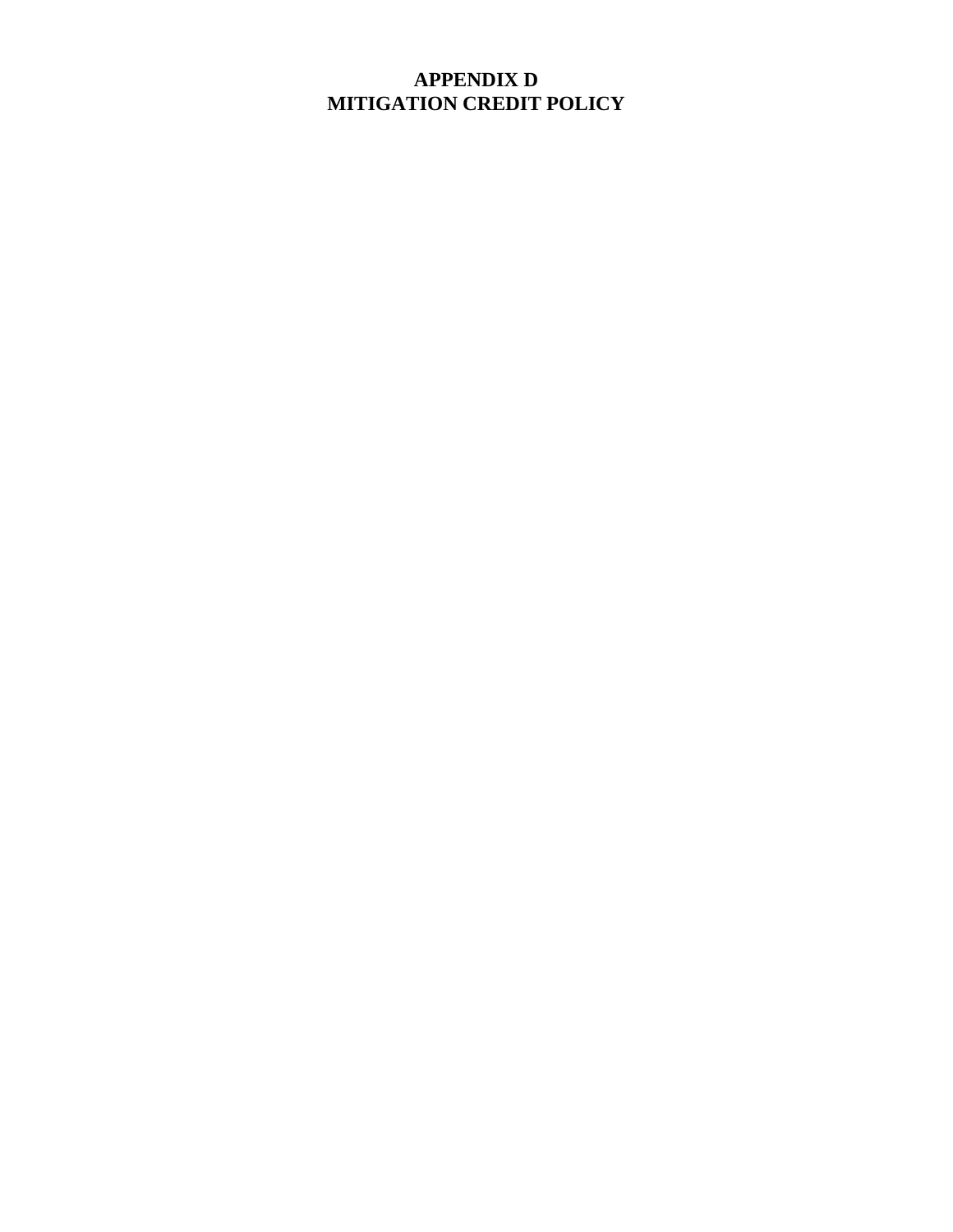# APPENDIX D
# MITIGATION CREDIT POLICY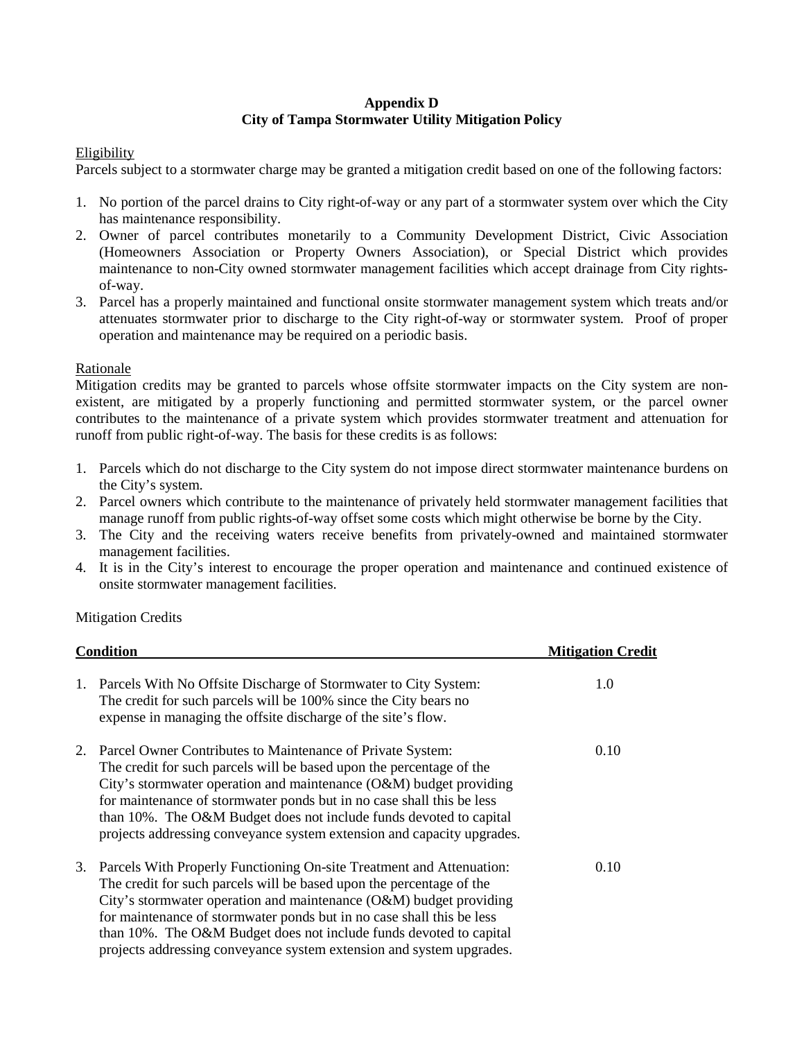# Appendix D
## City of Tampa Stormwater Utility Mitigation Policy

<u>Eligibility</u>

Parcels subject to a stormwater charge may be granted a mitigation credit based on one of the following factors:

1. No portion of the parcel drains to City right-of-way or any part of a stormwater system over which the City has maintenance responsibility.
2. Owner of parcel contributes monetarily to a Community Development District, Civic Association (Homeowners Association or Property Owners Association), or Special District which provides maintenance to non-City owned stormwater management facilities which accept drainage from City rights-of-way.
3. Parcel has a properly maintained and functional onsite stormwater management system which treats and/or attenuates stormwater prior to discharge to the City right-of-way or stormwater system. Proof of proper operation and maintenance may be required on a periodic basis.

<u>Rationale</u>

Mitigation credits may be granted to parcels whose offsite stormwater impacts on the City system are non-existent, are mitigated by a properly functioning and permitted stormwater system, or the parcel owner contributes to the maintenance of a private system which provides stormwater treatment and attenuation for runoff from public right-of-way. The basis for these credits is as follows:

1. Parcels which do not discharge to the City system do not impose direct stormwater maintenance burdens on the City's system.
2. Parcel owners which contribute to the maintenance of privately held stormwater management facilities that manage runoff from public rights-of-way offset some costs which might otherwise be borne by the City.
3. The City and the receiving waters receive benefits from privately-owned and maintained stormwater management facilities.
4. It is in the City's interest to encourage the proper operation and maintenance and continued existence of onsite stormwater management facilities.

Mitigation Credits

| Condition | Mitigation Credit |
|---|---|
| 1. Parcels With No Offsite Discharge of Stormwater to City System: The credit for such parcels will be 100% since the City bears no expense in managing the offsite discharge of the site's flow. | 1.0 |
| 2. Parcel Owner Contributes to Maintenance of Private System: The credit for such parcels will be based upon the percentage of the City's stormwater operation and maintenance (O&M) budget providing for maintenance of stormwater ponds but in no case shall this be less than 10%. The O&M Budget does not include funds devoted to capital projects addressing conveyance system extension and capacity upgrades. | 0.10 |
| 3. Parcels With Properly Functioning On-site Treatment and Attenuation: The credit for such parcels will be based upon the percentage of the City's stormwater operation and maintenance (O&M) budget providing for maintenance of stormwater ponds but in no case shall this be less than 10%. The O&M Budget does not include funds devoted to capital projects addressing conveyance system extension and system upgrades. | 0.10 |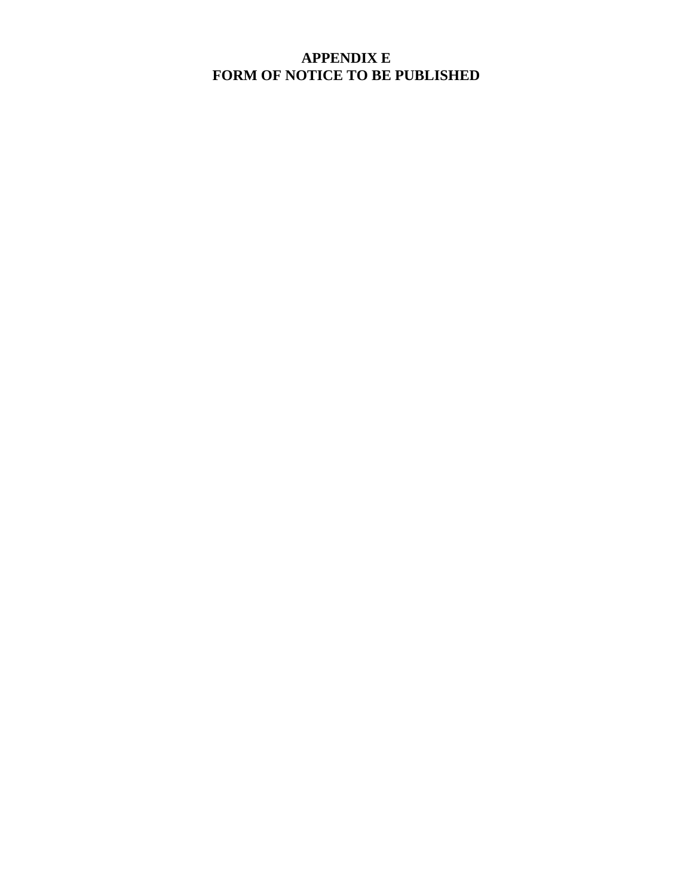# APPENDIX E
# FORM OF NOTICE TO BE PUBLISHED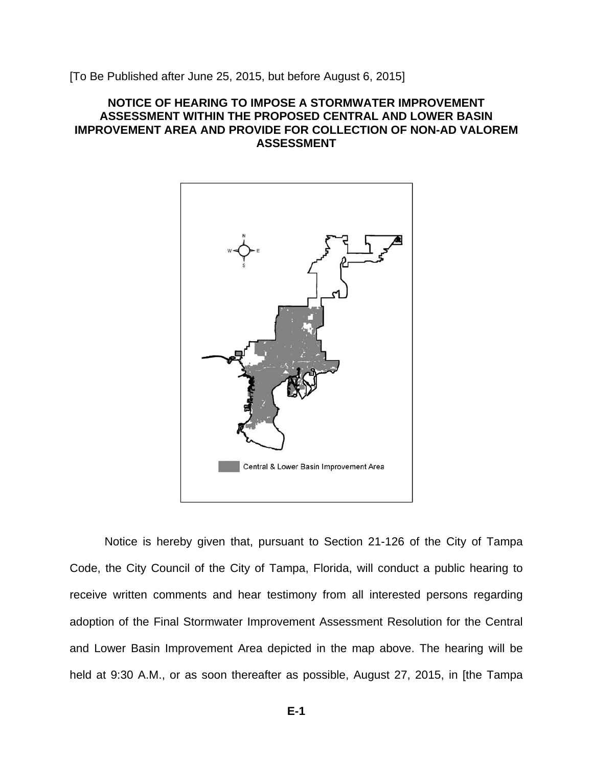[To Be Published after June 25, 2015, but before August 6, 2015]

**NOTICE OF HEARING TO IMPOSE A STORMWATER IMPROVEMENT ASSESSMENT WITHIN THE PROPOSED CENTRAL AND LOWER BASIN IMPROVEMENT AREA AND PROVIDE FOR COLLECTION OF NON-AD VALOREM ASSESSMENT**

Central & Lower Basin Improvement Area

Notice is hereby given that, pursuant to Section 21-126 of the City of Tampa Code, the City Council of the City of Tampa, Florida, will conduct a public hearing to receive written comments and hear testimony from all interested persons regarding adoption of the Final Stormwater Improvement Assessment Resolution for the Central and Lower Basin Improvement Area depicted in the map above. The hearing will be held at 9:30 A.M., or as soon thereafter as possible, August 27, 2015, in [the Tampa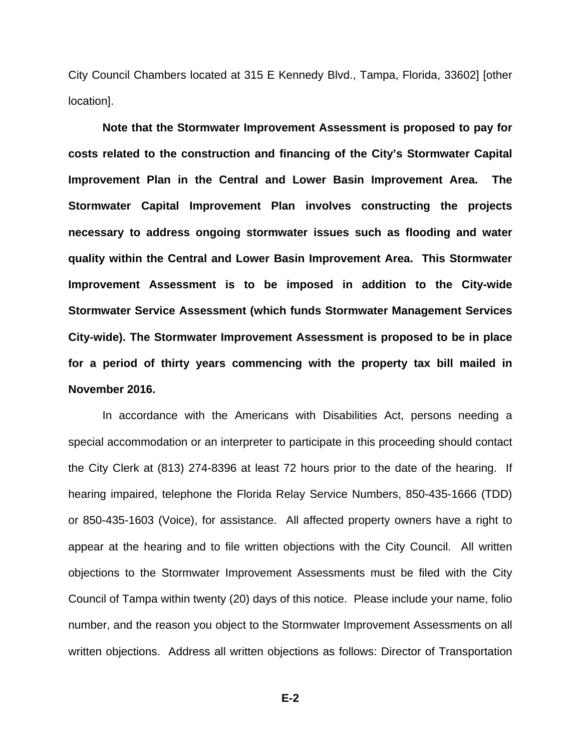City Council Chambers located at 315 E Kennedy Blvd., Tampa, Florida, 33602] [other location].

**Note that the Stormwater Improvement Assessment is proposed to pay for costs related to the construction and financing of the City's Stormwater Capital Improvement Plan in the Central and Lower Basin Improvement Area. The Stormwater Capital Improvement Plan involves constructing the projects necessary to address ongoing stormwater issues such as flooding and water quality within the Central and Lower Basin Improvement Area. This Stormwater Improvement Assessment is to be imposed in addition to the City-wide Stormwater Service Assessment (which funds Stormwater Management Services City-wide). The Stormwater Improvement Assessment is proposed to be in place for a period of thirty years commencing with the property tax bill mailed in November 2016.**

In accordance with the Americans with Disabilities Act, persons needing a special accommodation or an interpreter to participate in this proceeding should contact the City Clerk at (813) 274-8396 at least 72 hours prior to the date of the hearing. If hearing impaired, telephone the Florida Relay Service Numbers, 850-435-1666 (TDD) or 850-435-1603 (Voice), for assistance. All affected property owners have a right to appear at the hearing and to file written objections with the City Council. All written objections to the Stormwater Improvement Assessments must be filed with the City Council of Tampa within twenty (20) days of this notice. Please include your name, folio number, and the reason you object to the Stormwater Improvement Assessments on all written objections. Address all written objections as follows: Director of Transportation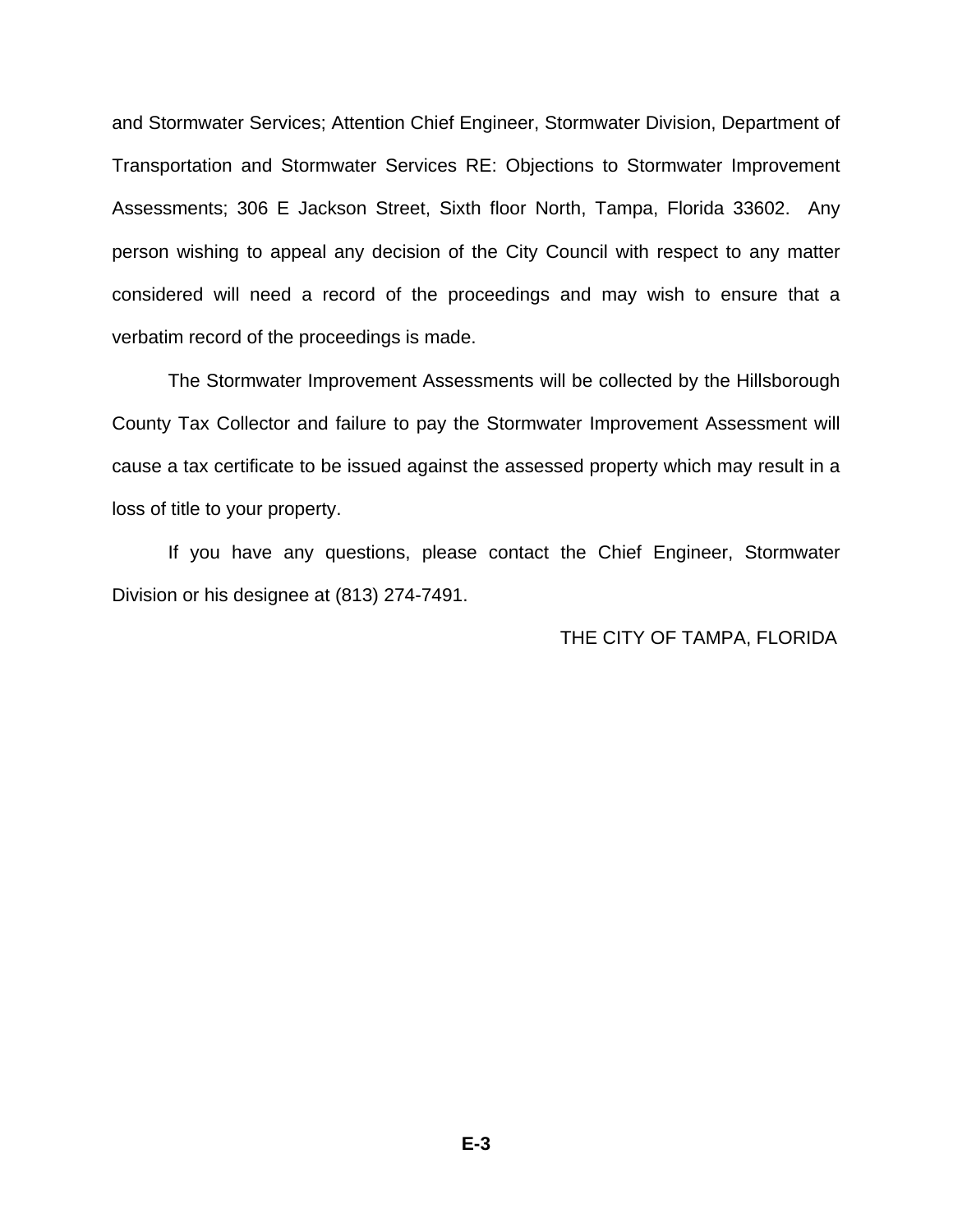and Stormwater Services; Attention Chief Engineer, Stormwater Division, Department of Transportation and Stormwater Services RE: Objections to Stormwater Improvement Assessments; 306 E Jackson Street, Sixth floor North, Tampa, Florida 33602. Any person wishing to appeal any decision of the City Council with respect to any matter considered will need a record of the proceedings and may wish to ensure that a verbatim record of the proceedings is made.

The Stormwater Improvement Assessments will be collected by the Hillsborough County Tax Collector and failure to pay the Stormwater Improvement Assessment will cause a tax certificate to be issued against the assessed property which may result in a loss of title to your property.

If you have any questions, please contact the Chief Engineer, Stormwater Division or his designee at (813) 274-7491.

THE CITY OF TAMPA, FLORIDA

**E-3**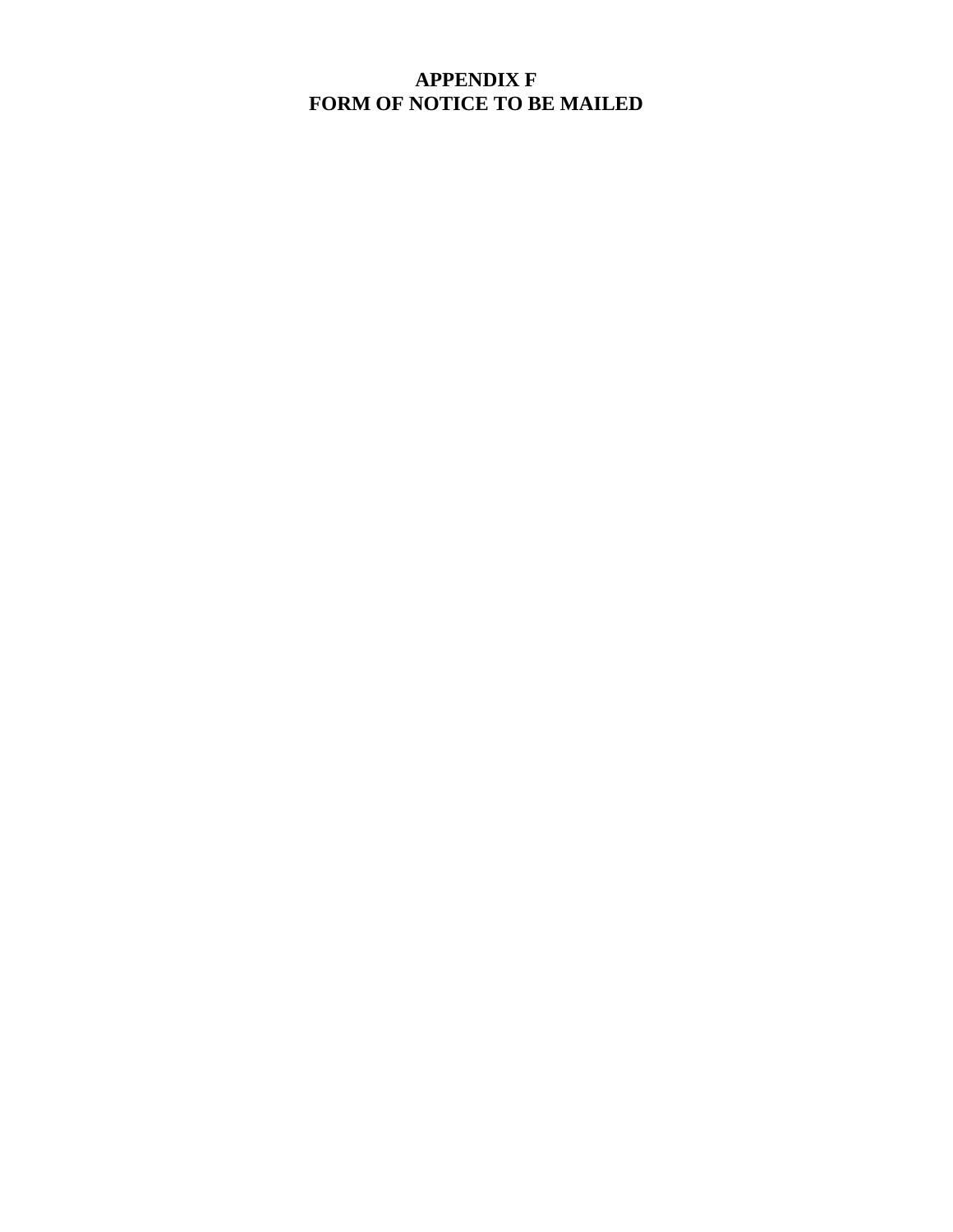# APPENDIX F
# FORM OF NOTICE TO BE MAILED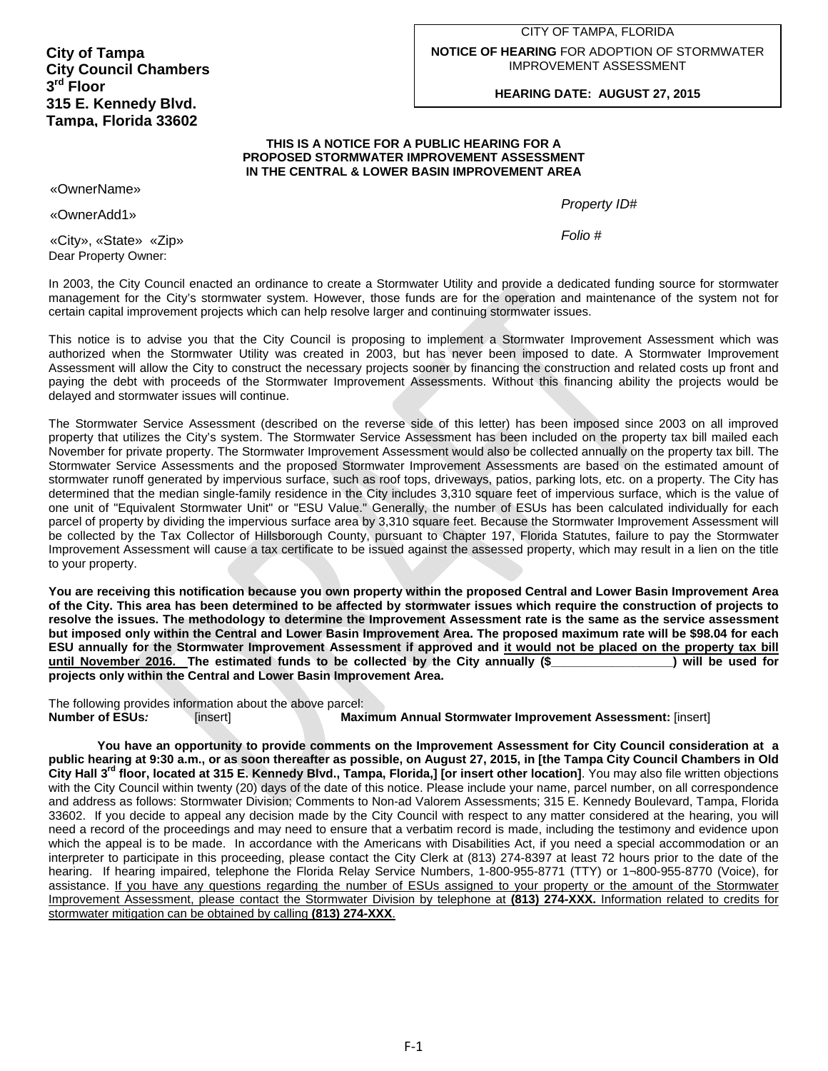**City of Tampa**
**City Council Chambers**
**3rd Floor**
**315 E. Kennedy Blvd.**
**Tampa, Florida 33602**

CITY OF TAMPA, FLORIDA

**NOTICE OF HEARING** FOR ADOPTION OF STORMWATER IMPROVEMENT ASSESSMENT

**HEARING DATE: AUGUST 27, 2015**

**THIS IS A NOTICE FOR A PUBLIC HEARING FOR A PROPOSED STORMWATER IMPROVEMENT ASSESSMENT IN THE CENTRAL & LOWER BASIN IMPROVEMENT AREA**

«OwnerName»

«OwnerAdd1»

«City», «State» «Zip»

*Property ID#*

*Folio #*

Dear Property Owner:

In 2003, the City Council enacted an ordinance to create a Stormwater Utility and provide a dedicated funding source for stormwater management for the City's stormwater system. However, those funds are for the operation and maintenance of the system not for certain capital improvement projects which can help resolve larger and continuing stormwater issues.

This notice is to advise you that the City Council is proposing to implement a Stormwater Improvement Assessment which was authorized when the Stormwater Utility was created in 2003, but has never been imposed to date. A Stormwater Improvement Assessment will allow the City to construct the necessary projects sooner by financing the construction and related costs up front and paying the debt with proceeds of the Stormwater Improvement Assessments. Without this financing ability the projects would be delayed and stormwater issues will continue.

The Stormwater Service Assessment (described on the reverse side of this letter) has been imposed since 2003 on all improved property that utilizes the City's system. The Stormwater Service Assessment has been included on the property tax bill mailed each November for private property. The Stormwater Improvement Assessment would also be collected annually on the property tax bill. The Stormwater Service Assessments and the proposed Stormwater Improvement Assessments are based on the estimated amount of stormwater runoff generated by impervious surface, such as roof tops, driveways, patios, parking lots, etc. on a property. The City has determined that the median single-family residence in the City includes 3,310 square feet of impervious surface, which is the value of one unit of "Equivalent Stormwater Unit" or "ESU Value." Generally, the number of ESUs has been calculated individually for each parcel of property by dividing the impervious surface area by 3,310 square feet. Because the Stormwater Improvement Assessment will be collected by the Tax Collector of Hillsborough County, pursuant to Chapter 197, Florida Statutes, failure to pay the Stormwater Improvement Assessment will cause a tax certificate to be issued against the assessed property, which may result in a lien on the title to your property.

**You are receiving this notification because you own property within the proposed Central and Lower Basin Improvement Area of the City. This area has been determined to be affected by stormwater issues which require the construction of projects to resolve the issues. The methodology to determine the Improvement Assessment rate is the same as the service assessment but imposed only within the Central and Lower Basin Improvement Area. The proposed maximum rate will be $98.04 for each ESU annually for the Stormwater Improvement Assessment if approved and <u>it would not be placed on the property tax bill until November 2016.</u> The estimated funds to be collected by the City annually ($__________________) will be used for projects only within the Central and Lower Basin Improvement Area.**

The following provides information about the above parcel:

**Number of ESUs*:*** [insert] **Maximum Annual Stormwater Improvement Assessment:** [insert]

**You have an opportunity to provide comments on the Improvement Assessment for City Council consideration at a public hearing at 9:30 a.m., or as soon thereafter as possible, on August 27, 2015, in [the Tampa City Council Chambers in Old City Hall 3rd floor, located at 315 E. Kennedy Blvd., Tampa, Florida,] [or insert other location]**. You may also file written objections with the City Council within twenty (20) days of the date of this notice. Please include your name, parcel number, on all correspondence and address as follows: Stormwater Division; Comments to Non-ad Valorem Assessments; 315 E. Kennedy Boulevard, Tampa, Florida 33602. If you decide to appeal any decision made by the City Council with respect to any matter considered at the hearing, you will need a record of the proceedings and may need to ensure that a verbatim record is made, including the testimony and evidence upon which the appeal is to be made. In accordance with the Americans with Disabilities Act, if you need a special accommodation or an interpreter to participate in this proceeding, please contact the City Clerk at (813) 274-8397 at least 72 hours prior to the date of the hearing. If hearing impaired, telephone the Florida Relay Service Numbers, 1-800-955-8771 (TTY) or 1¬800-955-8770 (Voice), for assistance. <u>If you have any questions regarding the number of ESUs assigned to your property or the amount of the Stormwater Improvement Assessment, please contact the Stormwater Division by telephone at **(813) 274-XXX.** Information related to credits for stormwater mitigation can be obtained by calling **(813) 274-XXX**.</u>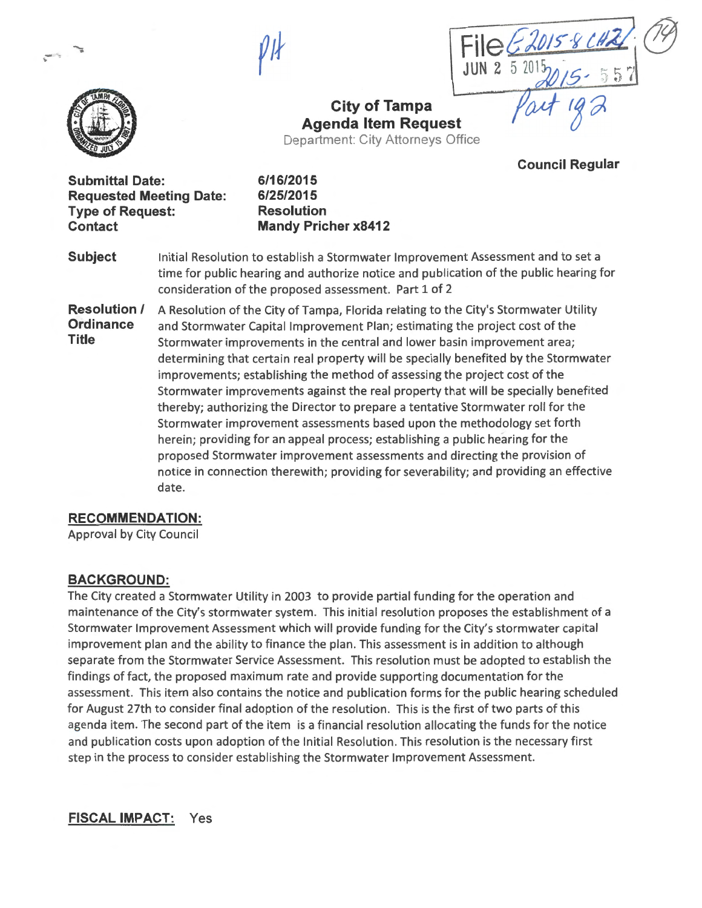# City of Tampa
## Agenda Item Request

Department: City Attorneys Office

File E2015-8 CH21 JUN 25 2015 2015-557 Part 1&2

**Council Regular**

| | |
|---|---|
| **Submittal Date:** | **6/16/2015** |
| **Requested Meeting Date:** | **6/25/2015** |
| **Type of Request:** | **Resolution** |
| **Contact** | **Mandy Pricher x8412** |

**Subject**

Initial Resolution to establish a Stormwater Improvement Assessment and to set a time for public hearing and authorize notice and publication of the public hearing for consideration of the proposed assessment. Part 1 of 2

**Resolution / Ordinance Title**

A Resolution of the City of Tampa, Florida relating to the City's Stormwater Utility and Stormwater Capital Improvement Plan; estimating the project cost of the Stormwater improvements in the central and lower basin improvement area; determining that certain real property will be specially benefited by the Stormwater improvements; establishing the method of assessing the project cost of the Stormwater improvements against the real property that will be specially benefited thereby; authorizing the Director to prepare a tentative Stormwater roll for the Stormwater improvement assessments based upon the methodology set forth herein; providing for an appeal process; establishing a public hearing for the proposed Stormwater improvement assessments and directing the provision of notice in connection therewith; providing for severability; and providing an effective date.

**RECOMMENDATION:**

Approval by City Council

**BACKGROUND:**

The City created a Stormwater Utility in 2003 to provide partial funding for the operation and maintenance of the City's stormwater system. This initial resolution proposes the establishment of a Stormwater Improvement Assessment which will provide funding for the City's stormwater capital improvement plan and the ability to finance the plan. This assessment is in addition to although separate from the Stormwater Service Assessment. This resolution must be adopted to establish the findings of fact, the proposed maximum rate and provide supporting documentation for the assessment. This item also contains the notice and publication forms for the public hearing scheduled for August 27th to consider final adoption of the resolution. This is the first of two parts of this agenda item. The second part of the item is a financial resolution allocating the funds for the notice and publication costs upon adoption of the Initial Resolution. This resolution is the necessary first step in the process to consider establishing the Stormwater Improvement Assessment.

**FISCAL IMPACT:** Yes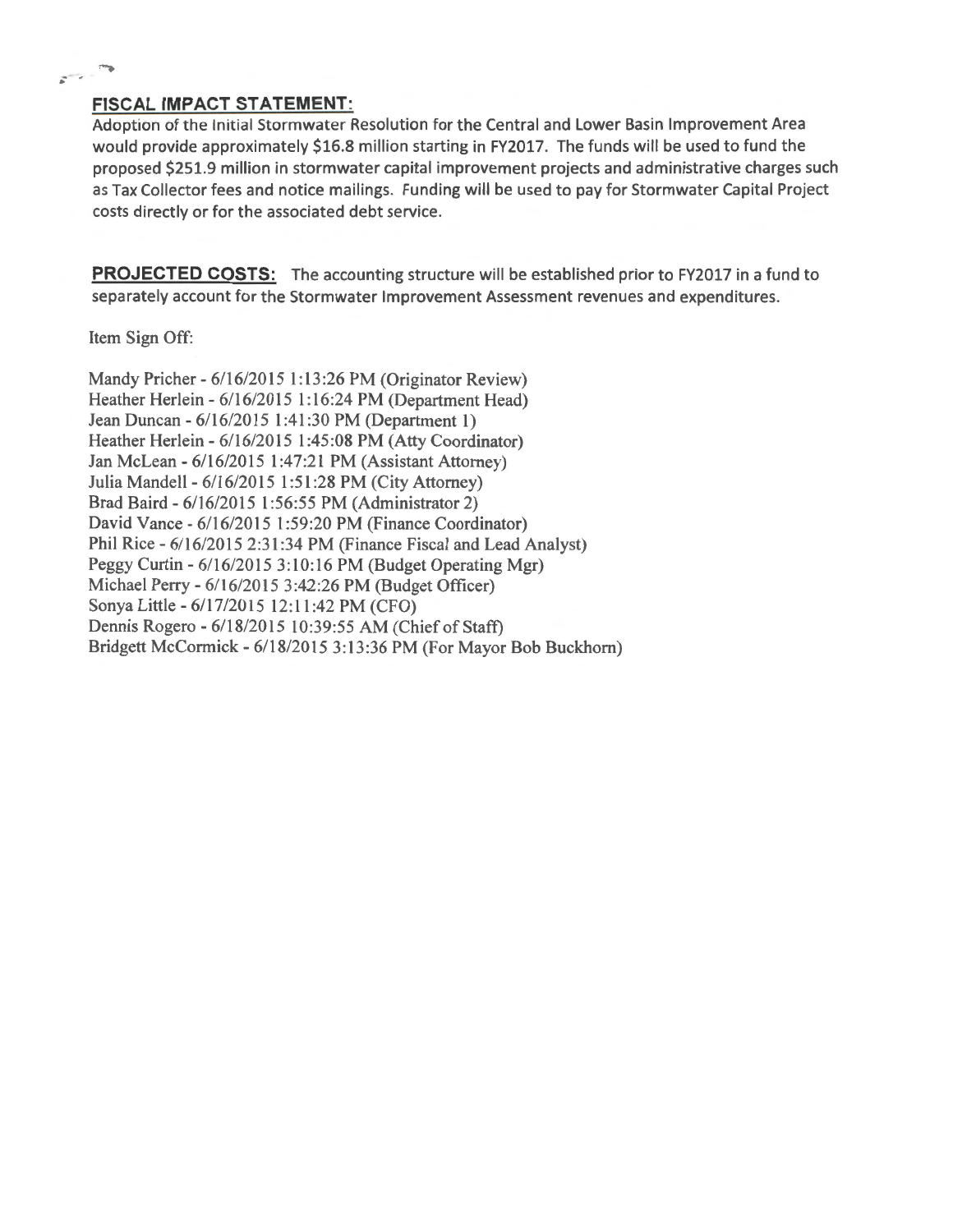## FISCAL IMPACT STATEMENT:

Adoption of the Initial Stormwater Resolution for the Central and Lower Basin Improvement Area would provide approximately $16.8 million starting in FY2017. The funds will be used to fund the proposed $251.9 million in stormwater capital improvement projects and administrative charges such as Tax Collector fees and notice mailings. Funding will be used to pay for Stormwater Capital Project costs directly or for the associated debt service.

**PROJECTED COSTS:** The accounting structure will be established prior to FY2017 in a fund to separately account for the Stormwater Improvement Assessment revenues and expenditures.

Item Sign Off:

Mandy Pricher - 6/16/2015 1:13:26 PM (Originator Review)
Heather Herlein - 6/16/2015 1:16:24 PM (Department Head)
Jean Duncan - 6/16/2015 1:41:30 PM (Department 1)
Heather Herlein - 6/16/2015 1:45:08 PM (Atty Coordinator)
Jan McLean - 6/16/2015 1:47:21 PM (Assistant Attorney)
Julia Mandell - 6/16/2015 1:51:28 PM (City Attorney)
Brad Baird - 6/16/2015 1:56:55 PM (Administrator 2)
David Vance - 6/16/2015 1:59:20 PM (Finance Coordinator)
Phil Rice - 6/16/2015 2:31:34 PM (Finance Fiscal and Lead Analyst)
Peggy Curtin - 6/16/2015 3:10:16 PM (Budget Operating Mgr)
Michael Perry - 6/16/2015 3:42:26 PM (Budget Officer)
Sonya Little - 6/17/2015 12:11:42 PM (CFO)
Dennis Rogero - 6/18/2015 10:39:55 AM (Chief of Staff)
Bridgett McCormick - 6/18/2015 3:13:36 PM (For Mayor Bob Buckhorn)